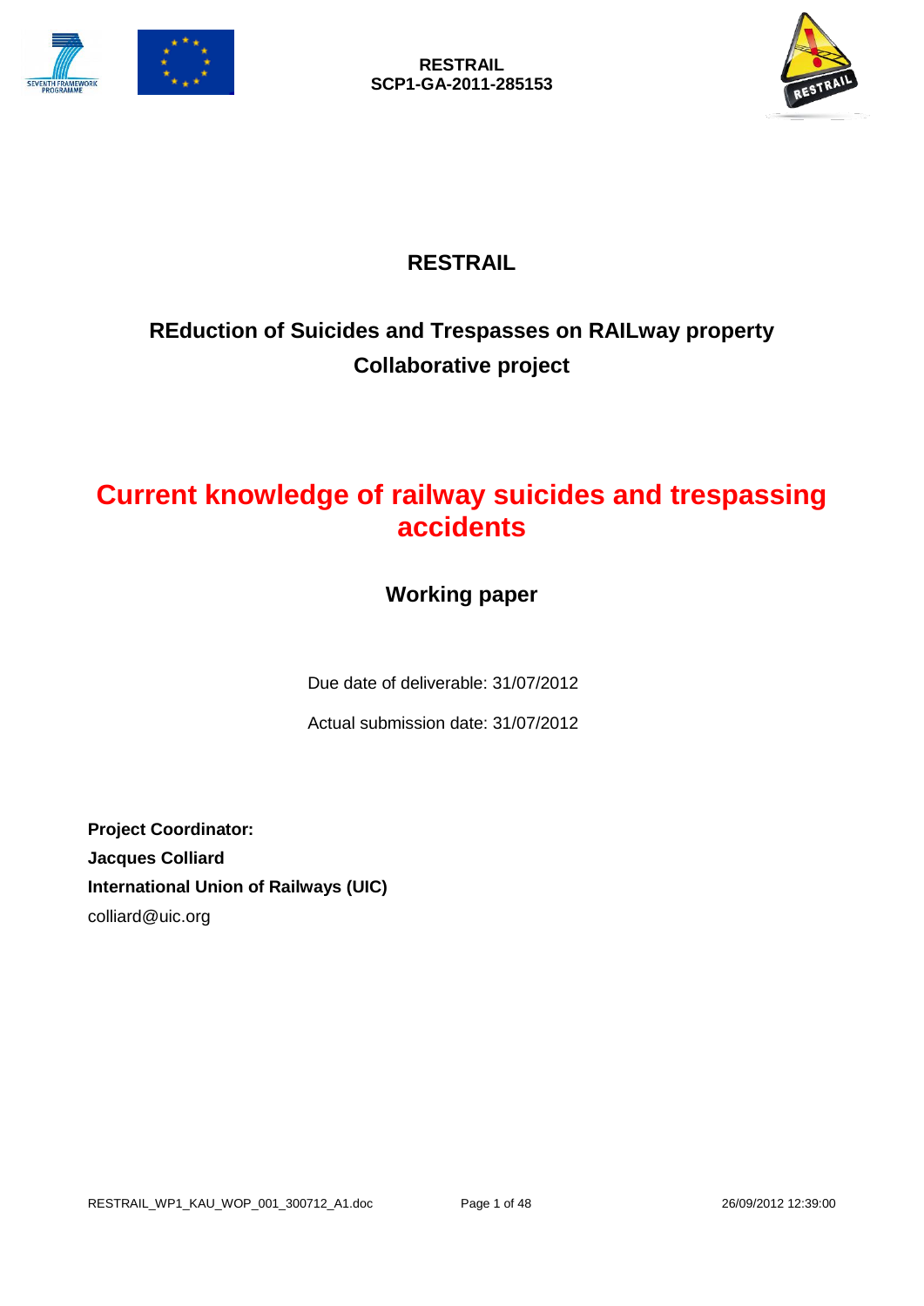RESTRAIL
SCP1-GA-2011-285153

# RESTRAIL

## REduction of Suicides and Trespasses on RAILway property
## Collaborative project

# Current knowledge of railway suicides and trespassing accidents

## Working paper

Due date of deliverable: 31/07/2012

Actual submission date: 31/07/2012

**Project Coordinator:**
**Jacques Colliard**
**International Union of Railways (UIC)**
colliard@uic.org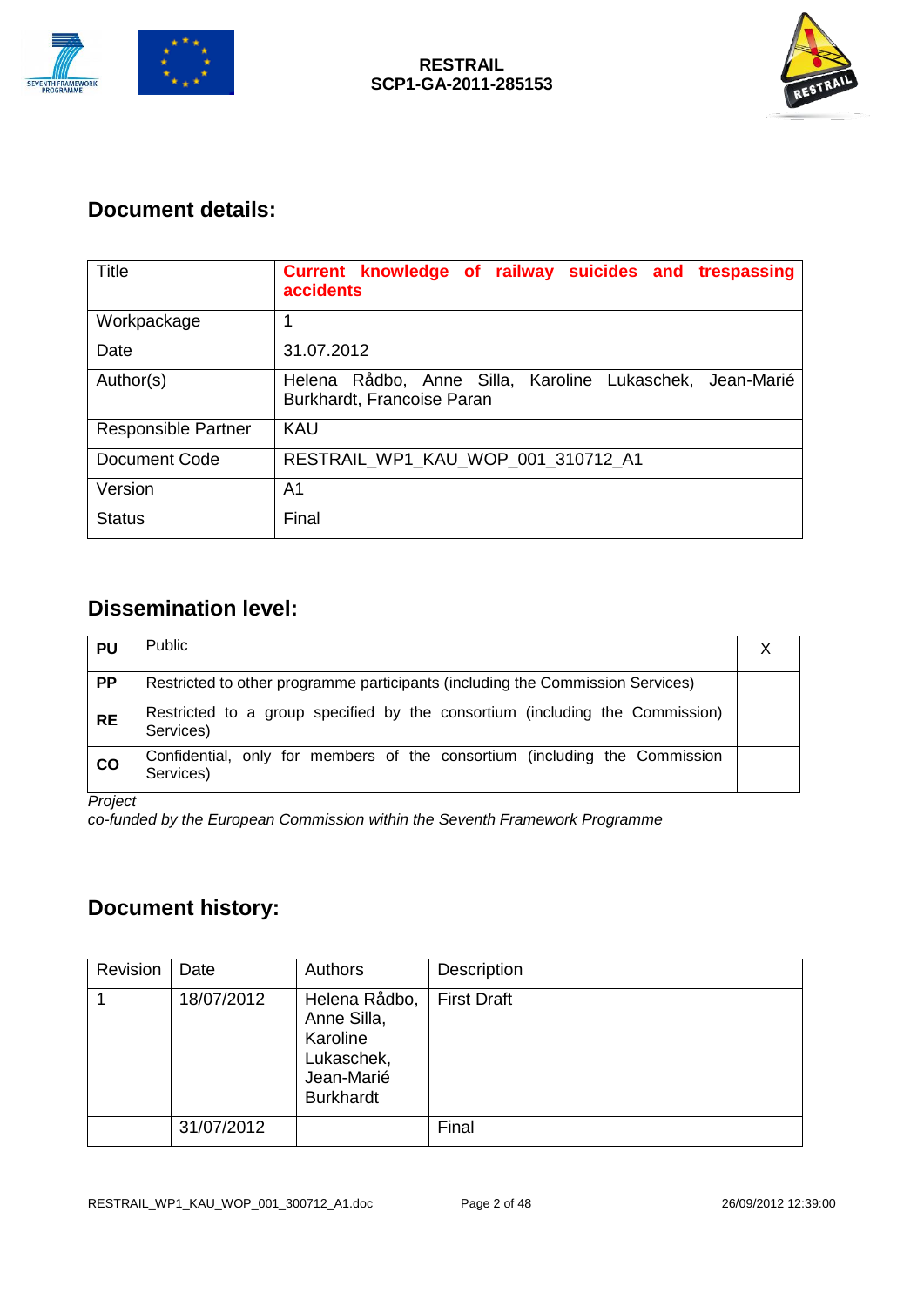## Document details:

| Title | **Current knowledge of railway suicides and trespassing accidents** |
|---|---|
| Workpackage | 1 |
| Date | 31.07.2012 |
| Author(s) | Helena Rådbo, Anne Silla, Karoline Lukaschek, Jean-Marié Burkhardt, Francoise Paran |
| Responsible Partner | KAU |
| Document Code | RESTRAIL_WP1_KAU_WOP_001_310712_A1 |
| Version | A1 |
| Status | Final |

## Dissemination level:

| | | |
|---|---|---|
| **PU** | Public | X |
| **PP** | Restricted to other programme participants (including the Commission Services) | |
| **RE** | Restricted to a group specified by the consortium (including the Commission) Services) | |
| **CO** | Confidential, only for members of the consortium (including the Commission Services) | |

*Project co-funded by the European Commission within the Seventh Framework Programme*

## Document history:

| Revision | Date | Authors | Description |
|---|---|---|---|
| 1 | 18/07/2012 | Helena Rådbo, Anne Silla, Karoline Lukaschek, Jean-Marié Burkhardt | First Draft |
| | 31/07/2012 | | Final |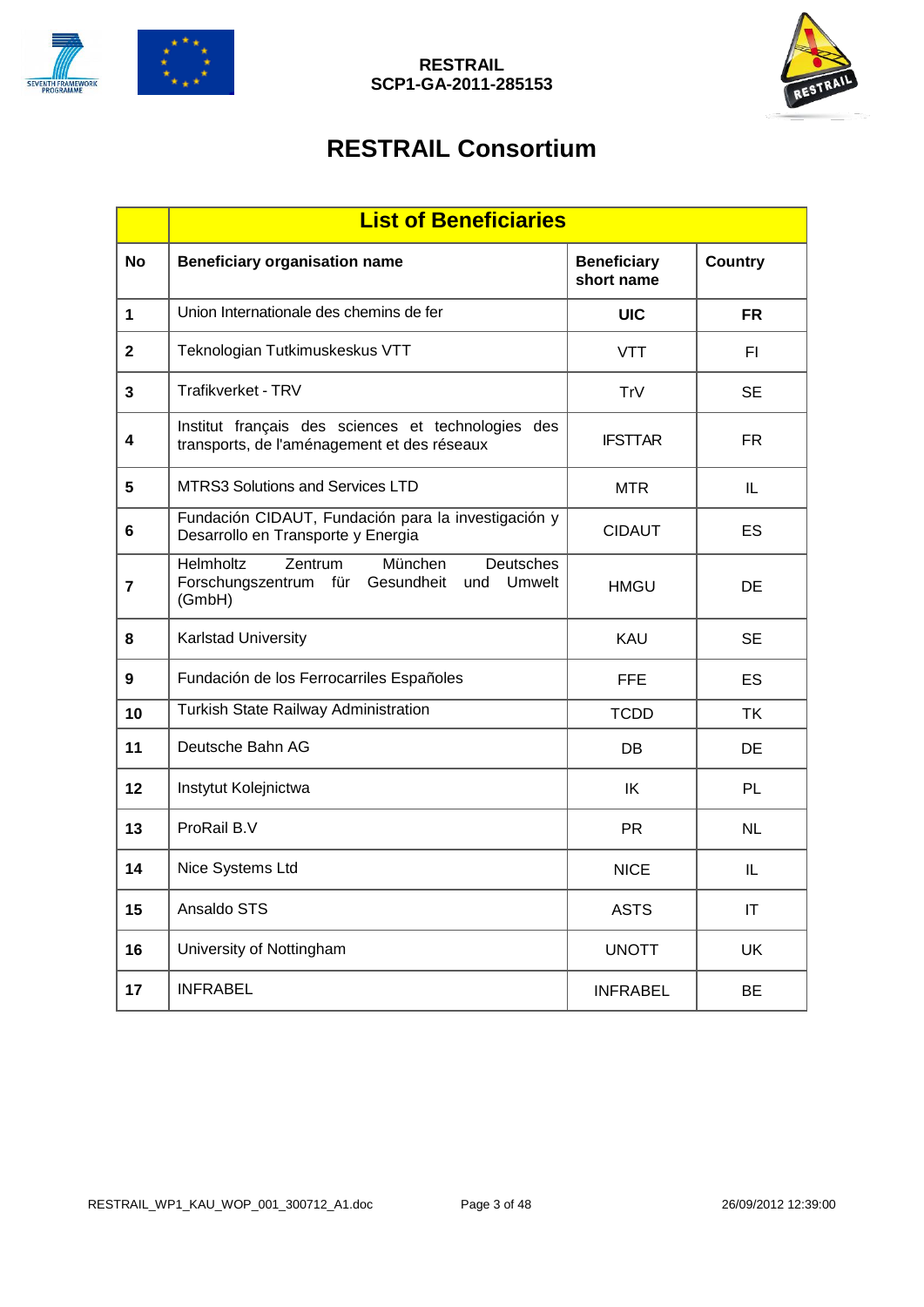# RESTRAIL Consortium

| | List of Beneficiaries | | |
|---|---|---|---|
| **No** | **Beneficiary organisation name** | **Beneficiary short name** | **Country** |
| **1** | Union Internationale des chemins de fer | **UIC** | **FR** |
| **2** | Teknologian Tutkimuskeskus VTT | VTT | FI |
| **3** | Trafikverket - TRV | TrV | SE |
| **4** | Institut français des sciences et technologies des transports, de l'aménagement et des réseaux | IFSTTAR | FR |
| **5** | MTRS3 Solutions and Services LTD | MTR | IL |
| **6** | Fundación CIDAUT, Fundación para la investigación y Desarrollo en Transporte y Energia | CIDAUT | ES |
| **7** | Helmholtz Zentrum München Deutsches Forschungszentrum für Gesundheit und Umwelt (GmbH) | HMGU | DE |
| **8** | Karlstad University | KAU | SE |
| **9** | Fundación de los Ferrocarriles Españoles | FFE | ES |
| **10** | Turkish State Railway Administration | TCDD | TK |
| **11** | Deutsche Bahn AG | DB | DE |
| **12** | Instytut Kolejnictwa | IK | PL |
| **13** | ProRail B.V | PR | NL |
| **14** | Nice Systems Ltd | NICE | IL |
| **15** | Ansaldo STS | ASTS | IT |
| **16** | University of Nottingham | UNOTT | UK |
| **17** | INFRABEL | INFRABEL | BE |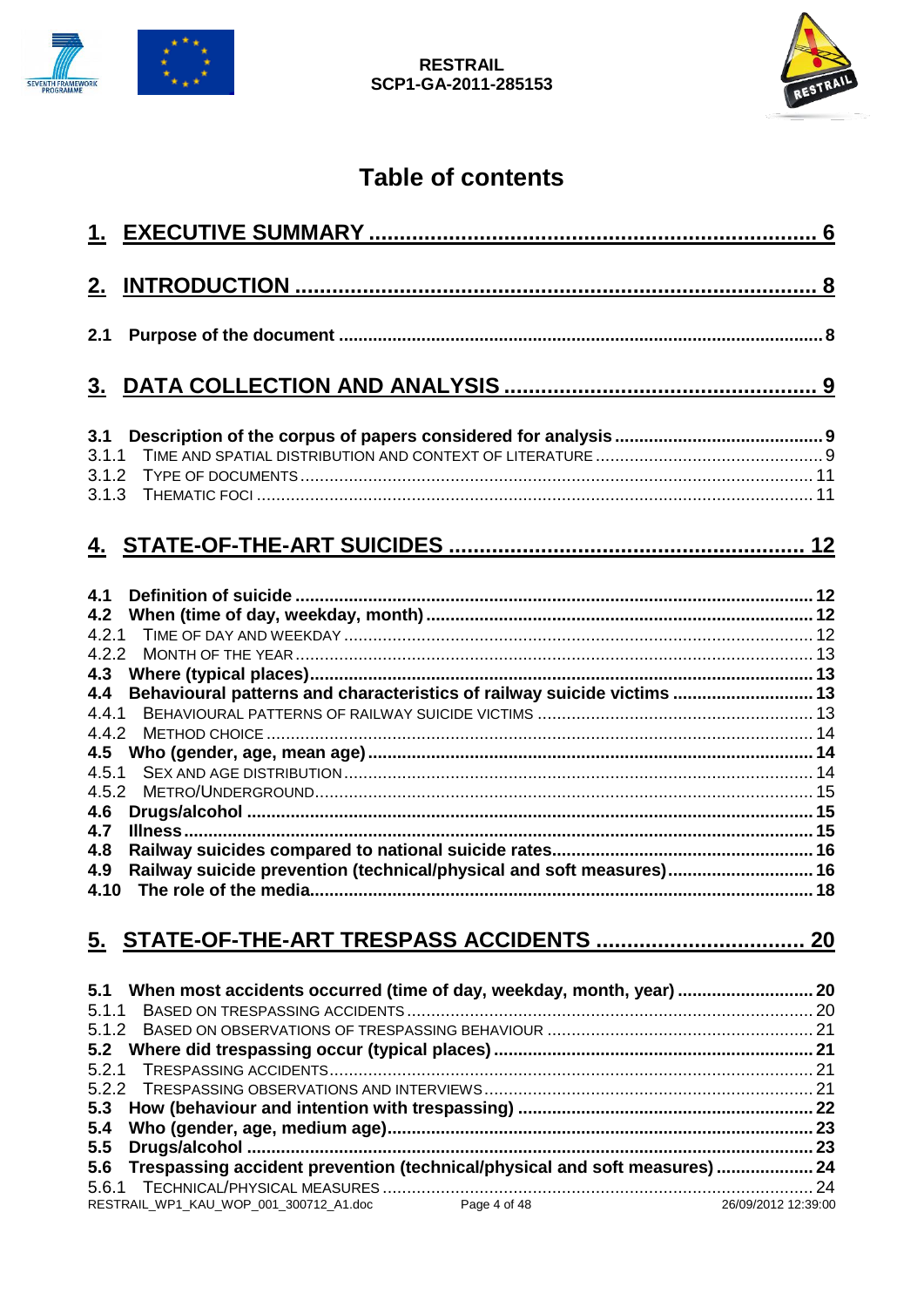# Table of contents

**1. EXECUTIVE SUMMARY ........................................................................ 6**

**2. INTRODUCTION ................................................................................... 8**

**2.1 Purpose of the document ................................................................................................. 8**

**3. DATA COLLECTION AND ANALYSIS .................................................... 9**

**3.1 Description of the corpus of papers considered for analysis .......................................... 9**

3.1.1 TIME AND SPATIAL DISTRIBUTION AND CONTEXT OF LITERATURE ............................................... 9

3.1.2 TYPE OF DOCUMENTS ........................................................................................................... 11

3.1.3 THEMATIC FOCI ..................................................................................................................... 11

**4. STATE-OF-THE-ART SUICIDES ........................................................... 12**

**4.1 Definition of suicide ......................................................................................................... 12**

**4.2 When (time of day, weekday, month) ............................................................................... 12**

4.2.1 TIME OF DAY AND WEEKDAY ................................................................................................. 12

4.2.2 MONTH OF THE YEAR ............................................................................................................ 13

**4.3 Where (typical places) ...................................................................................................... 13**

**4.4 Behavioural patterns and characteristics of railway suicide victims ............................ 13**

4.4.1 BEHAVIOURAL PATTERNS OF RAILWAY SUICIDE VICTIMS .......................................................... 13

4.4.2 METHOD CHOICE .................................................................................................................. 14

**4.5 Who (gender, age, mean age) .......................................................................................... 14**

4.5.1 SEX AND AGE DISTRIBUTION ................................................................................................. 14

4.5.2 METRO/UNDERGROUND ......................................................................................................... 15

**4.6 Drugs/alcohol .................................................................................................................... 15**

**4.7 Illness ................................................................................................................................. 15**

**4.8 Railway suicides compared to national suicide rates ..................................................... 16**

**4.9 Railway suicide prevention (technical/physical and soft measures) ............................. 16**

**4.10 The role of the media ....................................................................................................... 18**

**5. STATE-OF-THE-ART TRESPASS ACCIDENTS .................................. 20**

**5.1 When most accidents occurred (time of day, weekday, month, year) ............................ 20**

5.1.1 BASED ON TRESPASSING ACCIDENTS ..................................................................................... 20

5.1.2 BASED ON OBSERVATIONS OF TRESPASSING BEHAVIOUR ....................................................... 21

**5.2 Where did trespassing occur (typical places) ................................................................. 21**

5.2.1 TRESPASSING ACCIDENTS ..................................................................................................... 21

5.2.2 TRESPASSING OBSERVATIONS AND INTERVIEWS .................................................................... 21

**5.3 How (behaviour and intention with trespassing) ............................................................ 22**

**5.4 Who (gender, age, medium age) ...................................................................................... 23**

**5.5 Drugs/alcohol .................................................................................................................... 23**

**5.6 Trespassing accident prevention (technical/physical and soft measures) .................... 24**

5.6.1 TECHNICAL/PHYSICAL MEASURES ......................................................................................... 24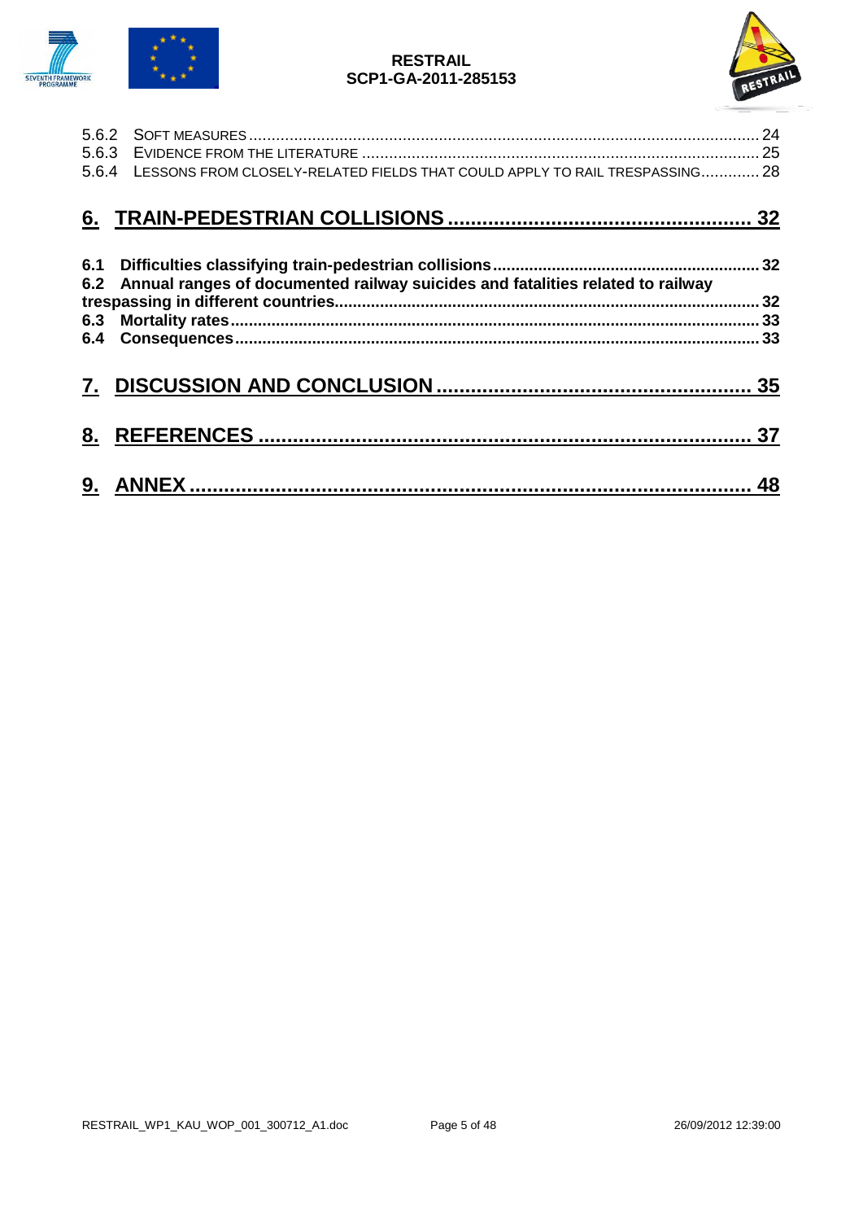5.6.2 SOFT MEASURES ............................................................................................................. 24
5.6.3 EVIDENCE FROM THE LITERATURE ..................................................................................... 25
5.6.4 LESSONS FROM CLOSELY-RELATED FIELDS THAT COULD APPLY TO RAIL TRESPASSING............. 28

**6. TRAIN-PEDESTRIAN COLLISIONS ................................................... 32**

**6.1 Difficulties classifying train-pedestrian collisions ......................................................... 32**
**6.2 Annual ranges of documented railway suicides and fatalities related to railway trespassing in different countries............................................................................................ 32**
**6.3 Mortality rates................................................................................................................. 33**
**6.4 Consequences................................................................................................................. 33**

**7. DISCUSSION AND CONCLUSION ...................................................... 35**

**8. REFERENCES .................................................................................... 37**

**9. ANNEX ................................................................................................ 48**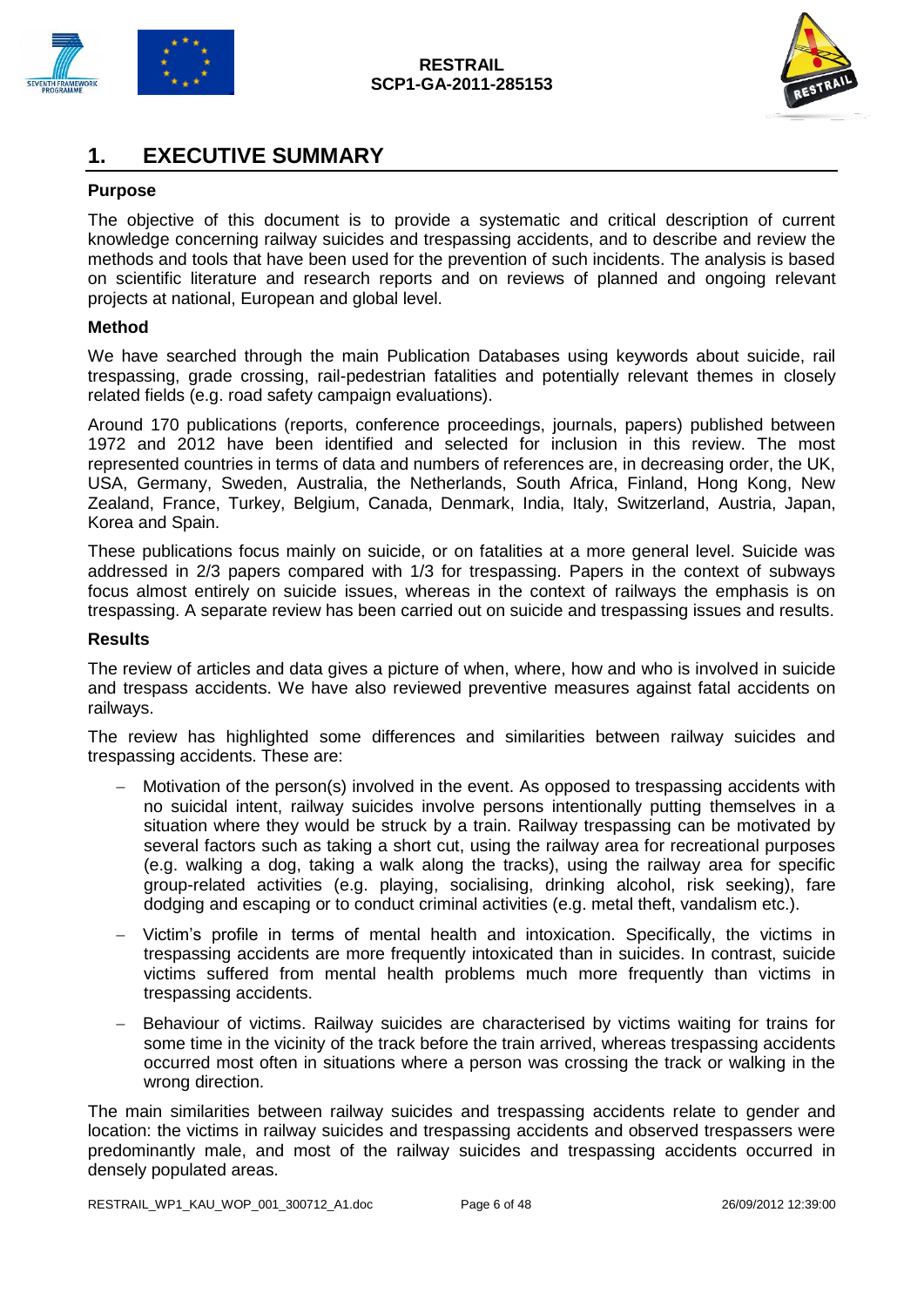# 1. EXECUTIVE SUMMARY

### Purpose

The objective of this document is to provide a systematic and critical description of current knowledge concerning railway suicides and trespassing accidents, and to describe and review the methods and tools that have been used for the prevention of such incidents. The analysis is based on scientific literature and research reports and on reviews of planned and ongoing relevant projects at national, European and global level.

### Method

We have searched through the main Publication Databases using keywords about suicide, rail trespassing, grade crossing, rail-pedestrian fatalities and potentially relevant themes in closely related fields (e.g. road safety campaign evaluations).

Around 170 publications (reports, conference proceedings, journals, papers) published between 1972 and 2012 have been identified and selected for inclusion in this review. The most represented countries in terms of data and numbers of references are, in decreasing order, the UK, USA, Germany, Sweden, Australia, the Netherlands, South Africa, Finland, Hong Kong, New Zealand, France, Turkey, Belgium, Canada, Denmark, India, Italy, Switzerland, Austria, Japan, Korea and Spain.

These publications focus mainly on suicide, or on fatalities at a more general level. Suicide was addressed in 2/3 papers compared with 1/3 for trespassing. Papers in the context of subways focus almost entirely on suicide issues, whereas in the context of railways the emphasis is on trespassing. A separate review has been carried out on suicide and trespassing issues and results.

### Results

The review of articles and data gives a picture of when, where, how and who is involved in suicide and trespass accidents. We have also reviewed preventive measures against fatal accidents on railways.

The review has highlighted some differences and similarities between railway suicides and trespassing accidents. These are:

- Motivation of the person(s) involved in the event. As opposed to trespassing accidents with no suicidal intent, railway suicides involve persons intentionally putting themselves in a situation where they would be struck by a train. Railway trespassing can be motivated by several factors such as taking a short cut, using the railway area for recreational purposes (e.g. walking a dog, taking a walk along the tracks), using the railway area for specific group-related activities (e.g. playing, socialising, drinking alcohol, risk seeking), fare dodging and escaping or to conduct criminal activities (e.g. metal theft, vandalism etc.).
- Victim's profile in terms of mental health and intoxication. Specifically, the victims in trespassing accidents are more frequently intoxicated than in suicides. In contrast, suicide victims suffered from mental health problems much more frequently than victims in trespassing accidents.
- Behaviour of victims. Railway suicides are characterised by victims waiting for trains for some time in the vicinity of the track before the train arrived, whereas trespassing accidents occurred most often in situations where a person was crossing the track or walking in the wrong direction.

The main similarities between railway suicides and trespassing accidents relate to gender and location: the victims in railway suicides and trespassing accidents and observed trespassers were predominantly male, and most of the railway suicides and trespassing accidents occurred in densely populated areas.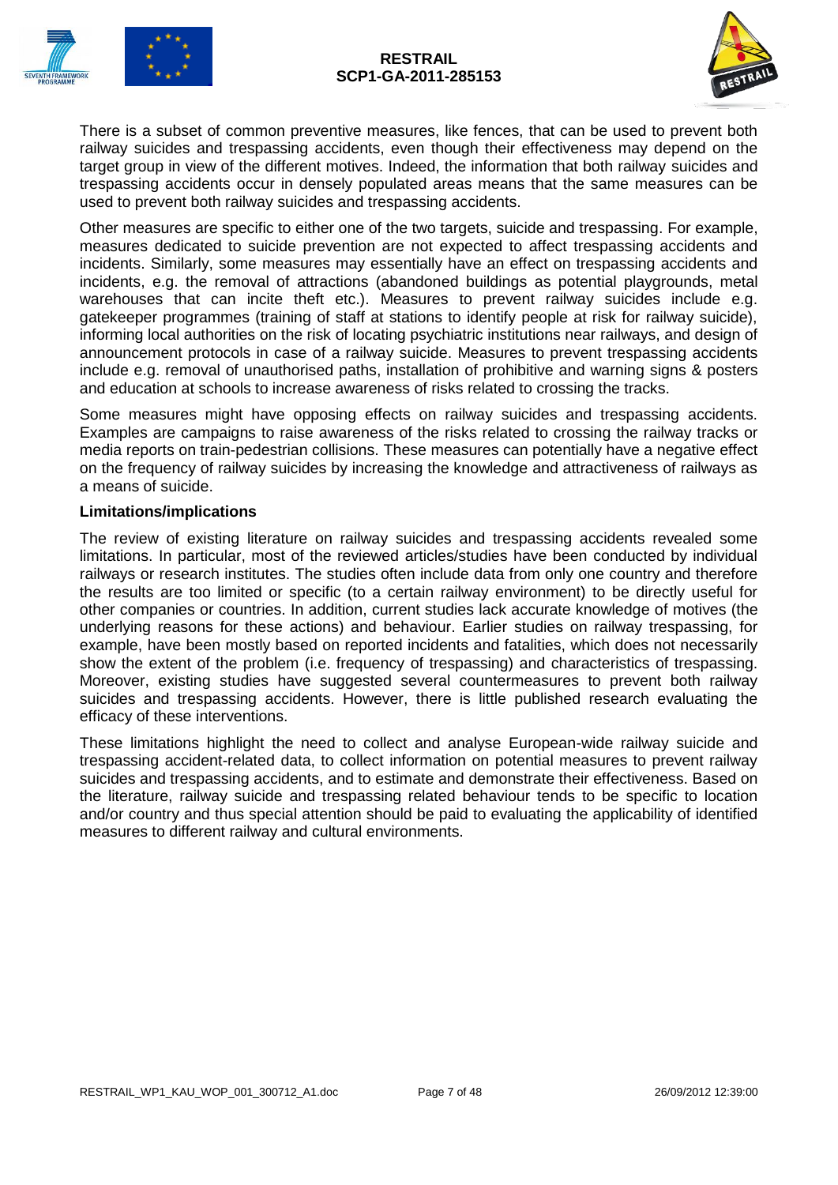There is a subset of common preventive measures, like fences, that can be used to prevent both railway suicides and trespassing accidents, even though their effectiveness may depend on the target group in view of the different motives. Indeed, the information that both railway suicides and trespassing accidents occur in densely populated areas means that the same measures can be used to prevent both railway suicides and trespassing accidents.

Other measures are specific to either one of the two targets, suicide and trespassing. For example, measures dedicated to suicide prevention are not expected to affect trespassing accidents and incidents. Similarly, some measures may essentially have an effect on trespassing accidents and incidents, e.g. the removal of attractions (abandoned buildings as potential playgrounds, metal warehouses that can incite theft etc.). Measures to prevent railway suicides include e.g. gatekeeper programmes (training of staff at stations to identify people at risk for railway suicide), informing local authorities on the risk of locating psychiatric institutions near railways, and design of announcement protocols in case of a railway suicide. Measures to prevent trespassing accidents include e.g. removal of unauthorised paths, installation of prohibitive and warning signs & posters and education at schools to increase awareness of risks related to crossing the tracks.

Some measures might have opposing effects on railway suicides and trespassing accidents. Examples are campaigns to raise awareness of the risks related to crossing the railway tracks or media reports on train-pedestrian collisions. These measures can potentially have a negative effect on the frequency of railway suicides by increasing the knowledge and attractiveness of railways as a means of suicide.

**Limitations/implications**

The review of existing literature on railway suicides and trespassing accidents revealed some limitations. In particular, most of the reviewed articles/studies have been conducted by individual railways or research institutes. The studies often include data from only one country and therefore the results are too limited or specific (to a certain railway environment) to be directly useful for other companies or countries. In addition, current studies lack accurate knowledge of motives (the underlying reasons for these actions) and behaviour. Earlier studies on railway trespassing, for example, have been mostly based on reported incidents and fatalities, which does not necessarily show the extent of the problem (i.e. frequency of trespassing) and characteristics of trespassing. Moreover, existing studies have suggested several countermeasures to prevent both railway suicides and trespassing accidents. However, there is little published research evaluating the efficacy of these interventions.

These limitations highlight the need to collect and analyse European-wide railway suicide and trespassing accident-related data, to collect information on potential measures to prevent railway suicides and trespassing accidents, and to estimate and demonstrate their effectiveness. Based on the literature, railway suicide and trespassing related behaviour tends to be specific to location and/or country and thus special attention should be paid to evaluating the applicability of identified measures to different railway and cultural environments.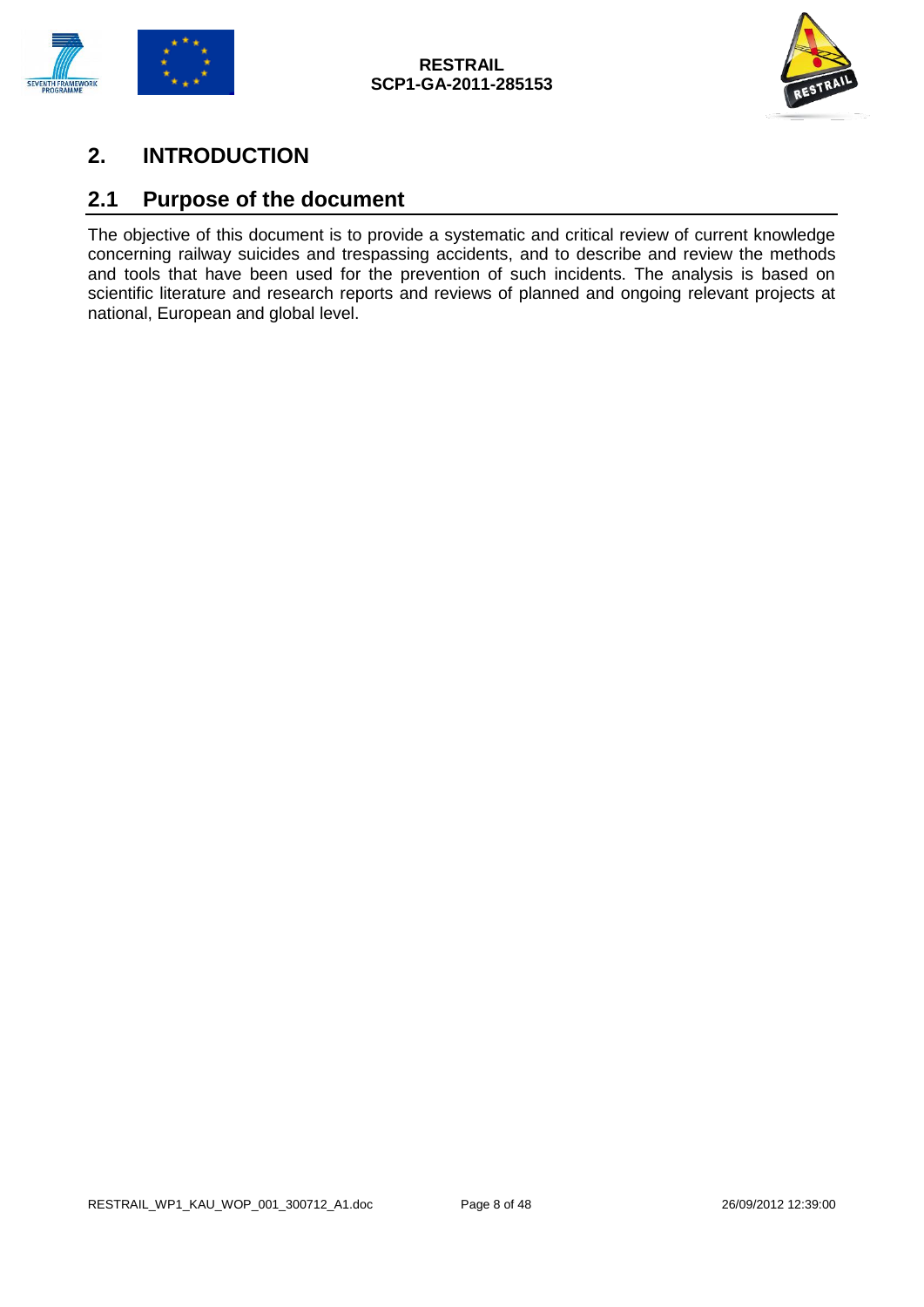# 2. INTRODUCTION

## 2.1 Purpose of the document

The objective of this document is to provide a systematic and critical review of current knowledge concerning railway suicides and trespassing accidents, and to describe and review the methods and tools that have been used for the prevention of such incidents. The analysis is based on scientific literature and research reports and reviews of planned and ongoing relevant projects at national, European and global level.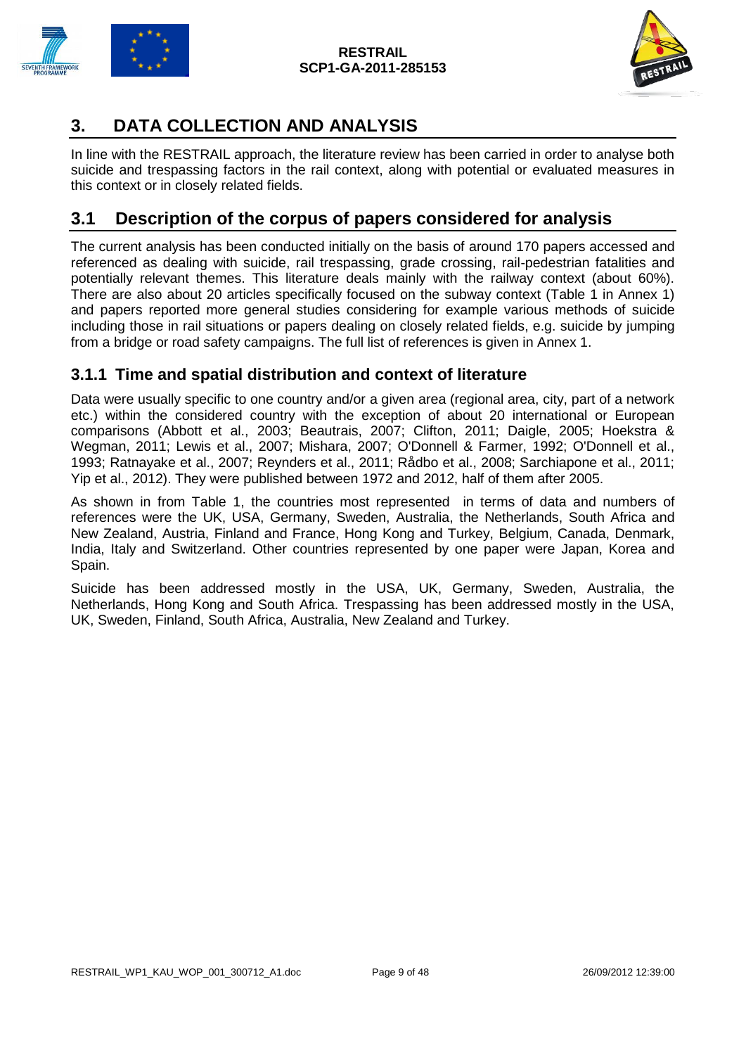# 3. DATA COLLECTION AND ANALYSIS

In line with the RESTRAIL approach, the literature review has been carried in order to analyse both suicide and trespassing factors in the rail context, along with potential or evaluated measures in this context or in closely related fields.

## 3.1 Description of the corpus of papers considered for analysis

The current analysis has been conducted initially on the basis of around 170 papers accessed and referenced as dealing with suicide, rail trespassing, grade crossing, rail-pedestrian fatalities and potentially relevant themes. This literature deals mainly with the railway context (about 60%). There are also about 20 articles specifically focused on the subway context (Table 1 in Annex 1) and papers reported more general studies considering for example various methods of suicide including those in rail situations or papers dealing on closely related fields, e.g. suicide by jumping from a bridge or road safety campaigns. The full list of references is given in Annex 1.

### 3.1.1 Time and spatial distribution and context of literature

Data were usually specific to one country and/or a given area (regional area, city, part of a network etc.) within the considered country with the exception of about 20 international or European comparisons (Abbott et al., 2003; Beautrais, 2007; Clifton, 2011; Daigle, 2005; Hoekstra & Wegman, 2011; Lewis et al., 2007; Mishara, 2007; O'Donnell & Farmer, 1992; O'Donnell et al., 1993; Ratnayake et al., 2007; Reynders et al., 2011; Rådbo et al., 2008; Sarchiapone et al., 2011; Yip et al., 2012). They were published between 1972 and 2012, half of them after 2005.

As shown in from Table 1, the countries most represented in terms of data and numbers of references were the UK, USA, Germany, Sweden, Australia, the Netherlands, South Africa and New Zealand, Austria, Finland and France, Hong Kong and Turkey, Belgium, Canada, Denmark, India, Italy and Switzerland. Other countries represented by one paper were Japan, Korea and Spain.

Suicide has been addressed mostly in the USA, UK, Germany, Sweden, Australia, the Netherlands, Hong Kong and South Africa. Trespassing has been addressed mostly in the USA, UK, Sweden, Finland, South Africa, Australia, New Zealand and Turkey.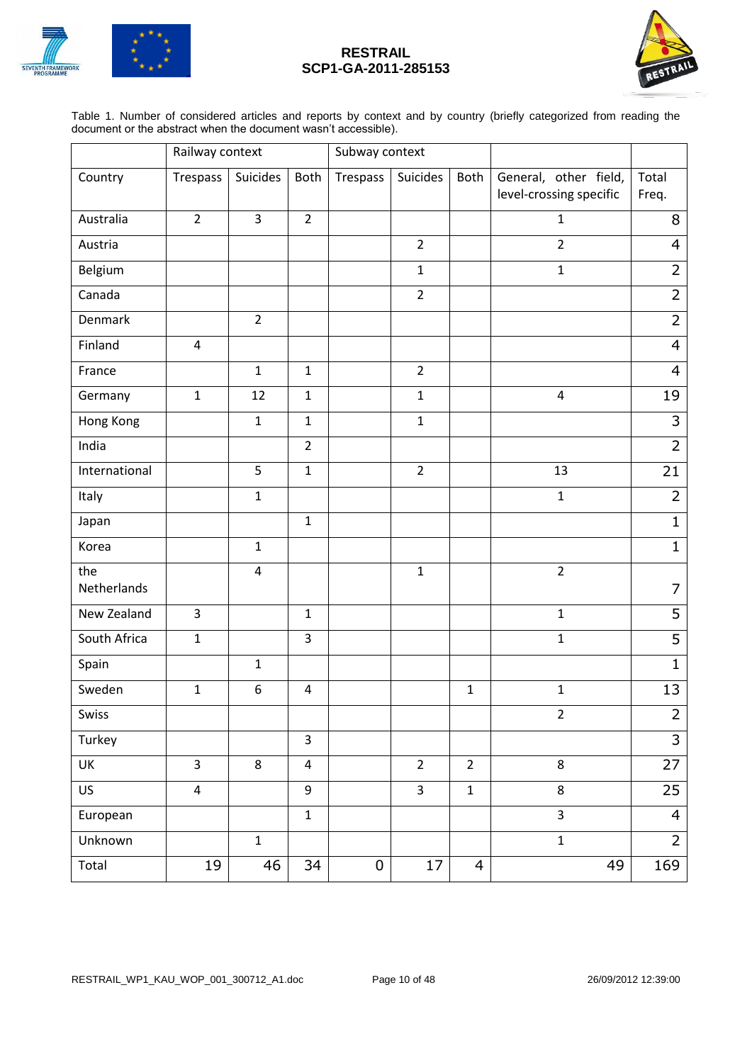Table 1. Number of considered articles and reports by context and by country (briefly categorized from reading the document or the abstract when the document wasn't accessible).

| | Railway context | | | Subway context | | | | |
|---|---|---|---|---|---|---|---|---|
| Country | Trespass | Suicides | Both | Trespass | Suicides | Both | General, other field, level-crossing specific | Total Freq. |
| Australia | 2 | 3 | 2 | | | | 1 | 8 |
| Austria | | | | | 2 | | 2 | 4 |
| Belgium | | | | | 1 | | 1 | 2 |
| Canada | | | | | 2 | | | 2 |
| Denmark | | 2 | | | | | | 2 |
| Finland | 4 | | | | | | | 4 |
| France | | 1 | 1 | | 2 | | | 4 |
| Germany | 1 | 12 | 1 | | 1 | | 4 | 19 |
| Hong Kong | | 1 | 1 | | 1 | | | 3 |
| India | | | 2 | | | | | 2 |
| International | | 5 | 1 | | 2 | | 13 | 21 |
| Italy | | 1 | | | | | 1 | 2 |
| Japan | | | 1 | | | | | 1 |
| Korea | | 1 | | | | | | 1 |
| the Netherlands | | 4 | | | 1 | | 2 | 7 |
| New Zealand | 3 | | 1 | | | | 1 | 5 |
| South Africa | 1 | | 3 | | | | 1 | 5 |
| Spain | | 1 | | | | | | 1 |
| Sweden | 1 | 6 | 4 | | | 1 | 1 | 13 |
| Swiss | | | | | | | 2 | 2 |
| Turkey | | | 3 | | | | | 3 |
| UK | 3 | 8 | 4 | | 2 | 2 | 8 | 27 |
| US | 4 | | 9 | | 3 | 1 | 8 | 25 |
| European | | | 1 | | | | 3 | 4 |
| Unknown | | 1 | | | | | 1 | 2 |
| Total | 19 | 46 | 34 | 0 | 17 | 4 | 49 | 169 |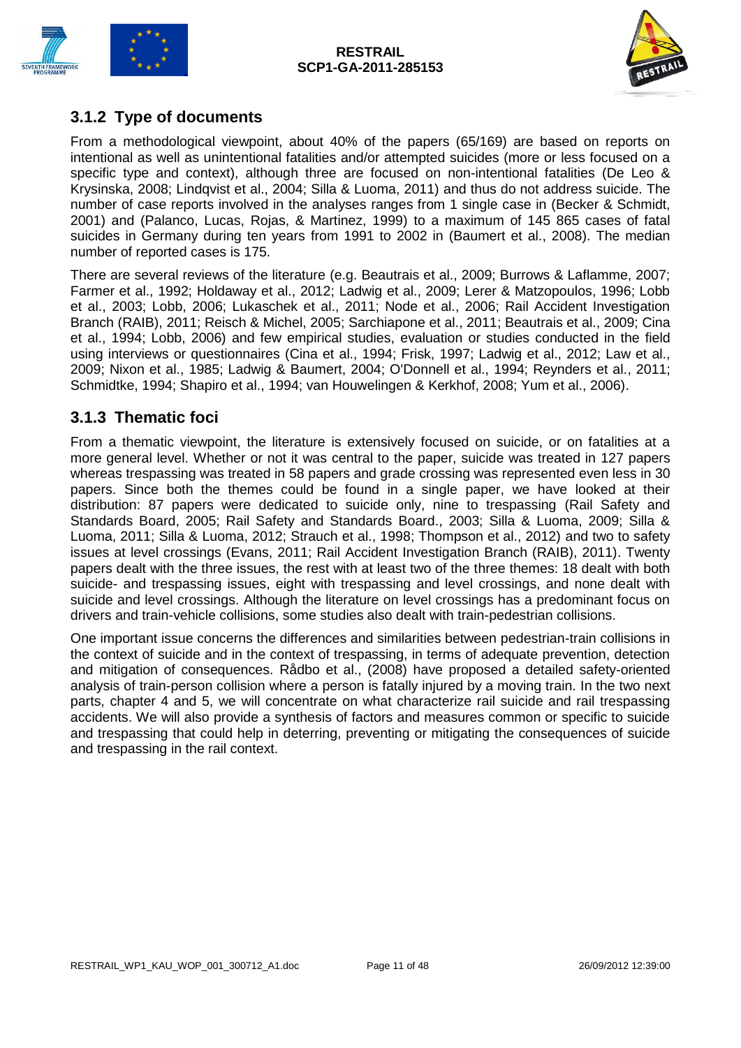## 3.1.2 Type of documents

From a methodological viewpoint, about 40% of the papers (65/169) are based on reports on intentional as well as unintentional fatalities and/or attempted suicides (more or less focused on a specific type and context), although three are focused on non-intentional fatalities (De Leo & Krysinska, 2008; Lindqvist et al., 2004; Silla & Luoma, 2011) and thus do not address suicide. The number of case reports involved in the analyses ranges from 1 single case in (Becker & Schmidt, 2001) and (Palanco, Lucas, Rojas, & Martinez, 1999) to a maximum of 145 865 cases of fatal suicides in Germany during ten years from 1991 to 2002 in (Baumert et al., 2008). The median number of reported cases is 175.

There are several reviews of the literature (e.g. Beautrais et al., 2009; Burrows & Laflamme, 2007; Farmer et al., 1992; Holdaway et al., 2012; Ladwig et al., 2009; Lerer & Matzopoulos, 1996; Lobb et al., 2003; Lobb, 2006; Lukaschek et al., 2011; Node et al., 2006; Rail Accident Investigation Branch (RAIB), 2011; Reisch & Michel, 2005; Sarchiapone et al., 2011; Beautrais et al., 2009; Cina et al., 1994; Lobb, 2006) and few empirical studies, evaluation or studies conducted in the field using interviews or questionnaires (Cina et al., 1994; Frisk, 1997; Ladwig et al., 2012; Law et al., 2009; Nixon et al., 1985; Ladwig & Baumert, 2004; O'Donnell et al., 1994; Reynders et al., 2011; Schmidtke, 1994; Shapiro et al., 1994; van Houwelingen & Kerkhof, 2008; Yum et al., 2006).

## 3.1.3 Thematic foci

From a thematic viewpoint, the literature is extensively focused on suicide, or on fatalities at a more general level. Whether or not it was central to the paper, suicide was treated in 127 papers whereas trespassing was treated in 58 papers and grade crossing was represented even less in 30 papers. Since both the themes could be found in a single paper, we have looked at their distribution: 87 papers were dedicated to suicide only, nine to trespassing (Rail Safety and Standards Board, 2005; Rail Safety and Standards Board., 2003; Silla & Luoma, 2009; Silla & Luoma, 2011; Silla & Luoma, 2012; Strauch et al., 1998; Thompson et al., 2012) and two to safety issues at level crossings (Evans, 2011; Rail Accident Investigation Branch (RAIB), 2011). Twenty papers dealt with the three issues, the rest with at least two of the three themes: 18 dealt with both suicide- and trespassing issues, eight with trespassing and level crossings, and none dealt with suicide and level crossings. Although the literature on level crossings has a predominant focus on drivers and train-vehicle collisions, some studies also dealt with train-pedestrian collisions.

One important issue concerns the differences and similarities between pedestrian-train collisions in the context of suicide and in the context of trespassing, in terms of adequate prevention, detection and mitigation of consequences. Rådbo et al., (2008) have proposed a detailed safety-oriented analysis of train-person collision where a person is fatally injured by a moving train. In the two next parts, chapter 4 and 5, we will concentrate on what characterize rail suicide and rail trespassing accidents. We will also provide a synthesis of factors and measures common or specific to suicide and trespassing that could help in deterring, preventing or mitigating the consequences of suicide and trespassing in the rail context.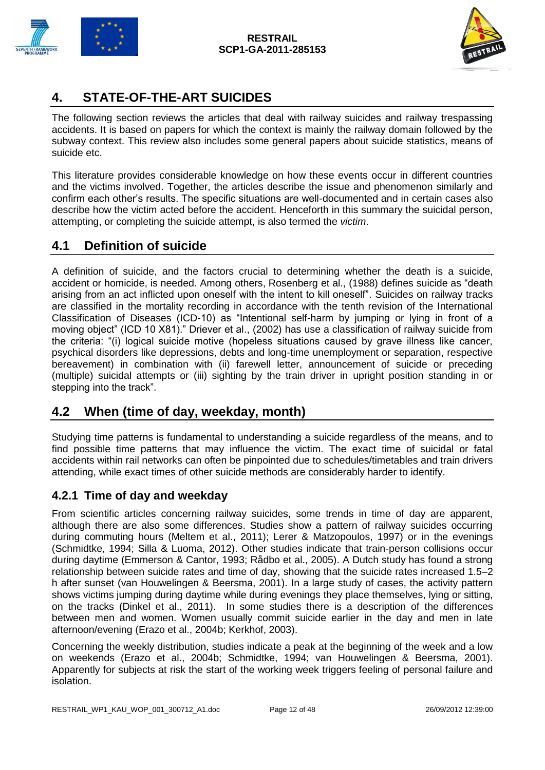# 4. STATE-OF-THE-ART SUICIDES

The following section reviews the articles that deal with railway suicides and railway trespassing accidents. It is based on papers for which the context is mainly the railway domain followed by the subway context. This review also includes some general papers about suicide statistics, means of suicide etc.

This literature provides considerable knowledge on how these events occur in different countries and the victims involved. Together, the articles describe the issue and phenomenon similarly and confirm each other's results. The specific situations are well-documented and in certain cases also describe how the victim acted before the accident. Henceforth in this summary the suicidal person, attempting, or completing the suicide attempt, is also termed the *victim*.

## 4.1 Definition of suicide

A definition of suicide, and the factors crucial to determining whether the death is a suicide, accident or homicide, is needed. Among others, Rosenberg et al., (1988) defines suicide as "death arising from an act inflicted upon oneself with the intent to kill oneself". Suicides on railway tracks are classified in the mortality recording in accordance with the tenth revision of the International Classification of Diseases (ICD-10) as "Intentional self-harm by jumping or lying in front of a moving object" (ICD 10 X81)." Driever et al., (2002) has use a classification of railway suicide from the criteria: "(i) logical suicide motive (hopeless situations caused by grave illness like cancer, psychical disorders like depressions, debts and long-time unemployment or separation, respective bereavement) in combination with (ii) farewell letter, announcement of suicide or preceding (multiple) suicidal attempts or (iii) sighting by the train driver in upright position standing in or stepping into the track".

## 4.2 When (time of day, weekday, month)

Studying time patterns is fundamental to understanding a suicide regardless of the means, and to find possible time patterns that may influence the victim. The exact time of suicidal or fatal accidents within rail networks can often be pinpointed due to schedules/timetables and train drivers attending, while exact times of other suicide methods are considerably harder to identify.

### 4.2.1 Time of day and weekday

From scientific articles concerning railway suicides, some trends in time of day are apparent, although there are also some differences. Studies show a pattern of railway suicides occurring during commuting hours (Meltem et al., 2011); Lerer & Matzopoulos, 1997) or in the evenings (Schmidtke, 1994; Silla & Luoma, 2012). Other studies indicate that train-person collisions occur during daytime (Emmerson & Cantor, 1993; Rådbo et al., 2005). A Dutch study has found a strong relationship between suicide rates and time of day, showing that the suicide rates increased 1.5–2 h after sunset (van Houwelingen & Beersma, 2001). In a large study of cases, the activity pattern shows victims jumping during daytime while during evenings they place themselves, lying or sitting, on the tracks (Dinkel et al., 2011). In some studies there is a description of the differences between men and women. Women usually commit suicide earlier in the day and men in late afternoon/evening (Erazo et al., 2004b; Kerkhof, 2003).

Concerning the weekly distribution, studies indicate a peak at the beginning of the week and a low on weekends (Erazo et al., 2004b; Schmidtke, 1994; van Houwelingen & Beersma, 2001). Apparently for subjects at risk the start of the working week triggers feeling of personal failure and isolation.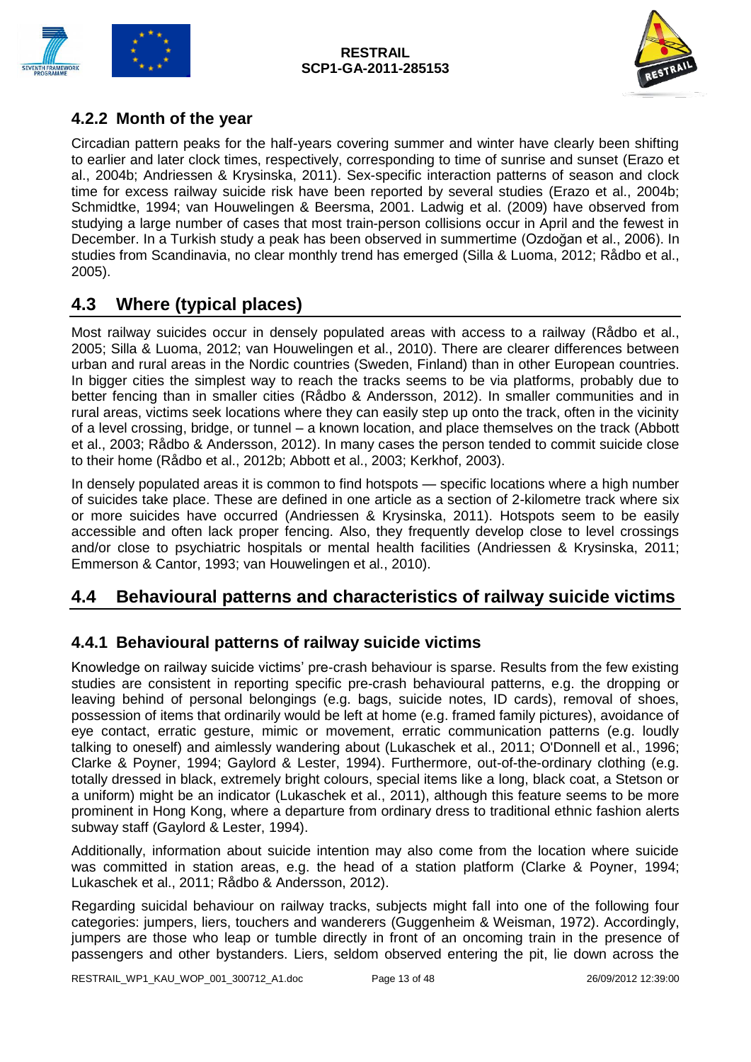### 4.2.2 Month of the year

Circadian pattern peaks for the half-years covering summer and winter have clearly been shifting to earlier and later clock times, respectively, corresponding to time of sunrise and sunset (Erazo et al., 2004b; Andriessen & Krysinska, 2011). Sex-specific interaction patterns of season and clock time for excess railway suicide risk have been reported by several studies (Erazo et al., 2004b; Schmidtke, 1994; van Houwelingen & Beersma, 2001. Ladwig et al. (2009) have observed from studying a large number of cases that most train-person collisions occur in April and the fewest in December. In a Turkish study a peak has been observed in summertime (Ozdoğan et al., 2006). In studies from Scandinavia, no clear monthly trend has emerged (Silla & Luoma, 2012; Rådbo et al., 2005).

## 4.3 Where (typical places)

Most railway suicides occur in densely populated areas with access to a railway (Rådbo et al., 2005; Silla & Luoma, 2012; van Houwelingen et al., 2010). There are clearer differences between urban and rural areas in the Nordic countries (Sweden, Finland) than in other European countries. In bigger cities the simplest way to reach the tracks seems to be via platforms, probably due to better fencing than in smaller cities (Rådbo & Andersson, 2012). In smaller communities and in rural areas, victims seek locations where they can easily step up onto the track, often in the vicinity of a level crossing, bridge, or tunnel – a known location, and place themselves on the track (Abbott et al., 2003; Rådbo & Andersson, 2012). In many cases the person tended to commit suicide close to their home (Rådbo et al., 2012b; Abbott et al., 2003; Kerkhof, 2003).

In densely populated areas it is common to find hotspots — specific locations where a high number of suicides take place. These are defined in one article as a section of 2-kilometre track where six or more suicides have occurred (Andriessen & Krysinska, 2011). Hotspots seem to be easily accessible and often lack proper fencing. Also, they frequently develop close to level crossings and/or close to psychiatric hospitals or mental health facilities (Andriessen & Krysinska, 2011; Emmerson & Cantor, 1993; van Houwelingen et al., 2010).

## 4.4 Behavioural patterns and characteristics of railway suicide victims

### 4.4.1 Behavioural patterns of railway suicide victims

Knowledge on railway suicide victims' pre-crash behaviour is sparse. Results from the few existing studies are consistent in reporting specific pre-crash behavioural patterns, e.g. the dropping or leaving behind of personal belongings (e.g. bags, suicide notes, ID cards), removal of shoes, possession of items that ordinarily would be left at home (e.g. framed family pictures), avoidance of eye contact, erratic gesture, mimic or movement, erratic communication patterns (e.g. loudly talking to oneself) and aimlessly wandering about (Lukaschek et al., 2011; O'Donnell et al., 1996; Clarke & Poyner, 1994; Gaylord & Lester, 1994). Furthermore, out-of-the-ordinary clothing (e.g. totally dressed in black, extremely bright colours, special items like a long, black coat, a Stetson or a uniform) might be an indicator (Lukaschek et al., 2011), although this feature seems to be more prominent in Hong Kong, where a departure from ordinary dress to traditional ethnic fashion alerts subway staff (Gaylord & Lester, 1994).

Additionally, information about suicide intention may also come from the location where suicide was committed in station areas, e.g. the head of a station platform (Clarke & Poyner, 1994; Lukaschek et al., 2011; Rådbo & Andersson, 2012).

Regarding suicidal behaviour on railway tracks, subjects might fall into one of the following four categories: jumpers, liers, touchers and wanderers (Guggenheim & Weisman, 1972). Accordingly, jumpers are those who leap or tumble directly in front of an oncoming train in the presence of passengers and other bystanders. Liers, seldom observed entering the pit, lie down across the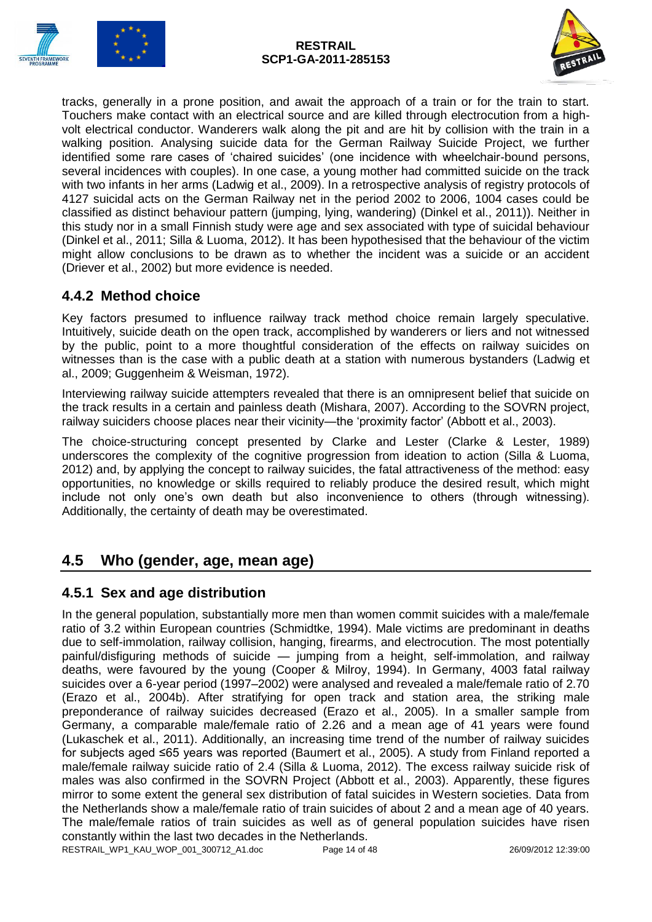tracks, generally in a prone position, and await the approach of a train or for the train to start. Touchers make contact with an electrical source and are killed through electrocution from a high-volt electrical conductor. Wanderers walk along the pit and are hit by collision with the train in a walking position. Analysing suicide data for the German Railway Suicide Project, we further identified some rare cases of 'chaired suicides' (one incidence with wheelchair-bound persons, several incidences with couples). In one case, a young mother had committed suicide on the track with two infants in her arms (Ladwig et al., 2009). In a retrospective analysis of registry protocols of 4127 suicidal acts on the German Railway net in the period 2002 to 2006, 1004 cases could be classified as distinct behaviour pattern (jumping, lying, wandering) (Dinkel et al., 2011)). Neither in this study nor in a small Finnish study were age and sex associated with type of suicidal behaviour (Dinkel et al., 2011; Silla & Luoma, 2012). It has been hypothesised that the behaviour of the victim might allow conclusions to be drawn as to whether the incident was a suicide or an accident (Driever et al., 2002) but more evidence is needed.

### 4.4.2 Method choice

Key factors presumed to influence railway track method choice remain largely speculative. Intuitively, suicide death on the open track, accomplished by wanderers or liers and not witnessed by the public, point to a more thoughtful consideration of the effects on railway suicides on witnesses than is the case with a public death at a station with numerous bystanders (Ladwig et al., 2009; Guggenheim & Weisman, 1972).

Interviewing railway suicide attempters revealed that there is an omnipresent belief that suicide on the track results in a certain and painless death (Mishara, 2007). According to the SOVRN project, railway suiciders choose places near their vicinity—the 'proximity factor' (Abbott et al., 2003).

The choice-structuring concept presented by Clarke and Lester (Clarke & Lester, 1989) underscores the complexity of the cognitive progression from ideation to action (Silla & Luoma, 2012) and, by applying the concept to railway suicides, the fatal attractiveness of the method: easy opportunities, no knowledge or skills required to reliably produce the desired result, which might include not only one's own death but also inconvenience to others (through witnessing). Additionally, the certainty of death may be overestimated.

## 4.5 Who (gender, age, mean age)

### 4.5.1 Sex and age distribution

In the general population, substantially more men than women commit suicides with a male/female ratio of 3.2 within European countries (Schmidtke, 1994). Male victims are predominant in deaths due to self-immolation, railway collision, hanging, firearms, and electrocution. The most potentially painful/disfiguring methods of suicide — jumping from a height, self-immolation, and railway deaths, were favoured by the young (Cooper & Milroy, 1994). In Germany, 4003 fatal railway suicides over a 6-year period (1997–2002) were analysed and revealed a male/female ratio of 2.70 (Erazo et al., 2004b). After stratifying for open track and station area, the striking male preponderance of railway suicides decreased (Erazo et al., 2005). In a smaller sample from Germany, a comparable male/female ratio of 2.26 and a mean age of 41 years were found (Lukaschek et al., 2011). Additionally, an increasing time trend of the number of railway suicides for subjects aged ≤65 years was reported (Baumert et al., 2005). A study from Finland reported a male/female railway suicide ratio of 2.4 (Silla & Luoma, 2012). The excess railway suicide risk of males was also confirmed in the SOVRN Project (Abbott et al., 2003). Apparently, these figures mirror to some extent the general sex distribution of fatal suicides in Western societies. Data from the Netherlands show a male/female ratio of train suicides of about 2 and a mean age of 40 years. The male/female ratios of train suicides as well as of general population suicides have risen constantly within the last two decades in the Netherlands.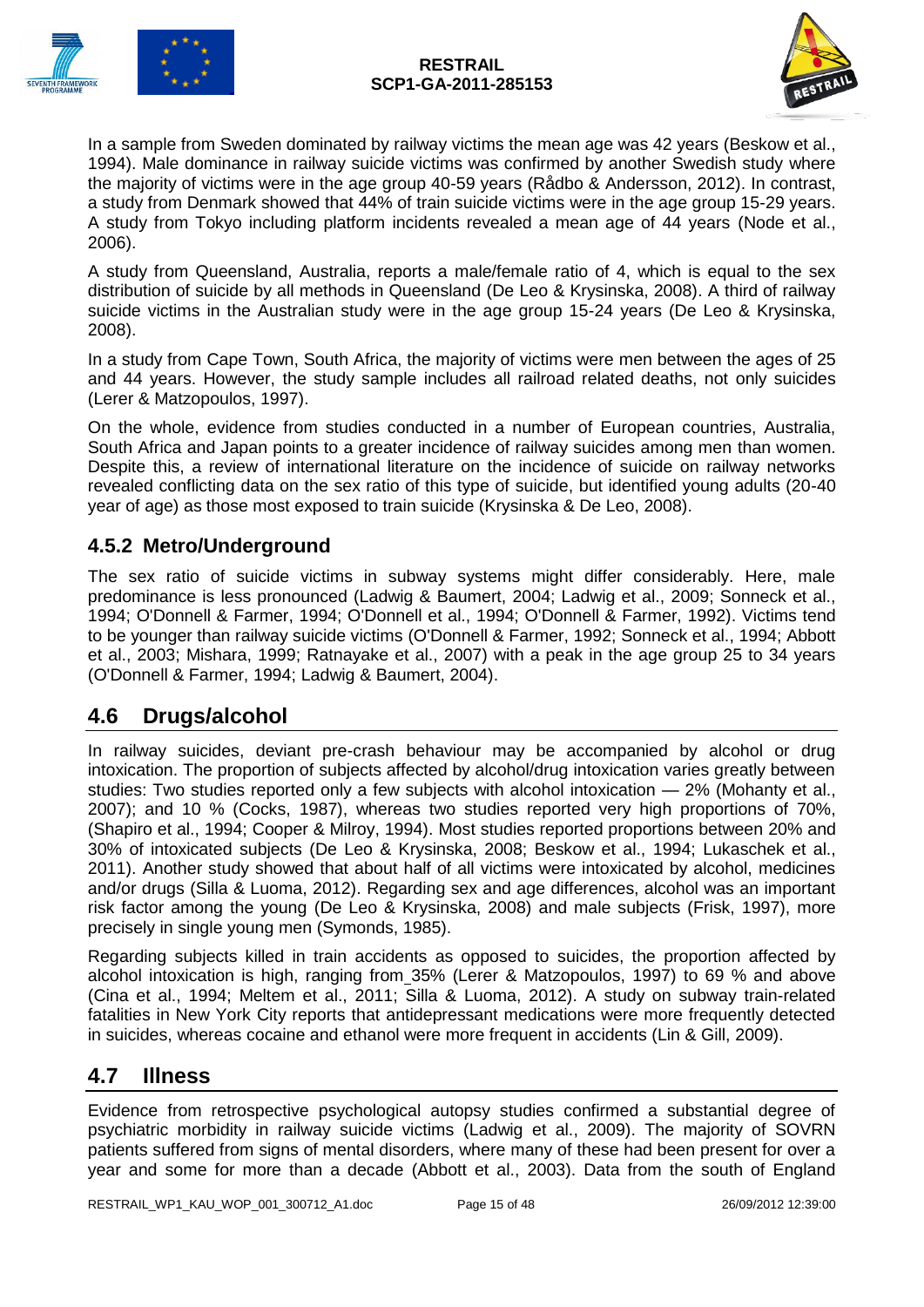In a sample from Sweden dominated by railway victims the mean age was 42 years (Beskow et al., 1994). Male dominance in railway suicide victims was confirmed by another Swedish study where the majority of victims were in the age group 40-59 years (Rådbo & Andersson, 2012). In contrast, a study from Denmark showed that 44% of train suicide victims were in the age group 15-29 years. A study from Tokyo including platform incidents revealed a mean age of 44 years (Node et al., 2006).

A study from Queensland, Australia, reports a male/female ratio of 4, which is equal to the sex distribution of suicide by all methods in Queensland (De Leo & Krysinska, 2008). A third of railway suicide victims in the Australian study were in the age group 15-24 years (De Leo & Krysinska, 2008).

In a study from Cape Town, South Africa, the majority of victims were men between the ages of 25 and 44 years. However, the study sample includes all railroad related deaths, not only suicides (Lerer & Matzopoulos, 1997).

On the whole, evidence from studies conducted in a number of European countries, Australia, South Africa and Japan points to a greater incidence of railway suicides among men than women. Despite this, a review of international literature on the incidence of suicide on railway networks revealed conflicting data on the sex ratio of this type of suicide, but identified young adults (20-40 year of age) as those most exposed to train suicide (Krysinska & De Leo, 2008).

### 4.5.2 Metro/Underground

The sex ratio of suicide victims in subway systems might differ considerably. Here, male predominance is less pronounced (Ladwig & Baumert, 2004; Ladwig et al., 2009; Sonneck et al., 1994; O'Donnell & Farmer, 1994; O'Donnell et al., 1994; O'Donnell & Farmer, 1992). Victims tend to be younger than railway suicide victims (O'Donnell & Farmer, 1992; Sonneck et al., 1994; Abbott et al., 2003; Mishara, 1999; Ratnayake et al., 2007) with a peak in the age group 25 to 34 years (O'Donnell & Farmer, 1994; Ladwig & Baumert, 2004).

## 4.6 Drugs/alcohol

In railway suicides, deviant pre-crash behaviour may be accompanied by alcohol or drug intoxication. The proportion of subjects affected by alcohol/drug intoxication varies greatly between studies: Two studies reported only a few subjects with alcohol intoxication — 2% (Mohanty et al., 2007); and 10 % (Cocks, 1987), whereas two studies reported very high proportions of 70%, (Shapiro et al., 1994; Cooper & Milroy, 1994). Most studies reported proportions between 20% and 30% of intoxicated subjects (De Leo & Krysinska, 2008; Beskow et al., 1994; Lukaschek et al., 2011). Another study showed that about half of all victims were intoxicated by alcohol, medicines and/or drugs (Silla & Luoma, 2012). Regarding sex and age differences, alcohol was an important risk factor among the young (De Leo & Krysinska, 2008) and male subjects (Frisk, 1997), more precisely in single young men (Symonds, 1985).

Regarding subjects killed in train accidents as opposed to suicides, the proportion affected by alcohol intoxication is high, ranging from 35% (Lerer & Matzopoulos, 1997) to 69 % and above (Cina et al., 1994; Meltem et al., 2011; Silla & Luoma, 2012). A study on subway train-related fatalities in New York City reports that antidepressant medications were more frequently detected in suicides, whereas cocaine and ethanol were more frequent in accidents (Lin & Gill, 2009).

## 4.7 Illness

Evidence from retrospective psychological autopsy studies confirmed a substantial degree of psychiatric morbidity in railway suicide victims (Ladwig et al., 2009). The majority of SOVRN patients suffered from signs of mental disorders, where many of these had been present for over a year and some for more than a decade (Abbott et al., 2003). Data from the south of England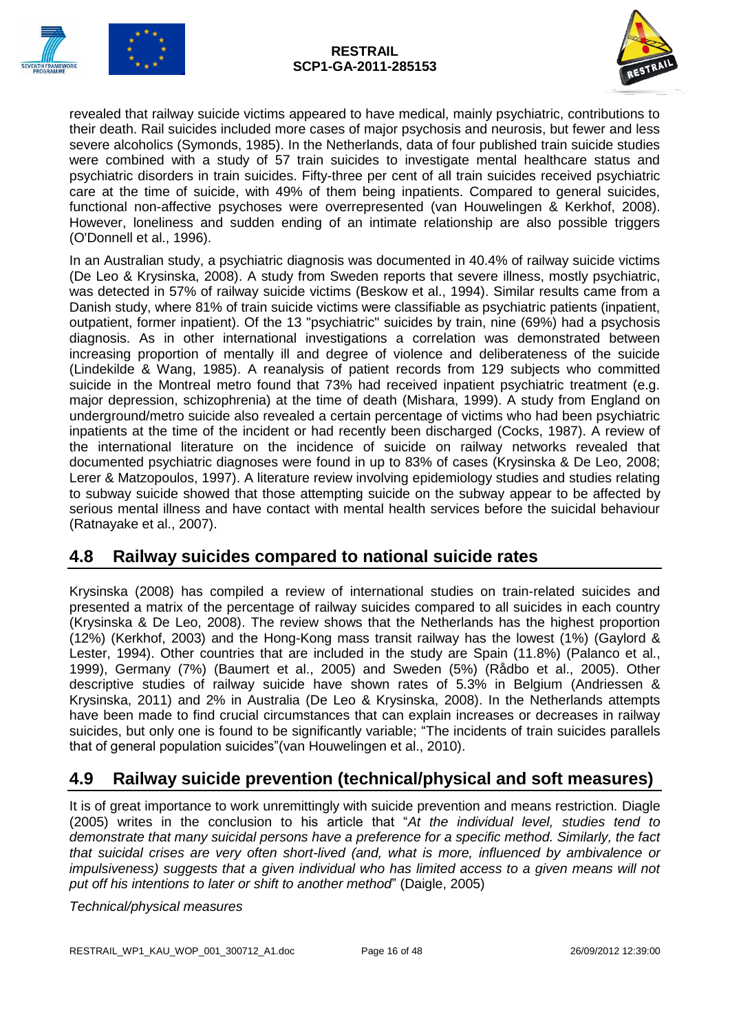revealed that railway suicide victims appeared to have medical, mainly psychiatric, contributions to their death. Rail suicides included more cases of major psychosis and neurosis, but fewer and less severe alcoholics (Symonds, 1985). In the Netherlands, data of four published train suicide studies were combined with a study of 57 train suicides to investigate mental healthcare status and psychiatric disorders in train suicides. Fifty-three per cent of all train suicides received psychiatric care at the time of suicide, with 49% of them being inpatients. Compared to general suicides, functional non-affective psychoses were overrepresented (van Houwelingen & Kerkhof, 2008). However, loneliness and sudden ending of an intimate relationship are also possible triggers (O'Donnell et al., 1996).

In an Australian study, a psychiatric diagnosis was documented in 40.4% of railway suicide victims (De Leo & Krysinska, 2008). A study from Sweden reports that severe illness, mostly psychiatric, was detected in 57% of railway suicide victims (Beskow et al., 1994). Similar results came from a Danish study, where 81% of train suicide victims were classifiable as psychiatric patients (inpatient, outpatient, former inpatient). Of the 13 "psychiatric" suicides by train, nine (69%) had a psychosis diagnosis. As in other international investigations a correlation was demonstrated between increasing proportion of mentally ill and degree of violence and deliberateness of the suicide (Lindekilde & Wang, 1985). A reanalysis of patient records from 129 subjects who committed suicide in the Montreal metro found that 73% had received inpatient psychiatric treatment (e.g. major depression, schizophrenia) at the time of death (Mishara, 1999). A study from England on underground/metro suicide also revealed a certain percentage of victims who had been psychiatric inpatients at the time of the incident or had recently been discharged (Cocks, 1987). A review of the international literature on the incidence of suicide on railway networks revealed that documented psychiatric diagnoses were found in up to 83% of cases (Krysinska & De Leo, 2008; Lerer & Matzopoulos, 1997). A literature review involving epidemiology studies and studies relating to subway suicide showed that those attempting suicide on the subway appear to be affected by serious mental illness and have contact with mental health services before the suicidal behaviour (Ratnayake et al., 2007).

## 4.8 Railway suicides compared to national suicide rates

Krysinska (2008) has compiled a review of international studies on train-related suicides and presented a matrix of the percentage of railway suicides compared to all suicides in each country (Krysinska & De Leo, 2008). The review shows that the Netherlands has the highest proportion (12%) (Kerkhof, 2003) and the Hong-Kong mass transit railway has the lowest (1%) (Gaylord & Lester, 1994). Other countries that are included in the study are Spain (11.8%) (Palanco et al., 1999), Germany (7%) (Baumert et al., 2005) and Sweden (5%) (Rådbo et al., 2005). Other descriptive studies of railway suicide have shown rates of 5.3% in Belgium (Andriessen & Krysinska, 2011) and 2% in Australia (De Leo & Krysinska, 2008). In the Netherlands attempts have been made to find crucial circumstances that can explain increases or decreases in railway suicides, but only one is found to be significantly variable; "The incidents of train suicides parallels that of general population suicides"(van Houwelingen et al., 2010).

## 4.9 Railway suicide prevention (technical/physical and soft measures)

It is of great importance to work unremittingly with suicide prevention and means restriction. Diagle (2005) writes in the conclusion to his article that "*At the individual level, studies tend to demonstrate that many suicidal persons have a preference for a specific method. Similarly, the fact that suicidal crises are very often short-lived (and, what is more, influenced by ambivalence or impulsiveness) suggests that a given individual who has limited access to a given means will not put off his intentions to later or shift to another method*" (Daigle, 2005)

*Technical/physical measures*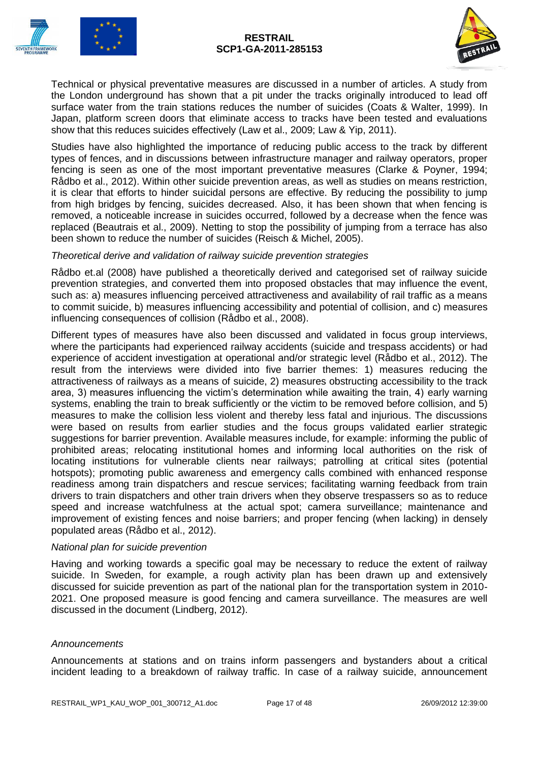Technical or physical preventative measures are discussed in a number of articles. A study from the London underground has shown that a pit under the tracks originally introduced to lead off surface water from the train stations reduces the number of suicides (Coats & Walter, 1999). In Japan, platform screen doors that eliminate access to tracks have been tested and evaluations show that this reduces suicides effectively (Law et al., 2009; Law & Yip, 2011).

Studies have also highlighted the importance of reducing public access to the track by different types of fences, and in discussions between infrastructure manager and railway operators, proper fencing is seen as one of the most important preventative measures (Clarke & Poyner, 1994; Rådbo et al., 2012). Within other suicide prevention areas, as well as studies on means restriction, it is clear that efforts to hinder suicidal persons are effective. By reducing the possibility to jump from high bridges by fencing, suicides decreased. Also, it has been shown that when fencing is removed, a noticeable increase in suicides occurred, followed by a decrease when the fence was replaced (Beautrais et al., 2009). Netting to stop the possibility of jumping from a terrace has also been shown to reduce the number of suicides (Reisch & Michel, 2005).

*Theoretical derive and validation of railway suicide prevention strategies*

Rådbo et.al (2008) have published a theoretically derived and categorised set of railway suicide prevention strategies, and converted them into proposed obstacles that may influence the event, such as: a) measures influencing perceived attractiveness and availability of rail traffic as a means to commit suicide, b) measures influencing accessibility and potential of collision, and c) measures influencing consequences of collision (Rådbo et al., 2008).

Different types of measures have also been discussed and validated in focus group interviews, where the participants had experienced railway accidents (suicide and trespass accidents) or had experience of accident investigation at operational and/or strategic level (Rådbo et al., 2012). The result from the interviews were divided into five barrier themes: 1) measures reducing the attractiveness of railways as a means of suicide, 2) measures obstructing accessibility to the track area, 3) measures influencing the victim's determination while awaiting the train, 4) early warning systems, enabling the train to break sufficiently or the victim to be removed before collision, and 5) measures to make the collision less violent and thereby less fatal and injurious. The discussions were based on results from earlier studies and the focus groups validated earlier strategic suggestions for barrier prevention. Available measures include, for example: informing the public of prohibited areas; relocating institutional homes and informing local authorities on the risk of locating institutions for vulnerable clients near railways; patrolling at critical sites (potential hotspots); promoting public awareness and emergency calls combined with enhanced response readiness among train dispatchers and rescue services; facilitating warning feedback from train drivers to train dispatchers and other train drivers when they observe trespassers so as to reduce speed and increase watchfulness at the actual spot; camera surveillance; maintenance and improvement of existing fences and noise barriers; and proper fencing (when lacking) in densely populated areas (Rådbo et al., 2012).

*National plan for suicide prevention*

Having and working towards a specific goal may be necessary to reduce the extent of railway suicide. In Sweden, for example, a rough activity plan has been drawn up and extensively discussed for suicide prevention as part of the national plan for the transportation system in 2010-2021. One proposed measure is good fencing and camera surveillance. The measures are well discussed in the document (Lindberg, 2012).

*Announcements*

Announcements at stations and on trains inform passengers and bystanders about a critical incident leading to a breakdown of railway traffic. In case of a railway suicide, announcement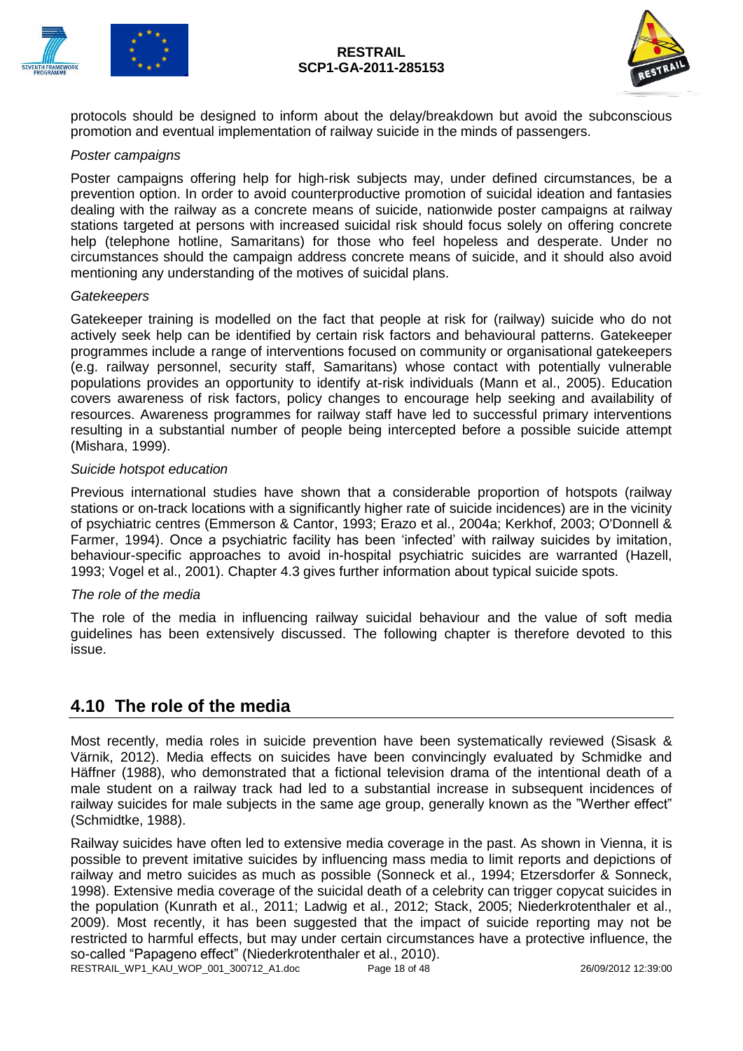protocols should be designed to inform about the delay/breakdown but avoid the subconscious promotion and eventual implementation of railway suicide in the minds of passengers.

*Poster campaigns*

Poster campaigns offering help for high-risk subjects may, under defined circumstances, be a prevention option. In order to avoid counterproductive promotion of suicidal ideation and fantasies dealing with the railway as a concrete means of suicide, nationwide poster campaigns at railway stations targeted at persons with increased suicidal risk should focus solely on offering concrete help (telephone hotline, Samaritans) for those who feel hopeless and desperate. Under no circumstances should the campaign address concrete means of suicide, and it should also avoid mentioning any understanding of the motives of suicidal plans.

*Gatekeepers*

Gatekeeper training is modelled on the fact that people at risk for (railway) suicide who do not actively seek help can be identified by certain risk factors and behavioural patterns. Gatekeeper programmes include a range of interventions focused on community or organisational gatekeepers (e.g. railway personnel, security staff, Samaritans) whose contact with potentially vulnerable populations provides an opportunity to identify at-risk individuals (Mann et al., 2005). Education covers awareness of risk factors, policy changes to encourage help seeking and availability of resources. Awareness programmes for railway staff have led to successful primary interventions resulting in a substantial number of people being intercepted before a possible suicide attempt (Mishara, 1999).

*Suicide hotspot education*

Previous international studies have shown that a considerable proportion of hotspots (railway stations or on-track locations with a significantly higher rate of suicide incidences) are in the vicinity of psychiatric centres (Emmerson & Cantor, 1993; Erazo et al., 2004a; Kerkhof, 2003; O'Donnell & Farmer, 1994). Once a psychiatric facility has been 'infected' with railway suicides by imitation, behaviour-specific approaches to avoid in-hospital psychiatric suicides are warranted (Hazell, 1993; Vogel et al., 2001). Chapter 4.3 gives further information about typical suicide spots.

*The role of the media*

The role of the media in influencing railway suicidal behaviour and the value of soft media guidelines has been extensively discussed. The following chapter is therefore devoted to this issue.

## 4.10 The role of the media

Most recently, media roles in suicide prevention have been systematically reviewed (Sisask & Värnik, 2012). Media effects on suicides have been convincingly evaluated by Schmidke and Häffner (1988), who demonstrated that a fictional television drama of the intentional death of a male student on a railway track had led to a substantial increase in subsequent incidences of railway suicides for male subjects in the same age group, generally known as the "Werther effect" (Schmidtke, 1988).

Railway suicides have often led to extensive media coverage in the past. As shown in Vienna, it is possible to prevent imitative suicides by influencing mass media to limit reports and depictions of railway and metro suicides as much as possible (Sonneck et al., 1994; Etzersdorfer & Sonneck, 1998). Extensive media coverage of the suicidal death of a celebrity can trigger copycat suicides in the population (Kunrath et al., 2011; Ladwig et al., 2012; Stack, 2005; Niederkrotenthaler et al., 2009). Most recently, it has been suggested that the impact of suicide reporting may not be restricted to harmful effects, but may under certain circumstances have a protective influence, the so-called "Papageno effect" (Niederkrotenthaler et al., 2010).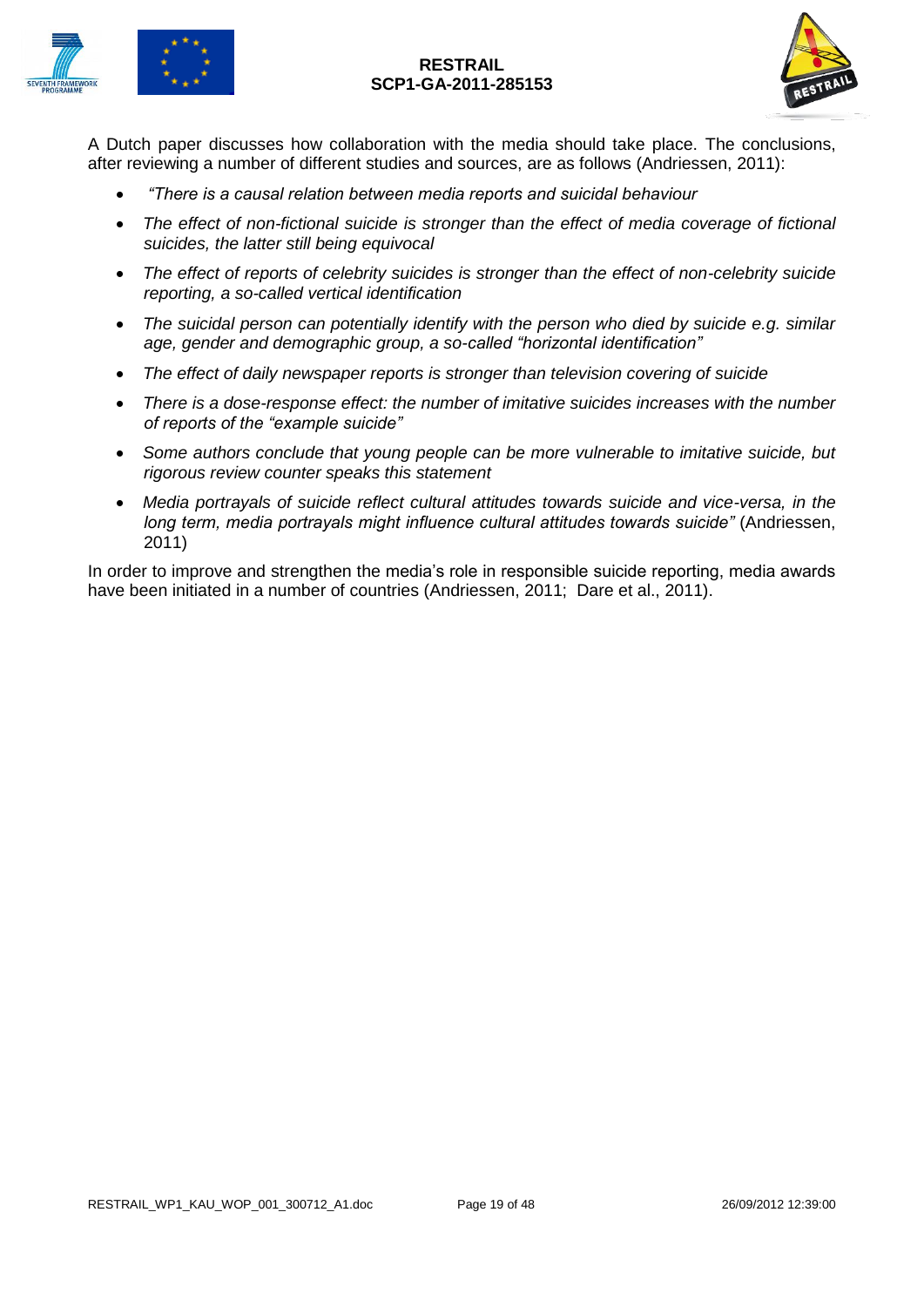A Dutch paper discusses how collaboration with the media should take place. The conclusions, after reviewing a number of different studies and sources, are as follows (Andriessen, 2011):

- *"There is a causal relation between media reports and suicidal behaviour*
- *The effect of non-fictional suicide is stronger than the effect of media coverage of fictional suicides, the latter still being equivocal*
- *The effect of reports of celebrity suicides is stronger than the effect of non-celebrity suicide reporting, a so-called vertical identification*
- *The suicidal person can potentially identify with the person who died by suicide e.g. similar age, gender and demographic group, a so-called "horizontal identification"*
- *The effect of daily newspaper reports is stronger than television covering of suicide*
- *There is a dose-response effect: the number of imitative suicides increases with the number of reports of the "example suicide"*
- *Some authors conclude that young people can be more vulnerable to imitative suicide, but rigorous review counter speaks this statement*
- *Media portrayals of suicide reflect cultural attitudes towards suicide and vice-versa, in the long term, media portrayals might influence cultural attitudes towards suicide"* (Andriessen, 2011)

In order to improve and strengthen the media's role in responsible suicide reporting, media awards have been initiated in a number of countries (Andriessen, 2011; Dare et al., 2011).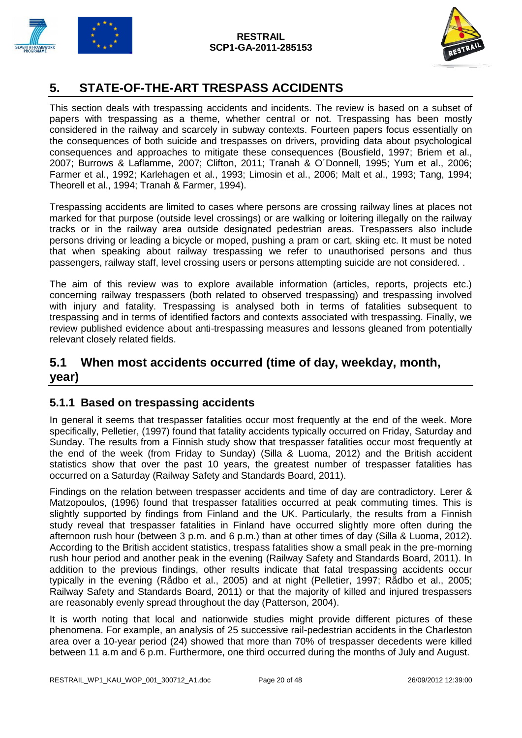# 5. STATE-OF-THE-ART TRESPASS ACCIDENTS

This section deals with trespassing accidents and incidents. The review is based on a subset of papers with trespassing as a theme, whether central or not. Trespassing has been mostly considered in the railway and scarcely in subway contexts. Fourteen papers focus essentially on the consequences of both suicide and trespasses on drivers, providing data about psychological consequences and approaches to mitigate these consequences (Bousfield, 1997; Briem et al., 2007; Burrows & Laflamme, 2007; Clifton, 2011; Tranah & O´Donnell, 1995; Yum et al., 2006; Farmer et al., 1992; Karlehagen et al., 1993; Limosin et al., 2006; Malt et al., 1993; Tang, 1994; Theorell et al., 1994; Tranah & Farmer, 1994).

Trespassing accidents are limited to cases where persons are crossing railway lines at places not marked for that purpose (outside level crossings) or are walking or loitering illegally on the railway tracks or in the railway area outside designated pedestrian areas. Trespassers also include persons driving or leading a bicycle or moped, pushing a pram or cart, skiing etc. It must be noted that when speaking about railway trespassing we refer to unauthorised persons and thus passengers, railway staff, level crossing users or persons attempting suicide are not considered. .

The aim of this review was to explore available information (articles, reports, projects etc.) concerning railway trespassers (both related to observed trespassing) and trespassing involved with injury and fatality. Trespassing is analysed both in terms of fatalities subsequent to trespassing and in terms of identified factors and contexts associated with trespassing. Finally, we review published evidence about anti-trespassing measures and lessons gleaned from potentially relevant closely related fields.

## 5.1 When most accidents occurred (time of day, weekday, month, year)

### 5.1.1 Based on trespassing accidents

In general it seems that trespasser fatalities occur most frequently at the end of the week. More specifically, Pelletier, (1997) found that fatality accidents typically occurred on Friday, Saturday and Sunday. The results from a Finnish study show that trespasser fatalities occur most frequently at the end of the week (from Friday to Sunday) (Silla & Luoma, 2012) and the British accident statistics show that over the past 10 years, the greatest number of trespasser fatalities has occurred on a Saturday (Railway Safety and Standards Board, 2011).

Findings on the relation between trespasser accidents and time of day are contradictory. Lerer & Matzopoulos, (1996) found that trespasser fatalities occurred at peak commuting times. This is slightly supported by findings from Finland and the UK. Particularly, the results from a Finnish study reveal that trespasser fatalities in Finland have occurred slightly more often during the afternoon rush hour (between 3 p.m. and 6 p.m.) than at other times of day (Silla & Luoma, 2012). According to the British accident statistics, trespass fatalities show a small peak in the pre-morning rush hour period and another peak in the evening (Railway Safety and Standards Board, 2011). In addition to the previous findings, other results indicate that fatal trespassing accidents occur typically in the evening (Rådbo et al., 2005) and at night (Pelletier, 1997; Rådbo et al., 2005; Railway Safety and Standards Board, 2011) or that the majority of killed and injured trespassers are reasonably evenly spread throughout the day (Patterson, 2004).

It is worth noting that local and nationwide studies might provide different pictures of these phenomena. For example, an analysis of 25 successive rail-pedestrian accidents in the Charleston area over a 10-year period (24) showed that more than 70% of trespasser decedents were killed between 11 a.m and 6 p.m. Furthermore, one third occurred during the months of July and August.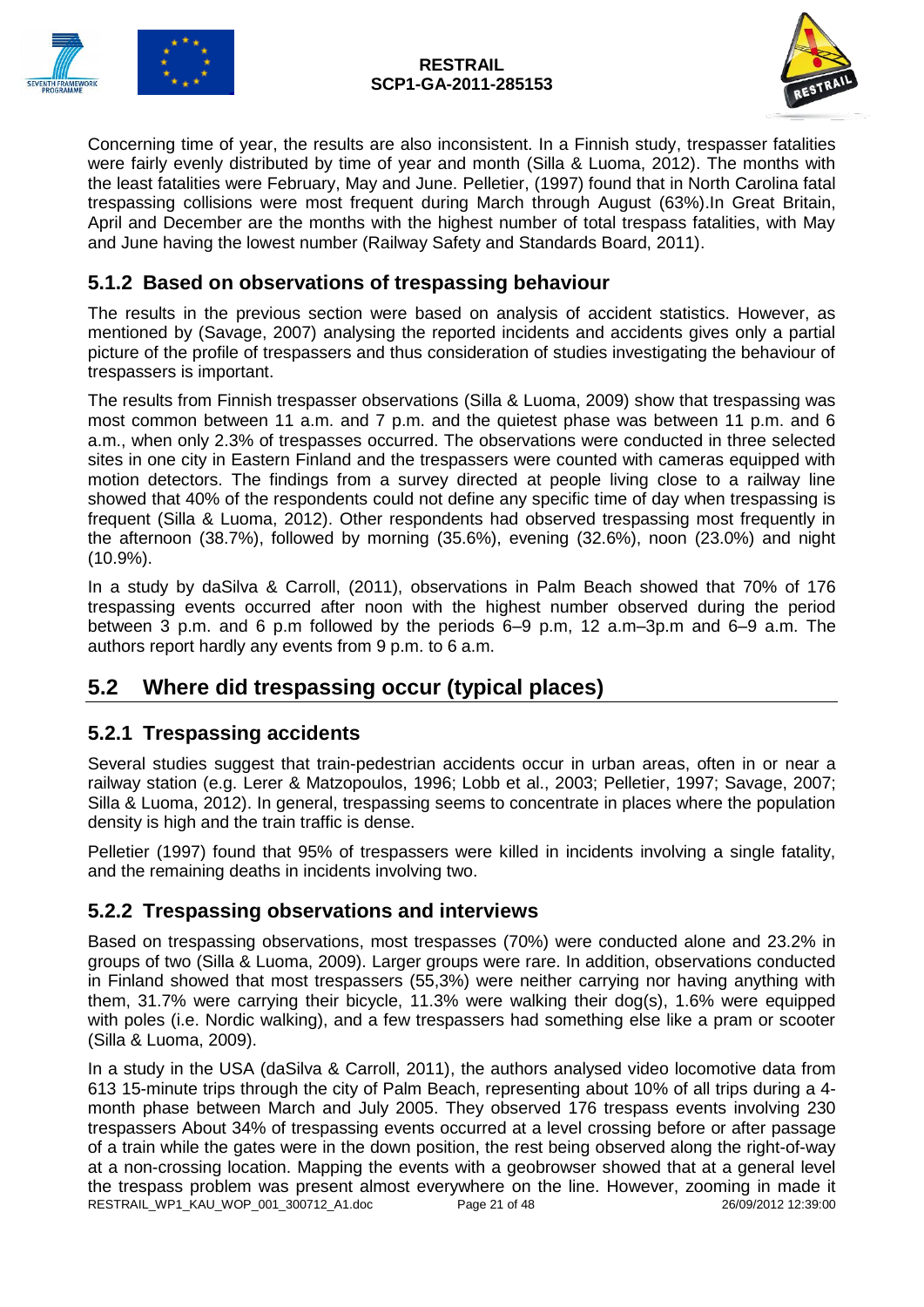Concerning time of year, the results are also inconsistent. In a Finnish study, trespasser fatalities were fairly evenly distributed by time of year and month (Silla & Luoma, 2012). The months with the least fatalities were February, May and June. Pelletier, (1997) found that in North Carolina fatal trespassing collisions were most frequent during March through August (63%).In Great Britain, April and December are the months with the highest number of total trespass fatalities, with May and June having the lowest number (Railway Safety and Standards Board, 2011).

### 5.1.2 Based on observations of trespassing behaviour

The results in the previous section were based on analysis of accident statistics. However, as mentioned by (Savage, 2007) analysing the reported incidents and accidents gives only a partial picture of the profile of trespassers and thus consideration of studies investigating the behaviour of trespassers is important.

The results from Finnish trespasser observations (Silla & Luoma, 2009) show that trespassing was most common between 11 a.m. and 7 p.m. and the quietest phase was between 11 p.m. and 6 a.m., when only 2.3% of trespasses occurred. The observations were conducted in three selected sites in one city in Eastern Finland and the trespassers were counted with cameras equipped with motion detectors. The findings from a survey directed at people living close to a railway line showed that 40% of the respondents could not define any specific time of day when trespassing is frequent (Silla & Luoma, 2012). Other respondents had observed trespassing most frequently in the afternoon (38.7%), followed by morning (35.6%), evening (32.6%), noon (23.0%) and night (10.9%).

In a study by daSilva & Carroll, (2011), observations in Palm Beach showed that 70% of 176 trespassing events occurred after noon with the highest number observed during the period between 3 p.m. and 6 p.m followed by the periods 6–9 p.m, 12 a.m–3p.m and 6–9 a.m. The authors report hardly any events from 9 p.m. to 6 a.m.

## 5.2 Where did trespassing occur (typical places)

### 5.2.1 Trespassing accidents

Several studies suggest that train-pedestrian accidents occur in urban areas, often in or near a railway station (e.g. Lerer & Matzopoulos, 1996; Lobb et al., 2003; Pelletier, 1997; Savage, 2007; Silla & Luoma, 2012). In general, trespassing seems to concentrate in places where the population density is high and the train traffic is dense.

Pelletier (1997) found that 95% of trespassers were killed in incidents involving a single fatality, and the remaining deaths in incidents involving two.

### 5.2.2 Trespassing observations and interviews

Based on trespassing observations, most trespasses (70%) were conducted alone and 23.2% in groups of two (Silla & Luoma, 2009). Larger groups were rare. In addition, observations conducted in Finland showed that most trespassers (55,3%) were neither carrying nor having anything with them, 31.7% were carrying their bicycle, 11.3% were walking their dog(s), 1.6% were equipped with poles (i.e. Nordic walking), and a few trespassers had something else like a pram or scooter (Silla & Luoma, 2009).

In a study in the USA (daSilva & Carroll, 2011), the authors analysed video locomotive data from 613 15-minute trips through the city of Palm Beach, representing about 10% of all trips during a 4-month phase between March and July 2005. They observed 176 trespass events involving 230 trespassers About 34% of trespassing events occurred at a level crossing before or after passage of a train while the gates were in the down position, the rest being observed along the right-of-way at a non-crossing location. Mapping the events with a geobrowser showed that at a general level the trespass problem was present almost everywhere on the line. However, zooming in made it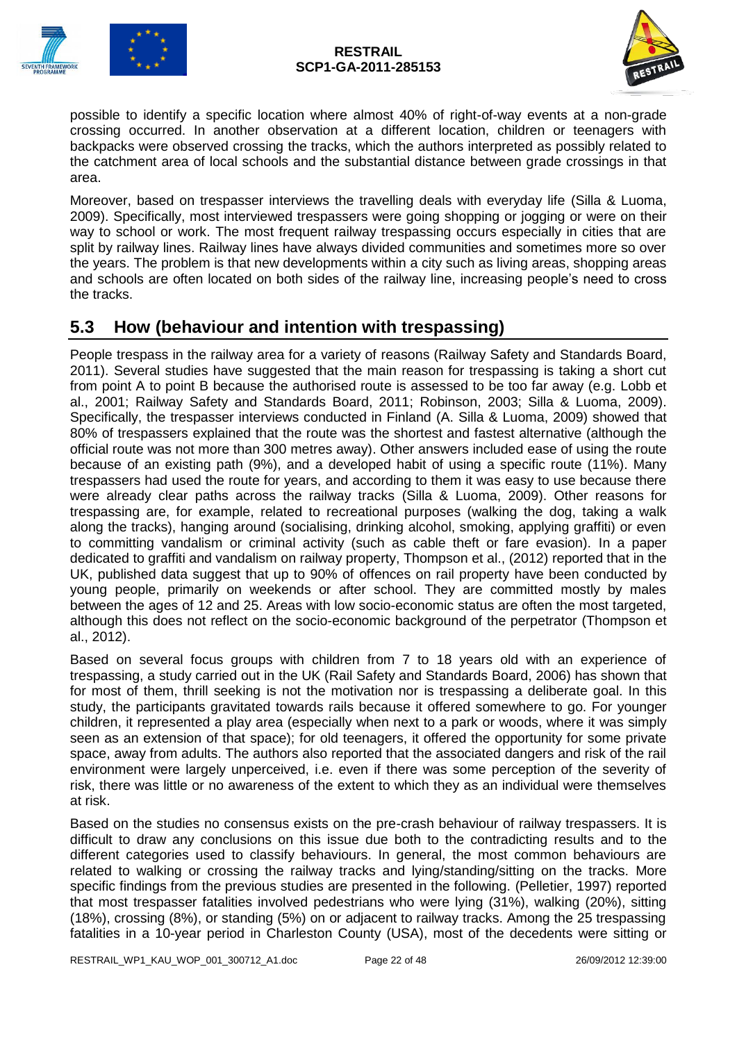possible to identify a specific location where almost 40% of right-of-way events at a non-grade crossing occurred. In another observation at a different location, children or teenagers with backpacks were observed crossing the tracks, which the authors interpreted as possibly related to the catchment area of local schools and the substantial distance between grade crossings in that area.

Moreover, based on trespasser interviews the travelling deals with everyday life (Silla & Luoma, 2009). Specifically, most interviewed trespassers were going shopping or jogging or were on their way to school or work. The most frequent railway trespassing occurs especially in cities that are split by railway lines. Railway lines have always divided communities and sometimes more so over the years. The problem is that new developments within a city such as living areas, shopping areas and schools are often located on both sides of the railway line, increasing people's need to cross the tracks.

## 5.3 How (behaviour and intention with trespassing)

People trespass in the railway area for a variety of reasons (Railway Safety and Standards Board, 2011). Several studies have suggested that the main reason for trespassing is taking a short cut from point A to point B because the authorised route is assessed to be too far away (e.g. Lobb et al., 2001; Railway Safety and Standards Board, 2011; Robinson, 2003; Silla & Luoma, 2009). Specifically, the trespasser interviews conducted in Finland (A. Silla & Luoma, 2009) showed that 80% of trespassers explained that the route was the shortest and fastest alternative (although the official route was not more than 300 metres away). Other answers included ease of using the route because of an existing path (9%), and a developed habit of using a specific route (11%). Many trespassers had used the route for years, and according to them it was easy to use because there were already clear paths across the railway tracks (Silla & Luoma, 2009). Other reasons for trespassing are, for example, related to recreational purposes (walking the dog, taking a walk along the tracks), hanging around (socialising, drinking alcohol, smoking, applying graffiti) or even to committing vandalism or criminal activity (such as cable theft or fare evasion). In a paper dedicated to graffiti and vandalism on railway property, Thompson et al., (2012) reported that in the UK, published data suggest that up to 90% of offences on rail property have been conducted by young people, primarily on weekends or after school. They are committed mostly by males between the ages of 12 and 25. Areas with low socio-economic status are often the most targeted, although this does not reflect on the socio-economic background of the perpetrator (Thompson et al., 2012).

Based on several focus groups with children from 7 to 18 years old with an experience of trespassing, a study carried out in the UK (Rail Safety and Standards Board, 2006) has shown that for most of them, thrill seeking is not the motivation nor is trespassing a deliberate goal. In this study, the participants gravitated towards rails because it offered somewhere to go. For younger children, it represented a play area (especially when next to a park or woods, where it was simply seen as an extension of that space); for old teenagers, it offered the opportunity for some private space, away from adults. The authors also reported that the associated dangers and risk of the rail environment were largely unperceived, i.e. even if there was some perception of the severity of risk, there was little or no awareness of the extent to which they as an individual were themselves at risk.

Based on the studies no consensus exists on the pre-crash behaviour of railway trespassers. It is difficult to draw any conclusions on this issue due both to the contradicting results and to the different categories used to classify behaviours. In general, the most common behaviours are related to walking or crossing the railway tracks and lying/standing/sitting on the tracks. More specific findings from the previous studies are presented in the following. (Pelletier, 1997) reported that most trespasser fatalities involved pedestrians who were lying (31%), walking (20%), sitting (18%), crossing (8%), or standing (5%) on or adjacent to railway tracks. Among the 25 trespassing fatalities in a 10-year period in Charleston County (USA), most of the decedents were sitting or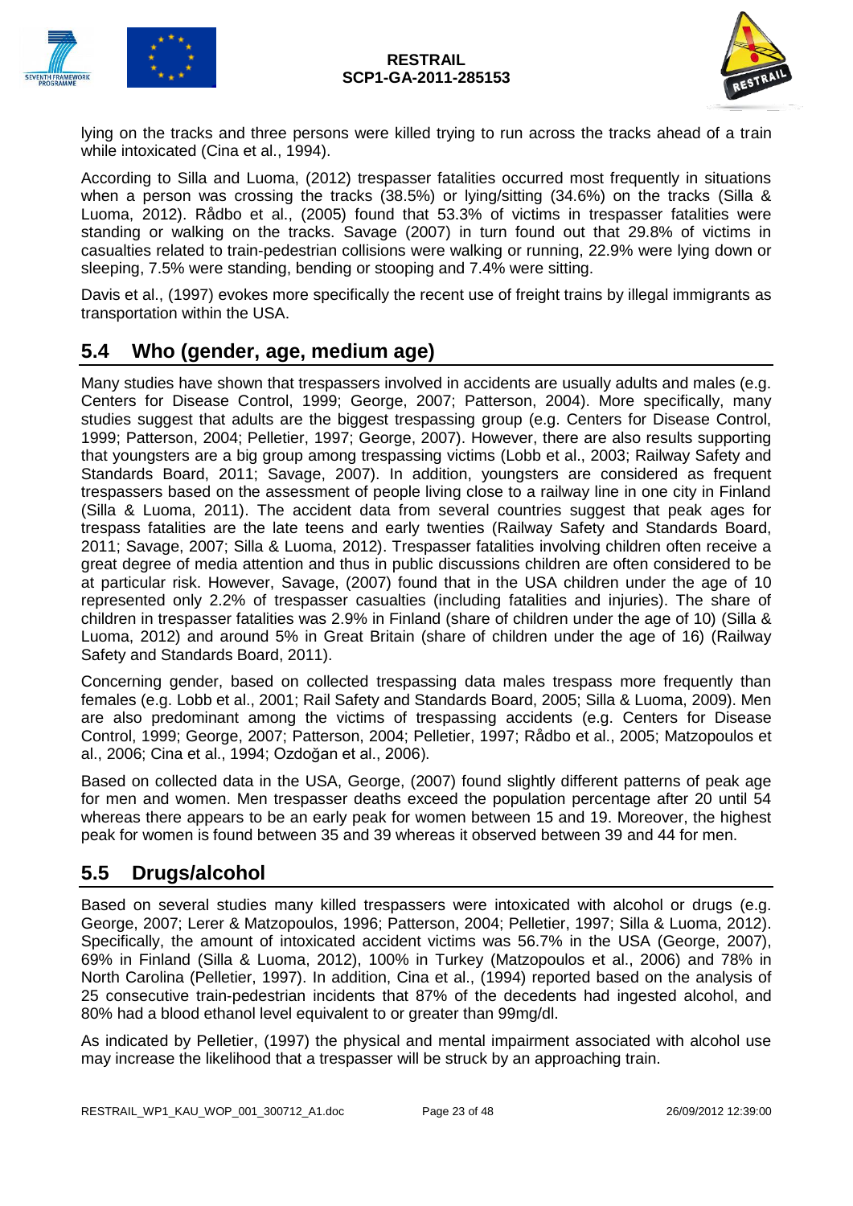lying on the tracks and three persons were killed trying to run across the tracks ahead of a train while intoxicated (Cina et al., 1994).

According to Silla and Luoma, (2012) trespasser fatalities occurred most frequently in situations when a person was crossing the tracks (38.5%) or lying/sitting (34.6%) on the tracks (Silla & Luoma, 2012). Rådbo et al., (2005) found that 53.3% of victims in trespasser fatalities were standing or walking on the tracks. Savage (2007) in turn found out that 29.8% of victims in casualties related to train-pedestrian collisions were walking or running, 22.9% were lying down or sleeping, 7.5% were standing, bending or stooping and 7.4% were sitting.

Davis et al., (1997) evokes more specifically the recent use of freight trains by illegal immigrants as transportation within the USA.

## 5.4 Who (gender, age, medium age)

Many studies have shown that trespassers involved in accidents are usually adults and males (e.g. Centers for Disease Control, 1999; George, 2007; Patterson, 2004). More specifically, many studies suggest that adults are the biggest trespassing group (e.g. Centers for Disease Control, 1999; Patterson, 2004; Pelletier, 1997; George, 2007). However, there are also results supporting that youngsters are a big group among trespassing victims (Lobb et al., 2003; Railway Safety and Standards Board, 2011; Savage, 2007). In addition, youngsters are considered as frequent trespassers based on the assessment of people living close to a railway line in one city in Finland (Silla & Luoma, 2011). The accident data from several countries suggest that peak ages for trespass fatalities are the late teens and early twenties (Railway Safety and Standards Board, 2011; Savage, 2007; Silla & Luoma, 2012). Trespasser fatalities involving children often receive a great degree of media attention and thus in public discussions children are often considered to be at particular risk. However, Savage, (2007) found that in the USA children under the age of 10 represented only 2.2% of trespasser casualties (including fatalities and injuries). The share of children in trespasser fatalities was 2.9% in Finland (share of children under the age of 10) (Silla & Luoma, 2012) and around 5% in Great Britain (share of children under the age of 16) (Railway Safety and Standards Board, 2011).

Concerning gender, based on collected trespassing data males trespass more frequently than females (e.g. Lobb et al., 2001; Rail Safety and Standards Board, 2005; Silla & Luoma, 2009). Men are also predominant among the victims of trespassing accidents (e.g. Centers for Disease Control, 1999; George, 2007; Patterson, 2004; Pelletier, 1997; Rådbo et al., 2005; Matzopoulos et al., 2006; Cina et al., 1994; Ozdoğan et al., 2006).

Based on collected data in the USA, George, (2007) found slightly different patterns of peak age for men and women. Men trespasser deaths exceed the population percentage after 20 until 54 whereas there appears to be an early peak for women between 15 and 19. Moreover, the highest peak for women is found between 35 and 39 whereas it observed between 39 and 44 for men.

## 5.5 Drugs/alcohol

Based on several studies many killed trespassers were intoxicated with alcohol or drugs (e.g. George, 2007; Lerer & Matzopoulos, 1996; Patterson, 2004; Pelletier, 1997; Silla & Luoma, 2012). Specifically, the amount of intoxicated accident victims was 56.7% in the USA (George, 2007), 69% in Finland (Silla & Luoma, 2012), 100% in Turkey (Matzopoulos et al., 2006) and 78% in North Carolina (Pelletier, 1997). In addition, Cina et al., (1994) reported based on the analysis of 25 consecutive train-pedestrian incidents that 87% of the decedents had ingested alcohol, and 80% had a blood ethanol level equivalent to or greater than 99mg/dl.

As indicated by Pelletier, (1997) the physical and mental impairment associated with alcohol use may increase the likelihood that a trespasser will be struck by an approaching train.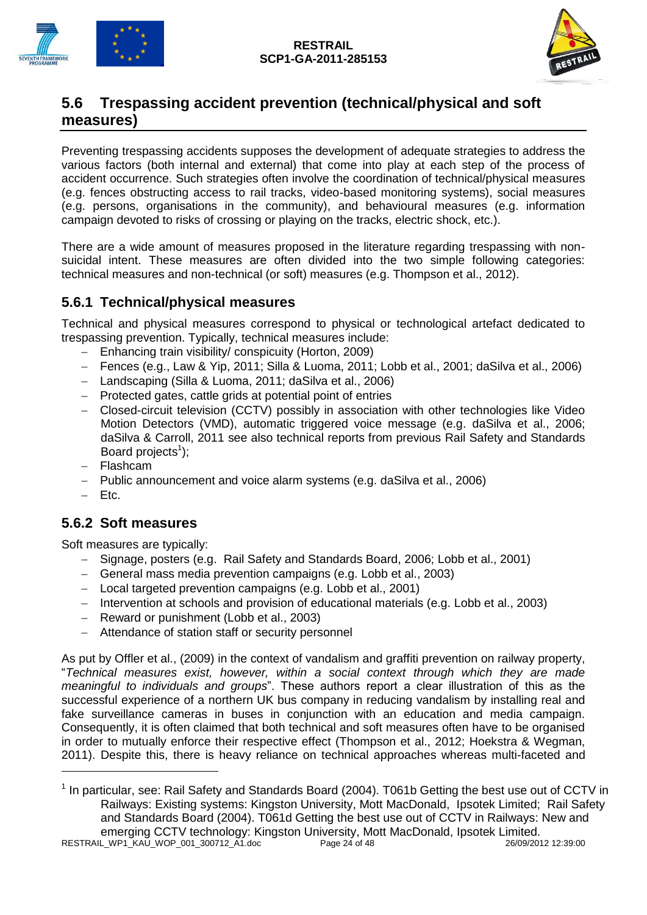## 5.6 Trespassing accident prevention (technical/physical and soft measures)

Preventing trespassing accidents supposes the development of adequate strategies to address the various factors (both internal and external) that come into play at each step of the process of accident occurrence. Such strategies often involve the coordination of technical/physical measures (e.g. fences obstructing access to rail tracks, video-based monitoring systems), social measures (e.g. persons, organisations in the community), and behavioural measures (e.g. information campaign devoted to risks of crossing or playing on the tracks, electric shock, etc.).

There are a wide amount of measures proposed in the literature regarding trespassing with non-suicidal intent. These measures are often divided into the two simple following categories: technical measures and non-technical (or soft) measures (e.g. Thompson et al., 2012).

### 5.6.1 Technical/physical measures

Technical and physical measures correspond to physical or technological artefact dedicated to trespassing prevention. Typically, technical measures include:

- Enhancing train visibility/ conspicuity (Horton, 2009)
- Fences (e.g., Law & Yip, 2011; Silla & Luoma, 2011; Lobb et al., 2001; daSilva et al., 2006)
- Landscaping (Silla & Luoma, 2011; daSilva et al., 2006)
- Protected gates, cattle grids at potential point of entries
- Closed-circuit television (CCTV) possibly in association with other technologies like Video Motion Detectors (VMD), automatic triggered voice message (e.g. daSilva et al., 2006; daSilva & Carroll, 2011 see also technical reports from previous Rail Safety and Standards Board projects[1]);
- Flashcam
- Public announcement and voice alarm systems (e.g. daSilva et al., 2006)
- Etc.

### 5.6.2 Soft measures

Soft measures are typically:

- Signage, posters (e.g. Rail Safety and Standards Board, 2006; Lobb et al., 2001)
- General mass media prevention campaigns (e.g. Lobb et al., 2003)
- Local targeted prevention campaigns (e.g. Lobb et al., 2001)
- Intervention at schools and provision of educational materials (e.g. Lobb et al., 2003)
- Reward or punishment (Lobb et al., 2003)
- Attendance of station staff or security personnel

As put by Offler et al., (2009) in the context of vandalism and graffiti prevention on railway property, "*Technical measures exist, however, within a social context through which they are made meaningful to individuals and groups*". These authors report a clear illustration of this as the successful experience of a northern UK bus company in reducing vandalism by installing real and fake surveillance cameras in buses in conjunction with an education and media campaign. Consequently, it is often claimed that both technical and soft measures often have to be organised in order to mutually enforce their respective effect (Thompson et al., 2012; Hoekstra & Wegman, 2011). Despite this, there is heavy reliance on technical approaches whereas multi-faceted and

---

[1] In particular, see: Rail Safety and Standards Board (2004). T061b Getting the best use out of CCTV in Railways: Existing systems: Kingston University, Mott MacDonald, Ipsotek Limited; Rail Safety and Standards Board (2004). T061d Getting the best use out of CCTV in Railways: New and emerging CCTV technology: Kingston University, Mott MacDonald, Ipsotek Limited.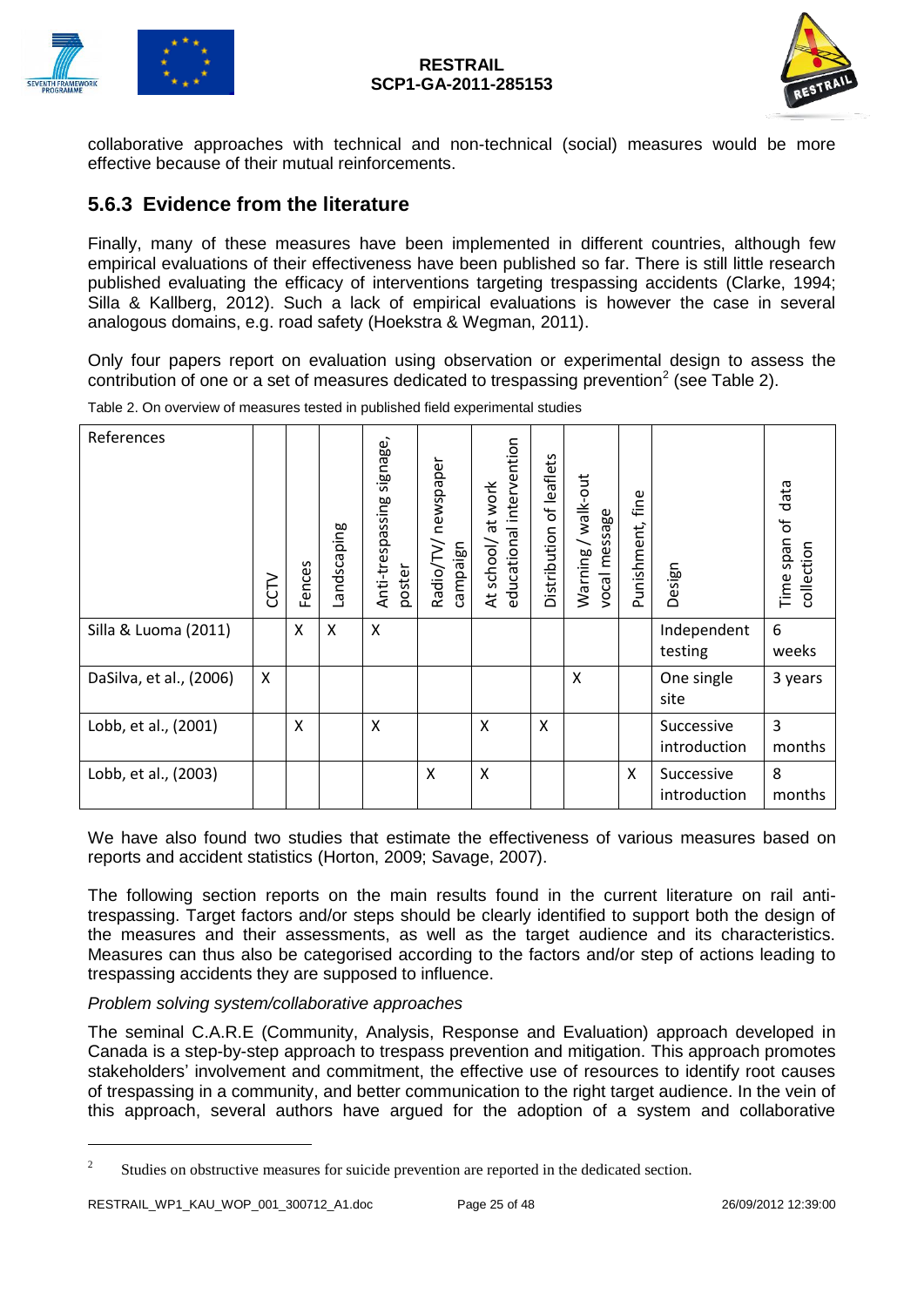collaborative approaches with technical and non-technical (social) measures would be more effective because of their mutual reinforcements.

### 5.6.3 Evidence from the literature

Finally, many of these measures have been implemented in different countries, although few empirical evaluations of their effectiveness have been published so far. There is still little research published evaluating the efficacy of interventions targeting trespassing accidents (Clarke, 1994; Silla & Kallberg, 2012). Such a lack of empirical evaluations is however the case in several analogous domains, e.g. road safety (Hoekstra & Wegman, 2011).

Only four papers report on evaluation using observation or experimental design to assess the contribution of one or a set of measures dedicated to trespassing prevention[2] (see Table 2).

Table 2. On overview of measures tested in published field experimental studies

| References | CCTV | Fences | Landscaping | Anti-trespassing signage, poster | Radio/TV/ newspaper campaign | At school/ at work educational intervention | Distribution of leaflets | Warning / walk-out vocal message | Punishment, fine | Design | Time span of data collection |
|---|---|---|---|---|---|---|---|---|---|---|---|
| Silla & Luoma (2011) | | X | X | X | | | | | | Independent testing | 6 weeks |
| DaSilva, et al., (2006) | X | | | | | | | X | | One single site | 3 years |
| Lobb, et al., (2001) | | X | | X | | X | X | | | Successive introduction | 3 months |
| Lobb, et al., (2003) | | | | | X | X | | | X | Successive introduction | 8 months |

We have also found two studies that estimate the effectiveness of various measures based on reports and accident statistics (Horton, 2009; Savage, 2007).

The following section reports on the main results found in the current literature on rail anti-trespassing. Target factors and/or steps should be clearly identified to support both the design of the measures and their assessments, as well as the target audience and its characteristics. Measures can thus also be categorised according to the factors and/or step of actions leading to trespassing accidents they are supposed to influence.

*Problem solving system/collaborative approaches*

The seminal C.A.R.E (Community, Analysis, Response and Evaluation) approach developed in Canada is a step-by-step approach to trespass prevention and mitigation. This approach promotes stakeholders' involvement and commitment, the effective use of resources to identify root causes of trespassing in a community, and better communication to the right target audience. In the vein of this approach, several authors have argued for the adoption of a system and collaborative

[2] Studies on obstructive measures for suicide prevention are reported in the dedicated section.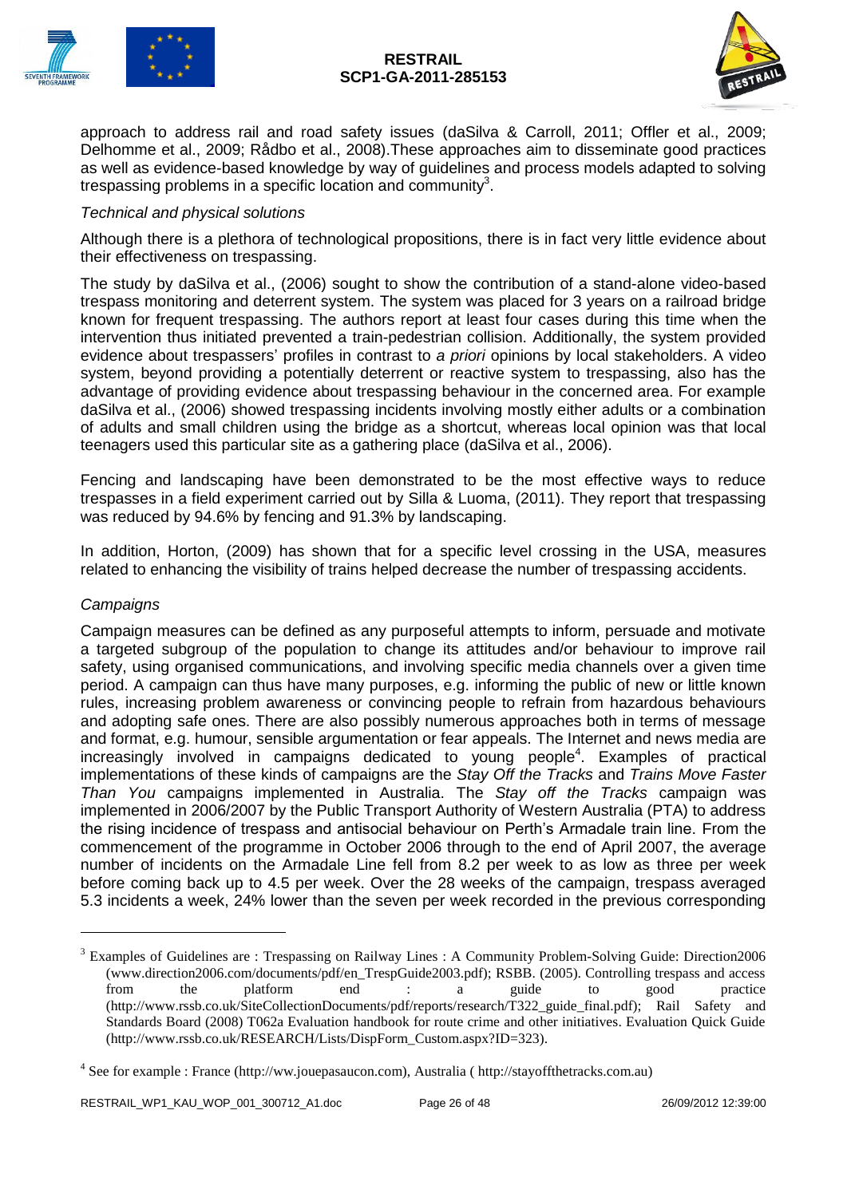approach to address rail and road safety issues (daSilva & Carroll, 2011; Offler et al., 2009; Delhomme et al., 2009; Rådbo et al., 2008).These approaches aim to disseminate good practices as well as evidence-based knowledge by way of guidelines and process models adapted to solving trespassing problems in a specific location and community[3].

*Technical and physical solutions*

Although there is a plethora of technological propositions, there is in fact very little evidence about their effectiveness on trespassing.

The study by daSilva et al., (2006) sought to show the contribution of a stand-alone video-based trespass monitoring and deterrent system. The system was placed for 3 years on a railroad bridge known for frequent trespassing. The authors report at least four cases during this time when the intervention thus initiated prevented a train-pedestrian collision. Additionally, the system provided evidence about trespassers' profiles in contrast to *a priori* opinions by local stakeholders. A video system, beyond providing a potentially deterrent or reactive system to trespassing, also has the advantage of providing evidence about trespassing behaviour in the concerned area. For example daSilva et al., (2006) showed trespassing incidents involving mostly either adults or a combination of adults and small children using the bridge as a shortcut, whereas local opinion was that local teenagers used this particular site as a gathering place (daSilva et al., 2006).

Fencing and landscaping have been demonstrated to be the most effective ways to reduce trespasses in a field experiment carried out by Silla & Luoma, (2011). They report that trespassing was reduced by 94.6% by fencing and 91.3% by landscaping.

In addition, Horton, (2009) has shown that for a specific level crossing in the USA, measures related to enhancing the visibility of trains helped decrease the number of trespassing accidents.

*Campaigns*

Campaign measures can be defined as any purposeful attempts to inform, persuade and motivate a targeted subgroup of the population to change its attitudes and/or behaviour to improve rail safety, using organised communications, and involving specific media channels over a given time period. A campaign can thus have many purposes, e.g. informing the public of new or little known rules, increasing problem awareness or convincing people to refrain from hazardous behaviours and adopting safe ones. There are also possibly numerous approaches both in terms of message and format, e.g. humour, sensible argumentation or fear appeals. The Internet and news media are increasingly involved in campaigns dedicated to young people[4]. Examples of practical implementations of these kinds of campaigns are the *Stay Off the Tracks* and *Trains Move Faster Than You* campaigns implemented in Australia. The *Stay off the Tracks* campaign was implemented in 2006/2007 by the Public Transport Authority of Western Australia (PTA) to address the rising incidence of trespass and antisocial behaviour on Perth's Armadale train line. From the commencement of the programme in October 2006 through to the end of April 2007, the average number of incidents on the Armadale Line fell from 8.2 per week to as low as three per week before coming back up to 4.5 per week. Over the 28 weeks of the campaign, trespass averaged 5.3 incidents a week, 24% lower than the seven per week recorded in the previous corresponding

---

[3] Examples of Guidelines are : Trespassing on Railway Lines : A Community Problem-Solving Guide: Direction2006 (www.direction2006.com/documents/pdf/en_TrespGuide2003.pdf); RSBB. (2005). Controlling trespass and access from the platform end : a guide to good practice (http://www.rssb.co.uk/SiteCollectionDocuments/pdf/reports/research/T322_guide_final.pdf); Rail Safety and Standards Board (2008) T062a Evaluation handbook for route crime and other initiatives. Evaluation Quick Guide (http://www.rssb.co.uk/RESEARCH/Lists/DispForm_Custom.aspx?ID=323).

[4] See for example : France (http://ww.jouepasaucon.com), Australia ( http://stayoffthetracks.com.au)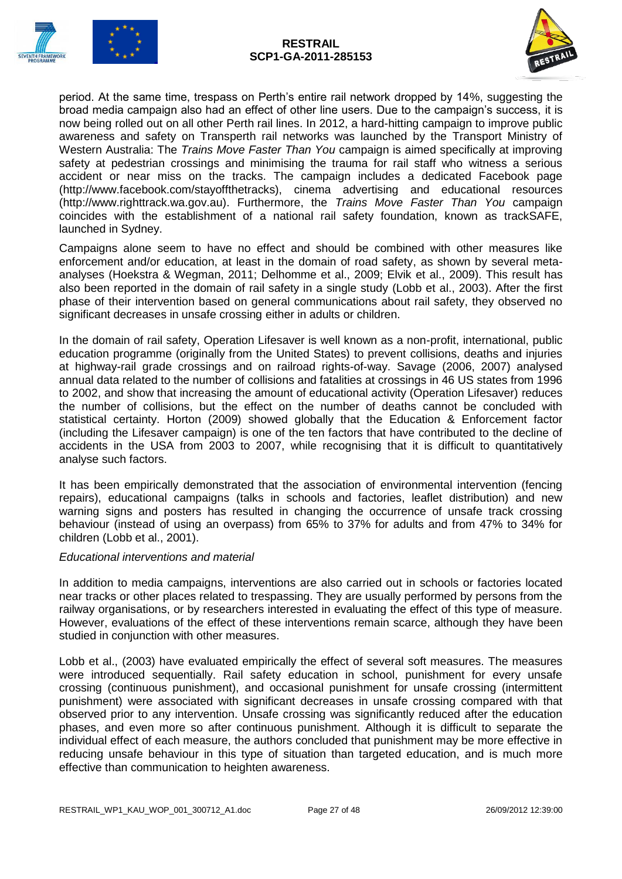period. At the same time, trespass on Perth's entire rail network dropped by 14%, suggesting the broad media campaign also had an effect of other line users. Due to the campaign's success, it is now being rolled out on all other Perth rail lines. In 2012, a hard-hitting campaign to improve public awareness and safety on Transperth rail networks was launched by the Transport Ministry of Western Australia: The *Trains Move Faster Than You* campaign is aimed specifically at improving safety at pedestrian crossings and minimising the trauma for rail staff who witness a serious accident or near miss on the tracks. The campaign includes a dedicated Facebook page (http://www.facebook.com/stayoffthetracks), cinema advertising and educational resources (http://www.righttrack.wa.gov.au). Furthermore, the *Trains Move Faster Than You* campaign coincides with the establishment of a national rail safety foundation, known as trackSAFE, launched in Sydney.

Campaigns alone seem to have no effect and should be combined with other measures like enforcement and/or education, at least in the domain of road safety, as shown by several meta-analyses (Hoekstra & Wegman, 2011; Delhomme et al., 2009; Elvik et al., 2009). This result has also been reported in the domain of rail safety in a single study (Lobb et al., 2003). After the first phase of their intervention based on general communications about rail safety, they observed no significant decreases in unsafe crossing either in adults or children.

In the domain of rail safety, Operation Lifesaver is well known as a non-profit, international, public education programme (originally from the United States) to prevent collisions, deaths and injuries at highway-rail grade crossings and on railroad rights-of-way. Savage (2006, 2007) analysed annual data related to the number of collisions and fatalities at crossings in 46 US states from 1996 to 2002, and show that increasing the amount of educational activity (Operation Lifesaver) reduces the number of collisions, but the effect on the number of deaths cannot be concluded with statistical certainty. Horton (2009) showed globally that the Education & Enforcement factor (including the Lifesaver campaign) is one of the ten factors that have contributed to the decline of accidents in the USA from 2003 to 2007, while recognising that it is difficult to quantitatively analyse such factors.

It has been empirically demonstrated that the association of environmental intervention (fencing repairs), educational campaigns (talks in schools and factories, leaflet distribution) and new warning signs and posters has resulted in changing the occurrence of unsafe track crossing behaviour (instead of using an overpass) from 65% to 37% for adults and from 47% to 34% for children (Lobb et al., 2001).

*Educational interventions and material*

In addition to media campaigns, interventions are also carried out in schools or factories located near tracks or other places related to trespassing. They are usually performed by persons from the railway organisations, or by researchers interested in evaluating the effect of this type of measure. However, evaluations of the effect of these interventions remain scarce, although they have been studied in conjunction with other measures.

Lobb et al., (2003) have evaluated empirically the effect of several soft measures. The measures were introduced sequentially. Rail safety education in school, punishment for every unsafe crossing (continuous punishment), and occasional punishment for unsafe crossing (intermittent punishment) were associated with significant decreases in unsafe crossing compared with that observed prior to any intervention. Unsafe crossing was significantly reduced after the education phases, and even more so after continuous punishment. Although it is difficult to separate the individual effect of each measure, the authors concluded that punishment may be more effective in reducing unsafe behaviour in this type of situation than targeted education, and is much more effective than communication to heighten awareness.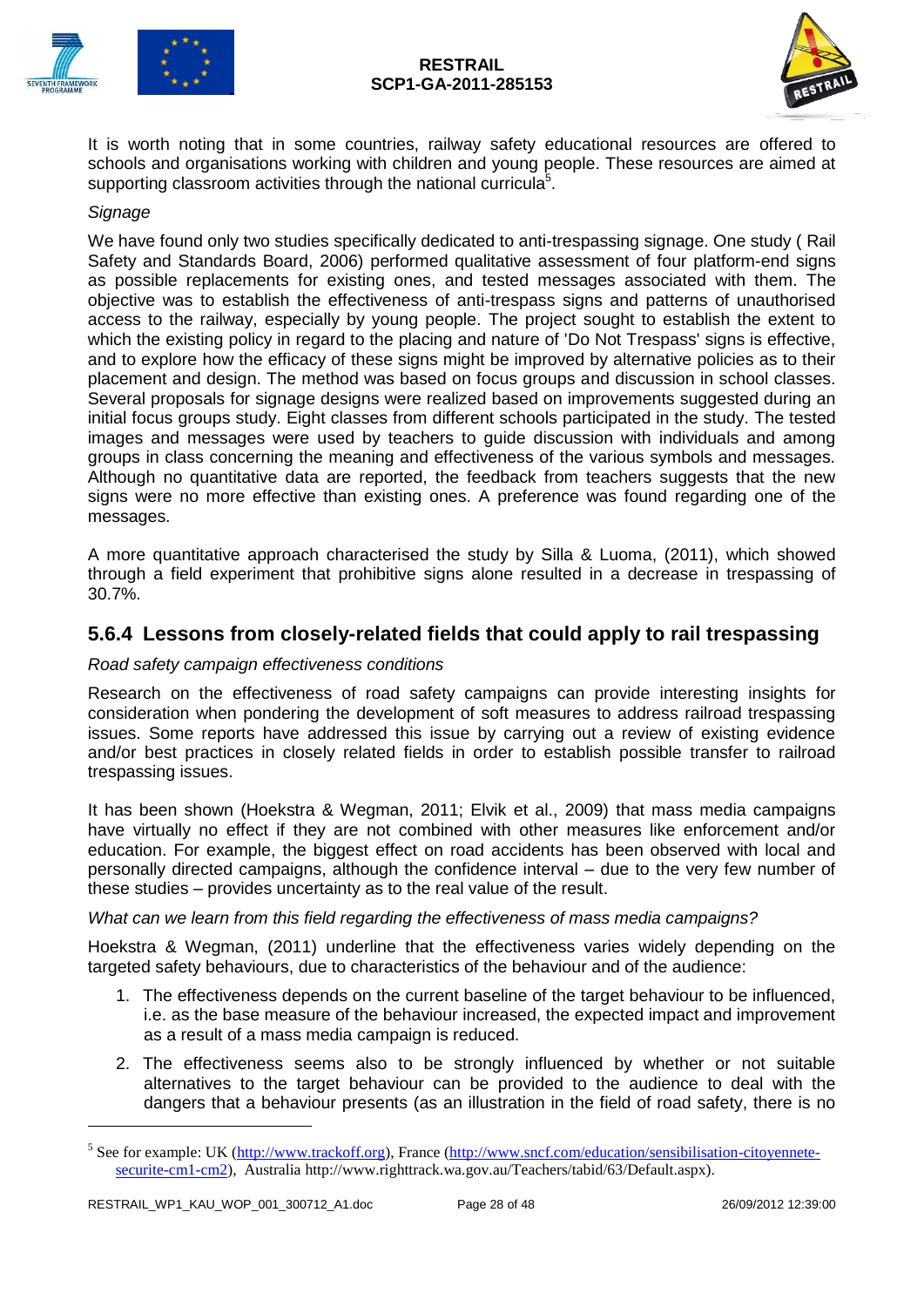It is worth noting that in some countries, railway safety educational resources are offered to schools and organisations working with children and young people. These resources are aimed at supporting classroom activities through the national curricula[5].

*Signage*

We have found only two studies specifically dedicated to anti-trespassing signage. One study ( Rail Safety and Standards Board, 2006) performed qualitative assessment of four platform-end signs as possible replacements for existing ones, and tested messages associated with them. The objective was to establish the effectiveness of anti-trespass signs and patterns of unauthorised access to the railway, especially by young people. The project sought to establish the extent to which the existing policy in regard to the placing and nature of 'Do Not Trespass' signs is effective, and to explore how the efficacy of these signs might be improved by alternative policies as to their placement and design. The method was based on focus groups and discussion in school classes. Several proposals for signage designs were realized based on improvements suggested during an initial focus groups study. Eight classes from different schools participated in the study. The tested images and messages were used by teachers to guide discussion with individuals and among groups in class concerning the meaning and effectiveness of the various symbols and messages. Although no quantitative data are reported, the feedback from teachers suggests that the new signs were no more effective than existing ones. A preference was found regarding one of the messages.

A more quantitative approach characterised the study by Silla & Luoma, (2011), which showed through a field experiment that prohibitive signs alone resulted in a decrease in trespassing of 30.7%.

### 5.6.4 Lessons from closely-related fields that could apply to rail trespassing

*Road safety campaign effectiveness conditions*

Research on the effectiveness of road safety campaigns can provide interesting insights for consideration when pondering the development of soft measures to address railroad trespassing issues. Some reports have addressed this issue by carrying out a review of existing evidence and/or best practices in closely related fields in order to establish possible transfer to railroad trespassing issues.

It has been shown (Hoekstra & Wegman, 2011; Elvik et al., 2009) that mass media campaigns have virtually no effect if they are not combined with other measures like enforcement and/or education. For example, the biggest effect on road accidents has been observed with local and personally directed campaigns, although the confidence interval – due to the very few number of these studies – provides uncertainty as to the real value of the result.

*What can we learn from this field regarding the effectiveness of mass media campaigns?*

Hoekstra & Wegman, (2011) underline that the effectiveness varies widely depending on the targeted safety behaviours, due to characteristics of the behaviour and of the audience:

1. The effectiveness depends on the current baseline of the target behaviour to be influenced, i.e. as the base measure of the behaviour increased, the expected impact and improvement as a result of a mass media campaign is reduced.
2. The effectiveness seems also to be strongly influenced by whether or not suitable alternatives to the target behaviour can be provided to the audience to deal with the dangers that a behaviour presents (as an illustration in the field of road safety, there is no

---

[5] See for example: UK (http://www.trackoff.org), France (http://www.sncf.com/education/sensibilisation-citoyennete-securite-cm1-cm2), Australia http://www.righttrack.wa.gov.au/Teachers/tabid/63/Default.aspx).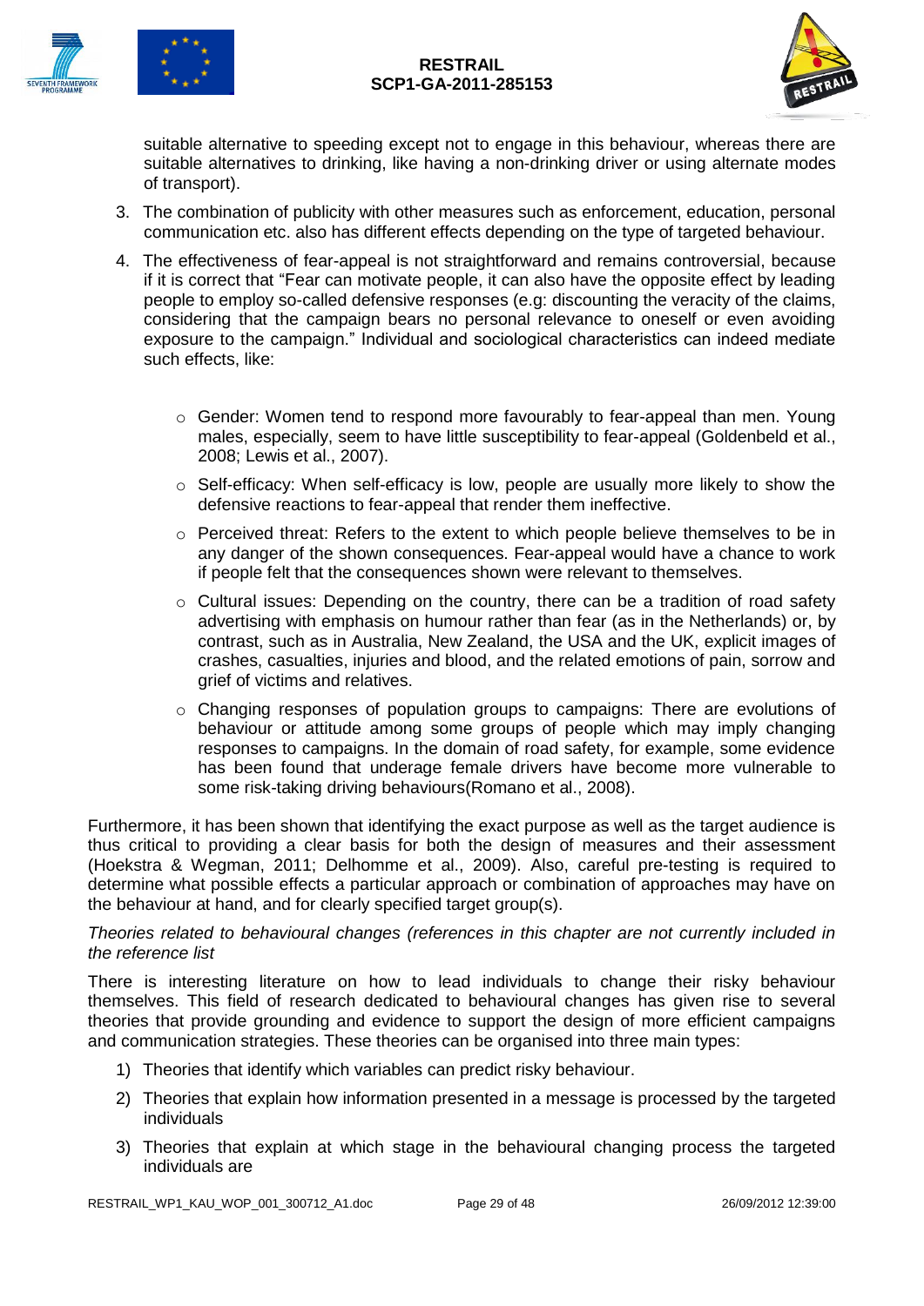suitable alternative to speeding except not to engage in this behaviour, whereas there are suitable alternatives to drinking, like having a non-drinking driver or using alternate modes of transport).

3. The combination of publicity with other measures such as enforcement, education, personal communication etc. also has different effects depending on the type of targeted behaviour.

4. The effectiveness of fear-appeal is not straightforward and remains controversial, because if it is correct that "Fear can motivate people, it can also have the opposite effect by leading people to employ so-called defensive responses (e.g: discounting the veracity of the claims, considering that the campaign bears no personal relevance to oneself or even avoiding exposure to the campaign." Individual and sociological characteristics can indeed mediate such effects, like:

   - Gender: Women tend to respond more favourably to fear-appeal than men. Young males, especially, seem to have little susceptibility to fear-appeal (Goldenbeld et al., 2008; Lewis et al., 2007).
   - Self-efficacy: When self-efficacy is low, people are usually more likely to show the defensive reactions to fear-appeal that render them ineffective.
   - Perceived threat: Refers to the extent to which people believe themselves to be in any danger of the shown consequences. Fear-appeal would have a chance to work if people felt that the consequences shown were relevant to themselves.
   - Cultural issues: Depending on the country, there can be a tradition of road safety advertising with emphasis on humour rather than fear (as in the Netherlands) or, by contrast, such as in Australia, New Zealand, the USA and the UK, explicit images of crashes, casualties, injuries and blood, and the related emotions of pain, sorrow and grief of victims and relatives.
   - Changing responses of population groups to campaigns: There are evolutions of behaviour or attitude among some groups of people which may imply changing responses to campaigns. In the domain of road safety, for example, some evidence has been found that underage female drivers have become more vulnerable to some risk-taking driving behaviours(Romano et al., 2008).

Furthermore, it has been shown that identifying the exact purpose as well as the target audience is thus critical to providing a clear basis for both the design of measures and their assessment (Hoekstra & Wegman, 2011; Delhomme et al., 2009). Also, careful pre-testing is required to determine what possible effects a particular approach or combination of approaches may have on the behaviour at hand, and for clearly specified target group(s).

*Theories related to behavioural changes (references in this chapter are not currently included in the reference list*

There is interesting literature on how to lead individuals to change their risky behaviour themselves. This field of research dedicated to behavioural changes has given rise to several theories that provide grounding and evidence to support the design of more efficient campaigns and communication strategies. These theories can be organised into three main types:

1) Theories that identify which variables can predict risky behaviour.
2) Theories that explain how information presented in a message is processed by the targeted individuals
3) Theories that explain at which stage in the behavioural changing process the targeted individuals are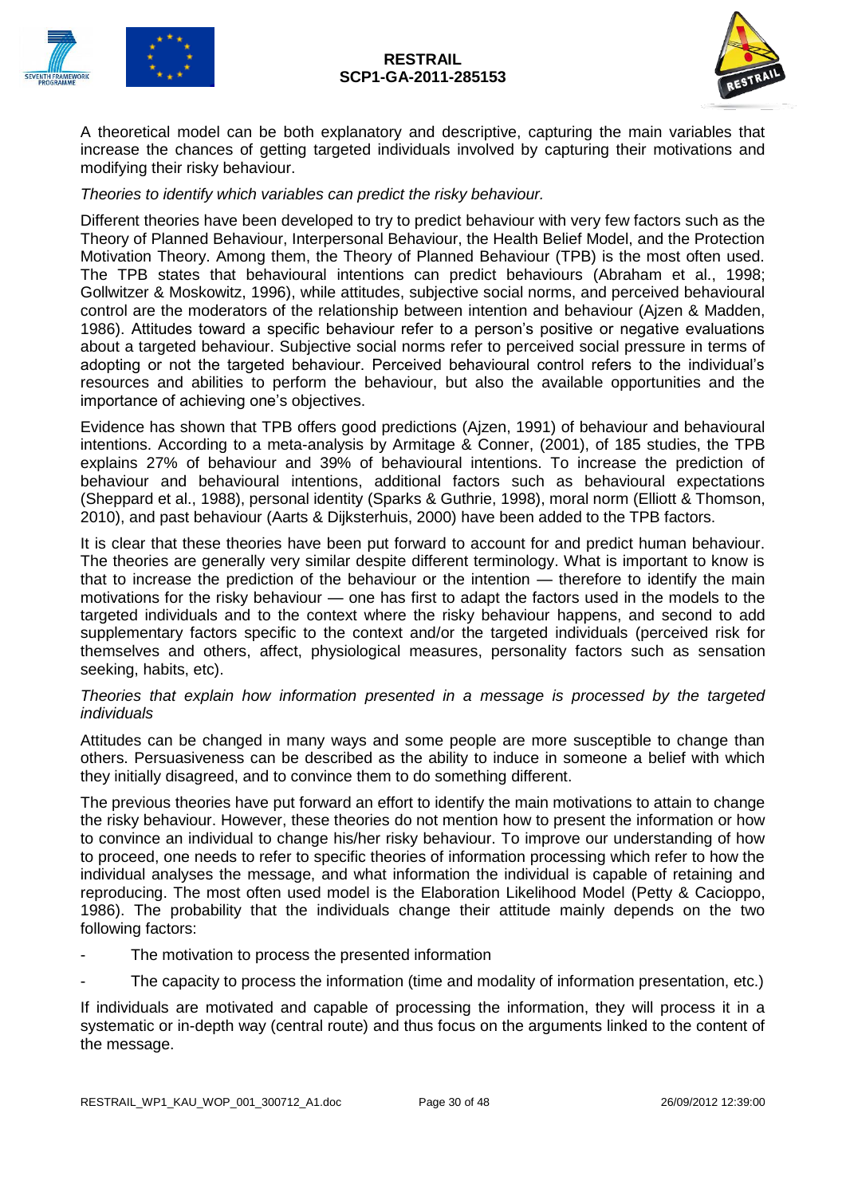A theoretical model can be both explanatory and descriptive, capturing the main variables that increase the chances of getting targeted individuals involved by capturing their motivations and modifying their risky behaviour.

*Theories to identify which variables can predict the risky behaviour.*

Different theories have been developed to try to predict behaviour with very few factors such as the Theory of Planned Behaviour, Interpersonal Behaviour, the Health Belief Model, and the Protection Motivation Theory. Among them, the Theory of Planned Behaviour (TPB) is the most often used. The TPB states that behavioural intentions can predict behaviours (Abraham et al., 1998; Gollwitzer & Moskowitz, 1996), while attitudes, subjective social norms, and perceived behavioural control are the moderators of the relationship between intention and behaviour (Ajzen & Madden, 1986). Attitudes toward a specific behaviour refer to a person's positive or negative evaluations about a targeted behaviour. Subjective social norms refer to perceived social pressure in terms of adopting or not the targeted behaviour. Perceived behavioural control refers to the individual's resources and abilities to perform the behaviour, but also the available opportunities and the importance of achieving one's objectives.

Evidence has shown that TPB offers good predictions (Ajzen, 1991) of behaviour and behavioural intentions. According to a meta-analysis by Armitage & Conner, (2001), of 185 studies, the TPB explains 27% of behaviour and 39% of behavioural intentions. To increase the prediction of behaviour and behavioural intentions, additional factors such as behavioural expectations (Sheppard et al., 1988), personal identity (Sparks & Guthrie, 1998), moral norm (Elliott & Thomson, 2010), and past behaviour (Aarts & Dijksterhuis, 2000) have been added to the TPB factors.

It is clear that these theories have been put forward to account for and predict human behaviour. The theories are generally very similar despite different terminology. What is important to know is that to increase the prediction of the behaviour or the intention — therefore to identify the main motivations for the risky behaviour — one has first to adapt the factors used in the models to the targeted individuals and to the context where the risky behaviour happens, and second to add supplementary factors specific to the context and/or the targeted individuals (perceived risk for themselves and others, affect, physiological measures, personality factors such as sensation seeking, habits, etc).

*Theories that explain how information presented in a message is processed by the targeted individuals*

Attitudes can be changed in many ways and some people are more susceptible to change than others. Persuasiveness can be described as the ability to induce in someone a belief with which they initially disagreed, and to convince them to do something different.

The previous theories have put forward an effort to identify the main motivations to attain to change the risky behaviour. However, these theories do not mention how to present the information or how to convince an individual to change his/her risky behaviour. To improve our understanding of how to proceed, one needs to refer to specific theories of information processing which refer to how the individual analyses the message, and what information the individual is capable of retaining and reproducing. The most often used model is the Elaboration Likelihood Model (Petty & Cacioppo, 1986). The probability that the individuals change their attitude mainly depends on the two following factors:

- The motivation to process the presented information
- The capacity to process the information (time and modality of information presentation, etc.)

If individuals are motivated and capable of processing the information, they will process it in a systematic or in-depth way (central route) and thus focus on the arguments linked to the content of the message.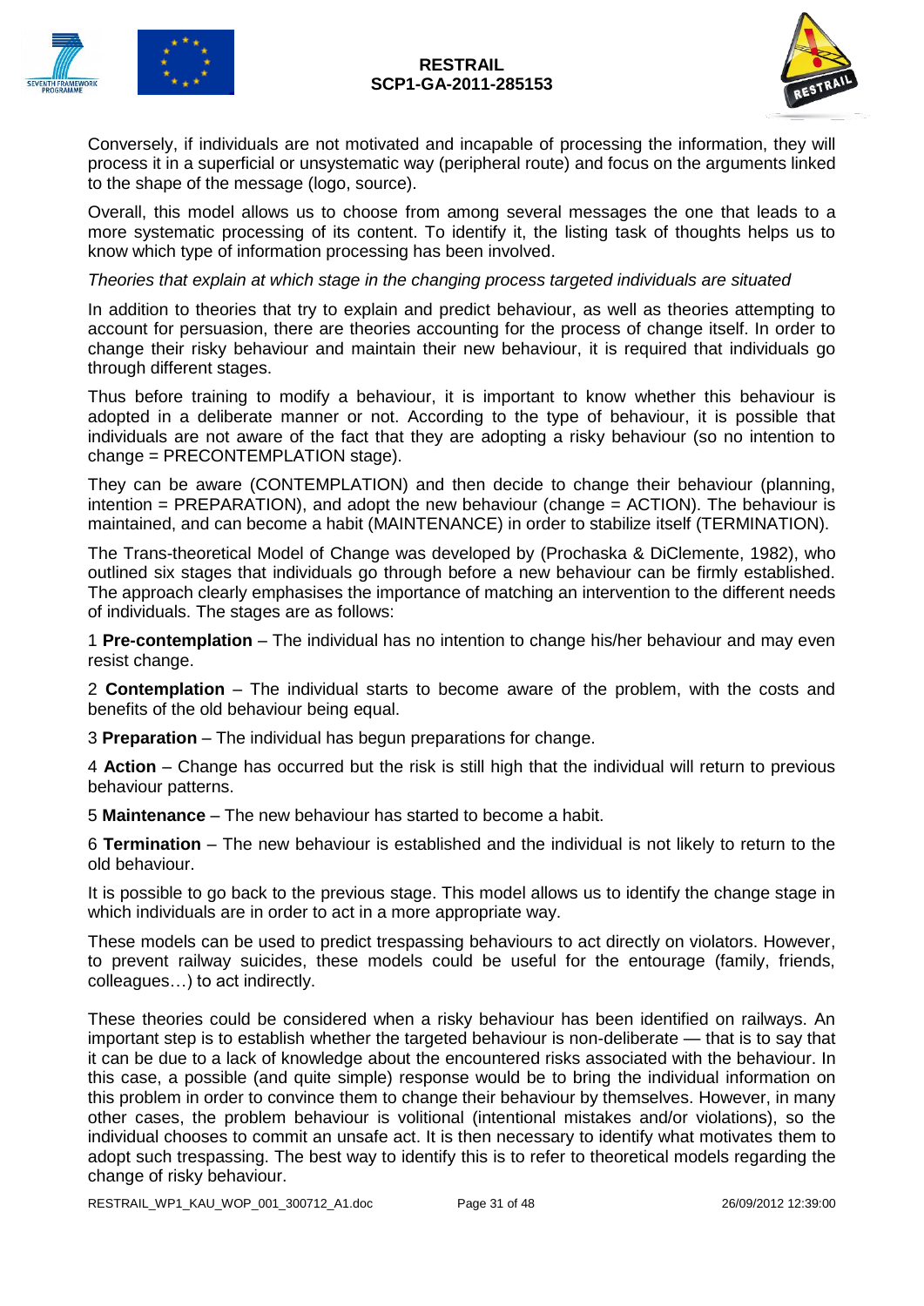Conversely, if individuals are not motivated and incapable of processing the information, they will process it in a superficial or unsystematic way (peripheral route) and focus on the arguments linked to the shape of the message (logo, source).

Overall, this model allows us to choose from among several messages the one that leads to a more systematic processing of its content. To identify it, the listing task of thoughts helps us to know which type of information processing has been involved.

*Theories that explain at which stage in the changing process targeted individuals are situated*

In addition to theories that try to explain and predict behaviour, as well as theories attempting to account for persuasion, there are theories accounting for the process of change itself. In order to change their risky behaviour and maintain their new behaviour, it is required that individuals go through different stages.

Thus before training to modify a behaviour, it is important to know whether this behaviour is adopted in a deliberate manner or not. According to the type of behaviour, it is possible that individuals are not aware of the fact that they are adopting a risky behaviour (so no intention to change = PRECONTEMPLATION stage).

They can be aware (CONTEMPLATION) and then decide to change their behaviour (planning, intention = PREPARATION), and adopt the new behaviour (change = ACTION). The behaviour is maintained, and can become a habit (MAINTENANCE) in order to stabilize itself (TERMINATION).

The Trans-theoretical Model of Change was developed by (Prochaska & DiClemente, 1982), who outlined six stages that individuals go through before a new behaviour can be firmly established. The approach clearly emphasises the importance of matching an intervention to the different needs of individuals. The stages are as follows:

1 **Pre-contemplation** – The individual has no intention to change his/her behaviour and may even resist change.

2 **Contemplation** – The individual starts to become aware of the problem, with the costs and benefits of the old behaviour being equal.

3 **Preparation** – The individual has begun preparations for change.

4 **Action** – Change has occurred but the risk is still high that the individual will return to previous behaviour patterns.

5 **Maintenance** – The new behaviour has started to become a habit.

6 **Termination** – The new behaviour is established and the individual is not likely to return to the old behaviour.

It is possible to go back to the previous stage. This model allows us to identify the change stage in which individuals are in order to act in a more appropriate way.

These models can be used to predict trespassing behaviours to act directly on violators. However, to prevent railway suicides, these models could be useful for the entourage (family, friends, colleagues…) to act indirectly.

These theories could be considered when a risky behaviour has been identified on railways. An important step is to establish whether the targeted behaviour is non-deliberate — that is to say that it can be due to a lack of knowledge about the encountered risks associated with the behaviour. In this case, a possible (and quite simple) response would be to bring the individual information on this problem in order to convince them to change their behaviour by themselves. However, in many other cases, the problem behaviour is volitional (intentional mistakes and/or violations), so the individual chooses to commit an unsafe act. It is then necessary to identify what motivates them to adopt such trespassing. The best way to identify this is to refer to theoretical models regarding the change of risky behaviour.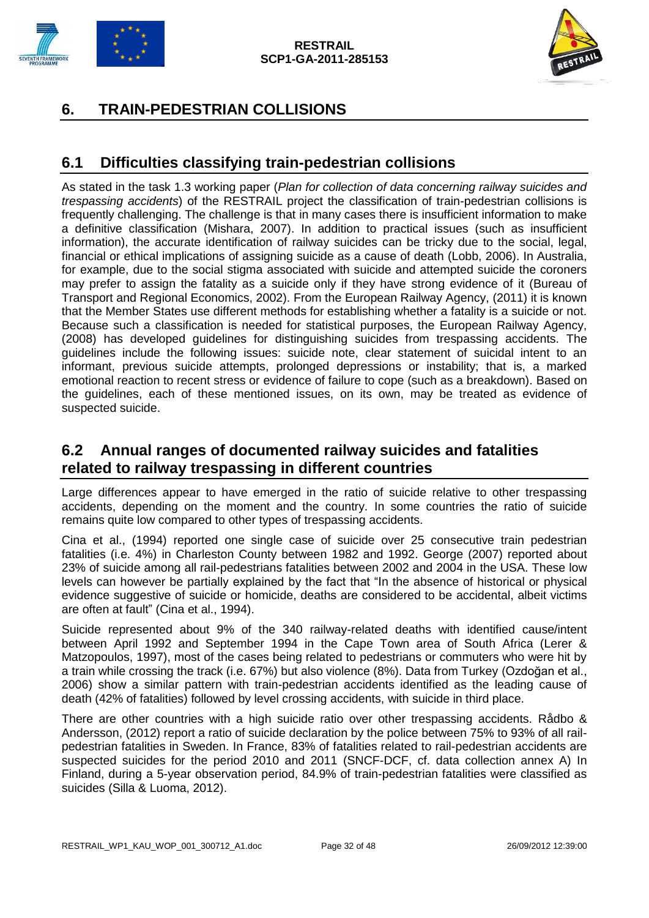# 6. TRAIN-PEDESTRIAN COLLISIONS

## 6.1 Difficulties classifying train-pedestrian collisions

As stated in the task 1.3 working paper (*Plan for collection of data concerning railway suicides and trespassing accidents*) of the RESTRAIL project the classification of train-pedestrian collisions is frequently challenging. The challenge is that in many cases there is insufficient information to make a definitive classification (Mishara, 2007). In addition to practical issues (such as insufficient information), the accurate identification of railway suicides can be tricky due to the social, legal, financial or ethical implications of assigning suicide as a cause of death (Lobb, 2006). In Australia, for example, due to the social stigma associated with suicide and attempted suicide the coroners may prefer to assign the fatality as a suicide only if they have strong evidence of it (Bureau of Transport and Regional Economics, 2002). From the European Railway Agency, (2011) it is known that the Member States use different methods for establishing whether a fatality is a suicide or not. Because such a classification is needed for statistical purposes, the European Railway Agency, (2008) has developed guidelines for distinguishing suicides from trespassing accidents. The guidelines include the following issues: suicide note, clear statement of suicidal intent to an informant, previous suicide attempts, prolonged depressions or instability; that is, a marked emotional reaction to recent stress or evidence of failure to cope (such as a breakdown). Based on the guidelines, each of these mentioned issues, on its own, may be treated as evidence of suspected suicide.

## 6.2 Annual ranges of documented railway suicides and fatalities related to railway trespassing in different countries

Large differences appear to have emerged in the ratio of suicide relative to other trespassing accidents, depending on the moment and the country. In some countries the ratio of suicide remains quite low compared to other types of trespassing accidents.

Cina et al., (1994) reported one single case of suicide over 25 consecutive train pedestrian fatalities (i.e. 4%) in Charleston County between 1982 and 1992. George (2007) reported about 23% of suicide among all rail-pedestrians fatalities between 2002 and 2004 in the USA. These low levels can however be partially explained by the fact that "In the absence of historical or physical evidence suggestive of suicide or homicide, deaths are considered to be accidental, albeit victims are often at fault" (Cina et al., 1994).

Suicide represented about 9% of the 340 railway-related deaths with identified cause/intent between April 1992 and September 1994 in the Cape Town area of South Africa (Lerer & Matzopoulos, 1997), most of the cases being related to pedestrians or commuters who were hit by a train while crossing the track (i.e. 67%) but also violence (8%). Data from Turkey (Ozdoğan et al., 2006) show a similar pattern with train-pedestrian accidents identified as the leading cause of death (42% of fatalities) followed by level crossing accidents, with suicide in third place.

There are other countries with a high suicide ratio over other trespassing accidents. Rådbo & Andersson, (2012) report a ratio of suicide declaration by the police between 75% to 93% of all rail-pedestrian fatalities in Sweden. In France, 83% of fatalities related to rail-pedestrian accidents are suspected suicides for the period 2010 and 2011 (SNCF-DCF, cf. data collection annex A) In Finland, during a 5-year observation period, 84.9% of train-pedestrian fatalities were classified as suicides (Silla & Luoma, 2012).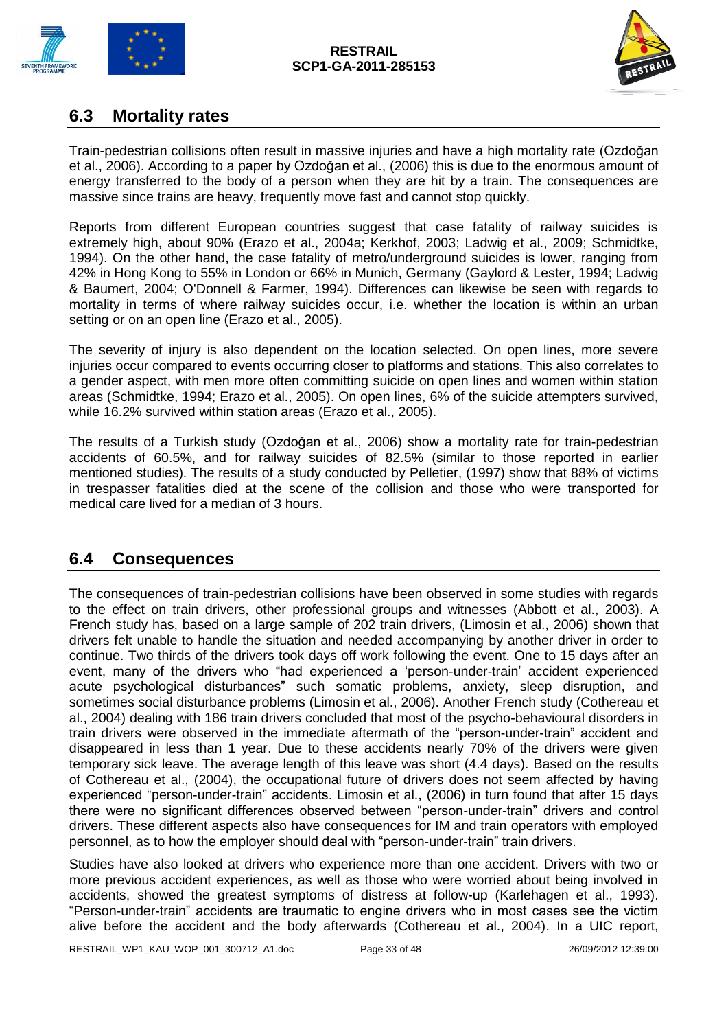## 6.3 Mortality rates

Train-pedestrian collisions often result in massive injuries and have a high mortality rate (Ozdoğan et al., 2006). According to a paper by Ozdoğan et al., (2006) this is due to the enormous amount of energy transferred to the body of a person when they are hit by a train. The consequences are massive since trains are heavy, frequently move fast and cannot stop quickly.

Reports from different European countries suggest that case fatality of railway suicides is extremely high, about 90% (Erazo et al., 2004a; Kerkhof, 2003; Ladwig et al., 2009; Schmidtke, 1994). On the other hand, the case fatality of metro/underground suicides is lower, ranging from 42% in Hong Kong to 55% in London or 66% in Munich, Germany (Gaylord & Lester, 1994; Ladwig & Baumert, 2004; O'Donnell & Farmer, 1994). Differences can likewise be seen with regards to mortality in terms of where railway suicides occur, i.e. whether the location is within an urban setting or on an open line (Erazo et al., 2005).

The severity of injury is also dependent on the location selected. On open lines, more severe injuries occur compared to events occurring closer to platforms and stations. This also correlates to a gender aspect, with men more often committing suicide on open lines and women within station areas (Schmidtke, 1994; Erazo et al., 2005). On open lines, 6% of the suicide attempters survived, while 16.2% survived within station areas (Erazo et al., 2005).

The results of a Turkish study (Ozdoğan et al., 2006) show a mortality rate for train-pedestrian accidents of 60.5%, and for railway suicides of 82.5% (similar to those reported in earlier mentioned studies). The results of a study conducted by Pelletier, (1997) show that 88% of victims in trespasser fatalities died at the scene of the collision and those who were transported for medical care lived for a median of 3 hours.

## 6.4 Consequences

The consequences of train-pedestrian collisions have been observed in some studies with regards to the effect on train drivers, other professional groups and witnesses (Abbott et al., 2003). A French study has, based on a large sample of 202 train drivers, (Limosin et al., 2006) shown that drivers felt unable to handle the situation and needed accompanying by another driver in order to continue. Two thirds of the drivers took days off work following the event. One to 15 days after an event, many of the drivers who "had experienced a 'person-under-train' accident experienced acute psychological disturbances" such somatic problems, anxiety, sleep disruption, and sometimes social disturbance problems (Limosin et al., 2006). Another French study (Cothereau et al., 2004) dealing with 186 train drivers concluded that most of the psycho-behavioural disorders in train drivers were observed in the immediate aftermath of the "person-under-train" accident and disappeared in less than 1 year. Due to these accidents nearly 70% of the drivers were given temporary sick leave. The average length of this leave was short (4.4 days). Based on the results of Cothereau et al., (2004), the occupational future of drivers does not seem affected by having experienced "person-under-train" accidents. Limosin et al., (2006) in turn found that after 15 days there were no significant differences observed between "person-under-train" drivers and control drivers. These different aspects also have consequences for IM and train operators with employed personnel, as to how the employer should deal with "person-under-train" train drivers.

Studies have also looked at drivers who experience more than one accident. Drivers with two or more previous accident experiences, as well as those who were worried about being involved in accidents, showed the greatest symptoms of distress at follow-up (Karlehagen et al., 1993). "Person-under-train" accidents are traumatic to engine drivers who in most cases see the victim alive before the accident and the body afterwards (Cothereau et al., 2004). In a UIC report,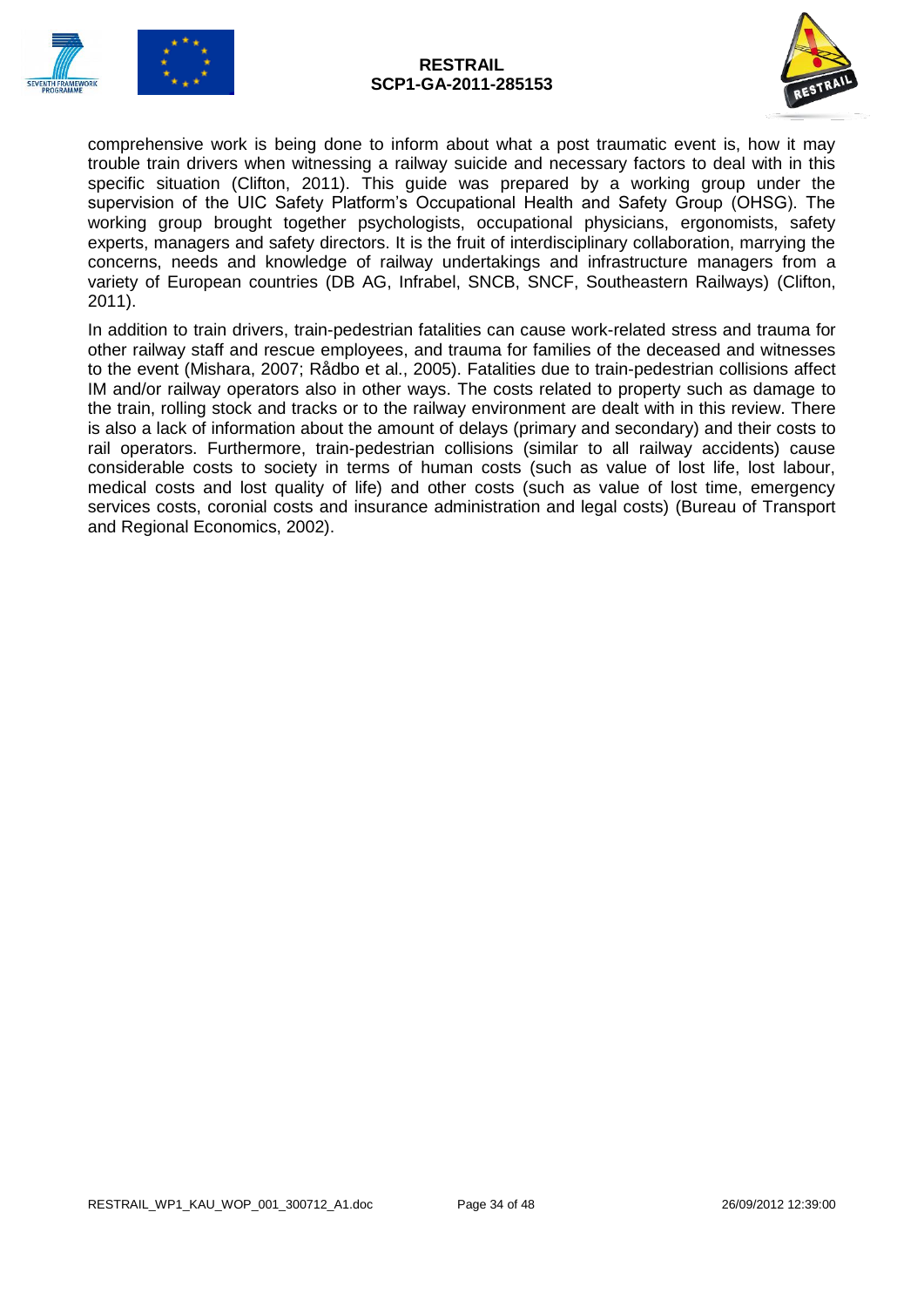comprehensive work is being done to inform about what a post traumatic event is, how it may trouble train drivers when witnessing a railway suicide and necessary factors to deal with in this specific situation (Clifton, 2011). This guide was prepared by a working group under the supervision of the UIC Safety Platform's Occupational Health and Safety Group (OHSG). The working group brought together psychologists, occupational physicians, ergonomists, safety experts, managers and safety directors. It is the fruit of interdisciplinary collaboration, marrying the concerns, needs and knowledge of railway undertakings and infrastructure managers from a variety of European countries (DB AG, Infrabel, SNCB, SNCF, Southeastern Railways) (Clifton, 2011).

In addition to train drivers, train-pedestrian fatalities can cause work-related stress and trauma for other railway staff and rescue employees, and trauma for families of the deceased and witnesses to the event (Mishara, 2007; Rådbo et al., 2005). Fatalities due to train-pedestrian collisions affect IM and/or railway operators also in other ways. The costs related to property such as damage to the train, rolling stock and tracks or to the railway environment are dealt with in this review. There is also a lack of information about the amount of delays (primary and secondary) and their costs to rail operators. Furthermore, train-pedestrian collisions (similar to all railway accidents) cause considerable costs to society in terms of human costs (such as value of lost life, lost labour, medical costs and lost quality of life) and other costs (such as value of lost time, emergency services costs, coronial costs and insurance administration and legal costs) (Bureau of Transport and Regional Economics, 2002).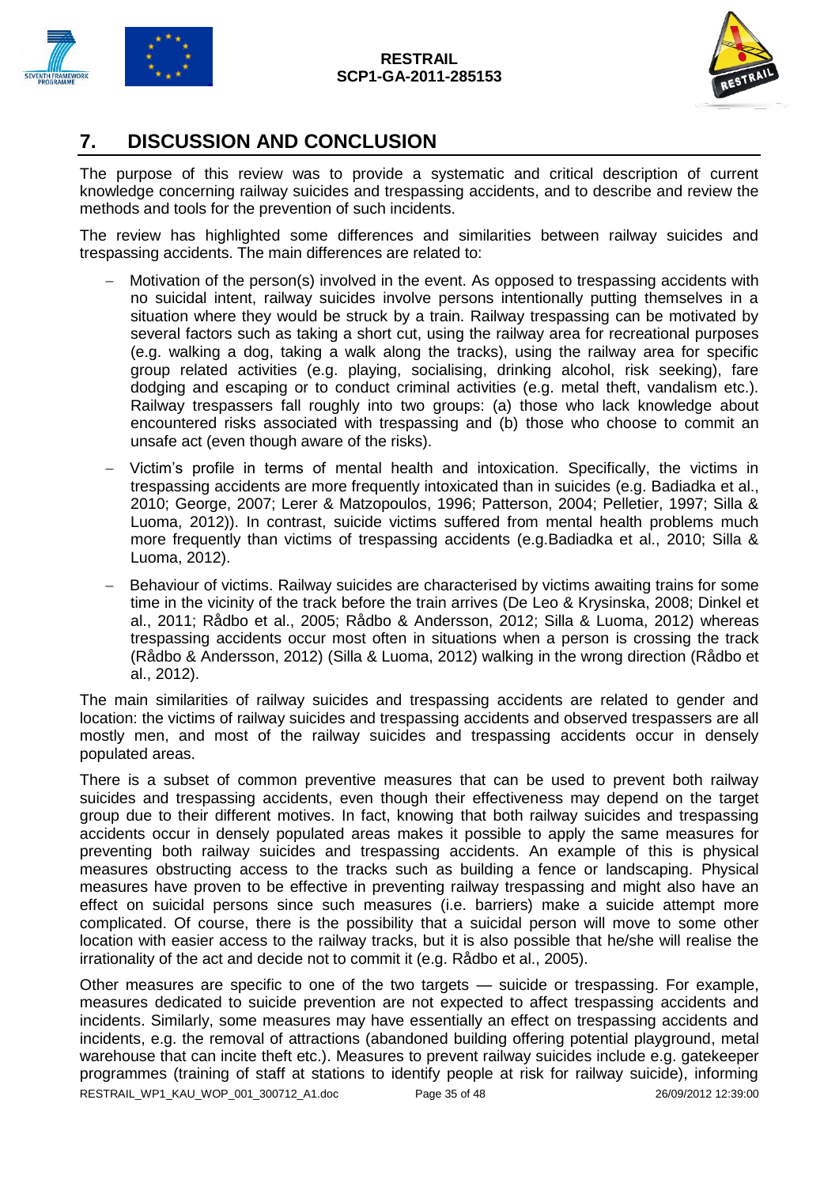## 7. DISCUSSION AND CONCLUSION

The purpose of this review was to provide a systematic and critical description of current knowledge concerning railway suicides and trespassing accidents, and to describe and review the methods and tools for the prevention of such incidents.

The review has highlighted some differences and similarities between railway suicides and trespassing accidents. The main differences are related to:

- Motivation of the person(s) involved in the event. As opposed to trespassing accidents with no suicidal intent, railway suicides involve persons intentionally putting themselves in a situation where they would be struck by a train. Railway trespassing can be motivated by several factors such as taking a short cut, using the railway area for recreational purposes (e.g. walking a dog, taking a walk along the tracks), using the railway area for specific group related activities (e.g. playing, socialising, drinking alcohol, risk seeking), fare dodging and escaping or to conduct criminal activities (e.g. metal theft, vandalism etc.). Railway trespassers fall roughly into two groups: (a) those who lack knowledge about encountered risks associated with trespassing and (b) those who choose to commit an unsafe act (even though aware of the risks).
- Victim's profile in terms of mental health and intoxication. Specifically, the victims in trespassing accidents are more frequently intoxicated than in suicides (e.g. Badiadka et al., 2010; George, 2007; Lerer & Matzopoulos, 1996; Patterson, 2004; Pelletier, 1997; Silla & Luoma, 2012)). In contrast, suicide victims suffered from mental health problems much more frequently than victims of trespassing accidents (e.g.Badiadka et al., 2010; Silla & Luoma, 2012).
- Behaviour of victims. Railway suicides are characterised by victims awaiting trains for some time in the vicinity of the track before the train arrives (De Leo & Krysinska, 2008; Dinkel et al., 2011; Rådbo et al., 2005; Rådbo & Andersson, 2012; Silla & Luoma, 2012) whereas trespassing accidents occur most often in situations when a person is crossing the track (Rådbo & Andersson, 2012) (Silla & Luoma, 2012) walking in the wrong direction (Rådbo et al., 2012).

The main similarities of railway suicides and trespassing accidents are related to gender and location: the victims of railway suicides and trespassing accidents and observed trespassers are all mostly men, and most of the railway suicides and trespassing accidents occur in densely populated areas.

There is a subset of common preventive measures that can be used to prevent both railway suicides and trespassing accidents, even though their effectiveness may depend on the target group due to their different motives. In fact, knowing that both railway suicides and trespassing accidents occur in densely populated areas makes it possible to apply the same measures for preventing both railway suicides and trespassing accidents. An example of this is physical measures obstructing access to the tracks such as building a fence or landscaping. Physical measures have proven to be effective in preventing railway trespassing and might also have an effect on suicidal persons since such measures (i.e. barriers) make a suicide attempt more complicated. Of course, there is the possibility that a suicidal person will move to some other location with easier access to the railway tracks, but it is also possible that he/she will realise the irrationality of the act and decide not to commit it (e.g. Rådbo et al., 2005).

Other measures are specific to one of the two targets — suicide or trespassing. For example, measures dedicated to suicide prevention are not expected to affect trespassing accidents and incidents. Similarly, some measures may have essentially an effect on trespassing accidents and incidents, e.g. the removal of attractions (abandoned building offering potential playground, metal warehouse that can incite theft etc.). Measures to prevent railway suicides include e.g. gatekeeper programmes (training of staff at stations to identify people at risk for railway suicide), informing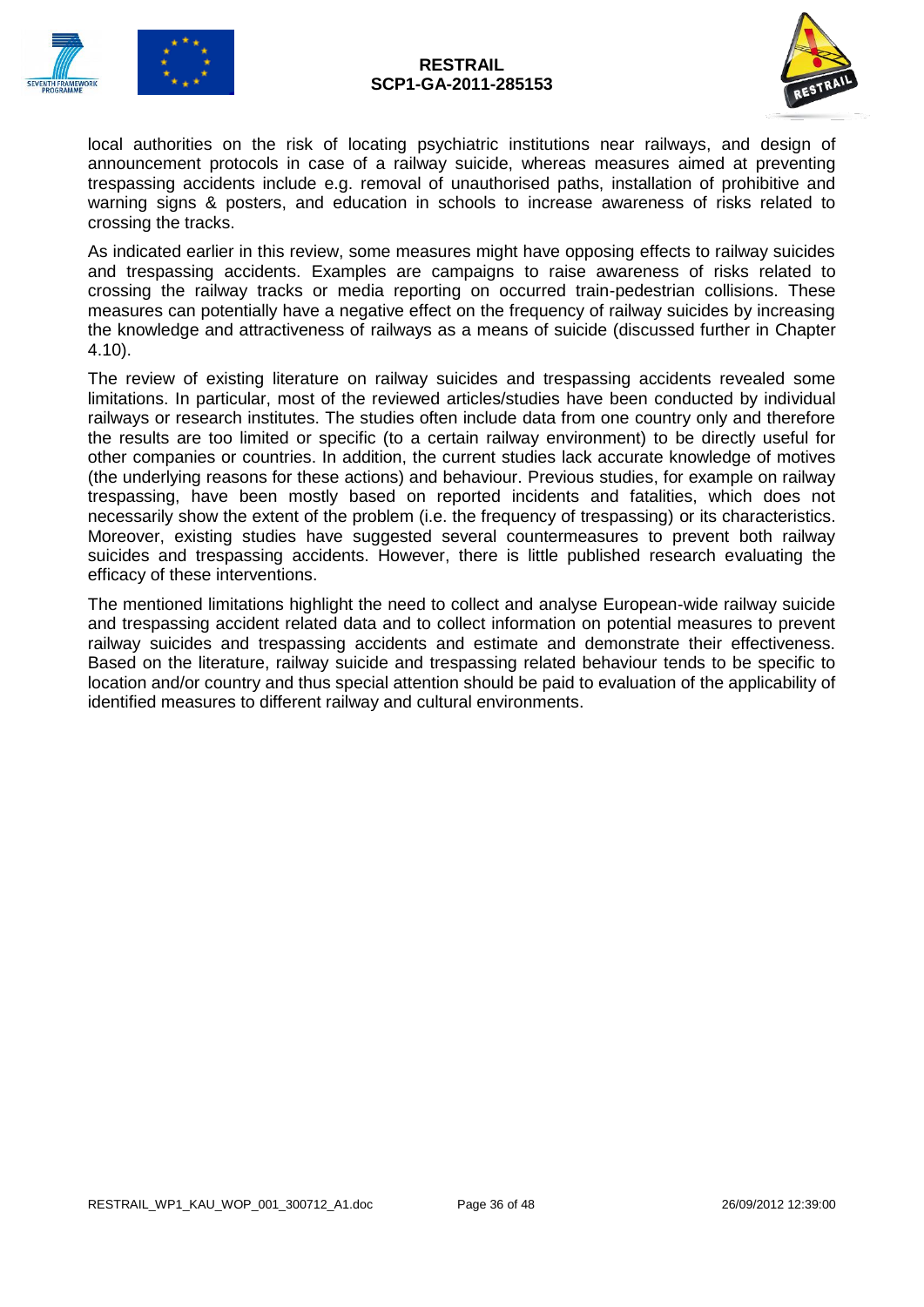local authorities on the risk of locating psychiatric institutions near railways, and design of announcement protocols in case of a railway suicide, whereas measures aimed at preventing trespassing accidents include e.g. removal of unauthorised paths, installation of prohibitive and warning signs & posters, and education in schools to increase awareness of risks related to crossing the tracks.

As indicated earlier in this review, some measures might have opposing effects to railway suicides and trespassing accidents. Examples are campaigns to raise awareness of risks related to crossing the railway tracks or media reporting on occurred train-pedestrian collisions. These measures can potentially have a negative effect on the frequency of railway suicides by increasing the knowledge and attractiveness of railways as a means of suicide (discussed further in Chapter 4.10).

The review of existing literature on railway suicides and trespassing accidents revealed some limitations. In particular, most of the reviewed articles/studies have been conducted by individual railways or research institutes. The studies often include data from one country only and therefore the results are too limited or specific (to a certain railway environment) to be directly useful for other companies or countries. In addition, the current studies lack accurate knowledge of motives (the underlying reasons for these actions) and behaviour. Previous studies, for example on railway trespassing, have been mostly based on reported incidents and fatalities, which does not necessarily show the extent of the problem (i.e. the frequency of trespassing) or its characteristics. Moreover, existing studies have suggested several countermeasures to prevent both railway suicides and trespassing accidents. However, there is little published research evaluating the efficacy of these interventions.

The mentioned limitations highlight the need to collect and analyse European-wide railway suicide and trespassing accident related data and to collect information on potential measures to prevent railway suicides and trespassing accidents and estimate and demonstrate their effectiveness. Based on the literature, railway suicide and trespassing related behaviour tends to be specific to location and/or country and thus special attention should be paid to evaluation of the applicability of identified measures to different railway and cultural environments.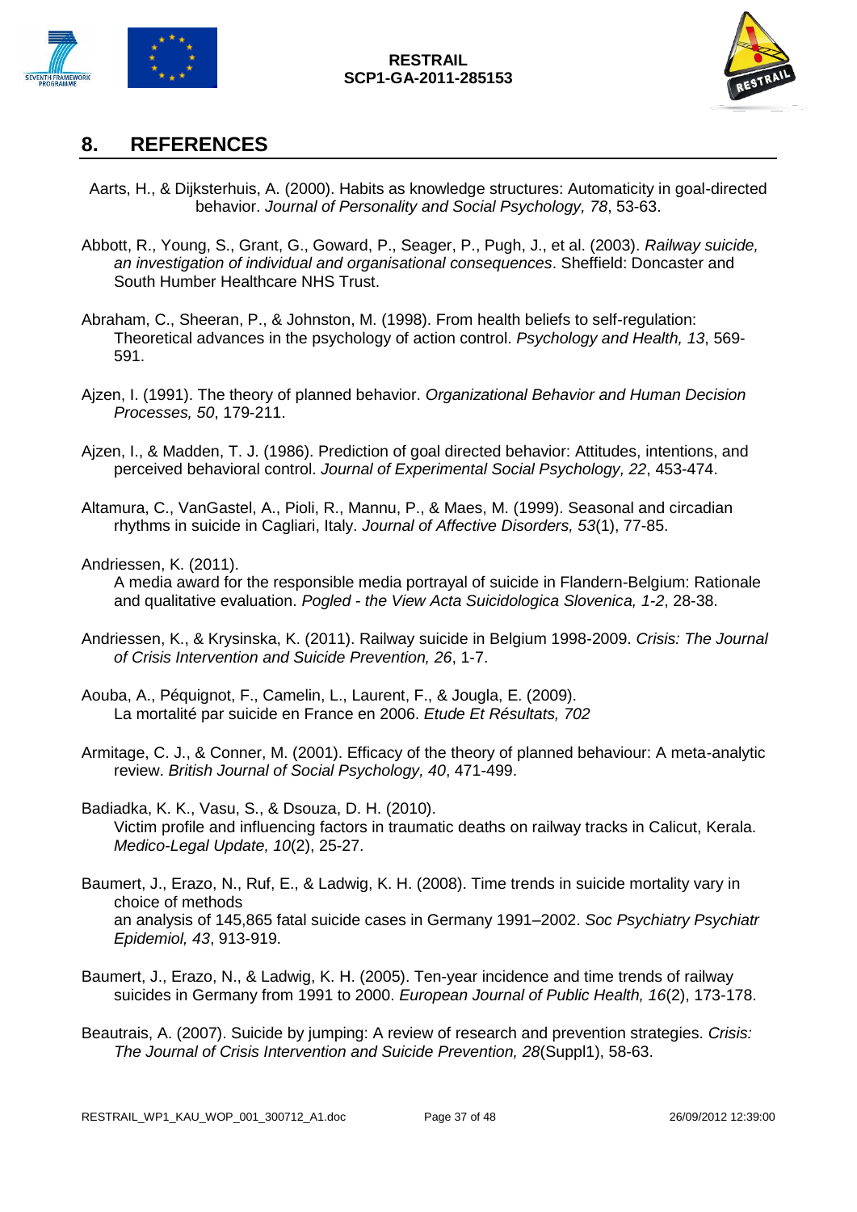## 8. REFERENCES

Aarts, H., & Dijksterhuis, A. (2000). Habits as knowledge structures: Automaticity in goal-directed behavior. *Journal of Personality and Social Psychology, 78*, 53-63.

Abbott, R., Young, S., Grant, G., Goward, P., Seager, P., Pugh, J., et al. (2003). *Railway suicide, an investigation of individual and organisational consequences*. Sheffield: Doncaster and South Humber Healthcare NHS Trust.

Abraham, C., Sheeran, P., & Johnston, M. (1998). From health beliefs to self-regulation: Theoretical advances in the psychology of action control. *Psychology and Health, 13*, 569-591.

Ajzen, I. (1991). The theory of planned behavior. *Organizational Behavior and Human Decision Processes, 50*, 179-211.

Ajzen, I., & Madden, T. J. (1986). Prediction of goal directed behavior: Attitudes, intentions, and perceived behavioral control. *Journal of Experimental Social Psychology, 22*, 453-474.

Altamura, C., VanGastel, A., Pioli, R., Mannu, P., & Maes, M. (1999). Seasonal and circadian rhythms in suicide in Cagliari, Italy. *Journal of Affective Disorders, 53*(1), 77-85.

Andriessen, K. (2011). A media award for the responsible media portrayal of suicide in Flandern-Belgium: Rationale and qualitative evaluation. *Pogled - the View Acta Suicidologica Slovenica, 1-2*, 28-38.

Andriessen, K., & Krysinska, K. (2011). Railway suicide in Belgium 1998-2009. *Crisis: The Journal of Crisis Intervention and Suicide Prevention, 26*, 1-7.

Aouba, A., Péquignot, F., Camelin, L., Laurent, F., & Jougla, E. (2009). La mortalité par suicide en France en 2006. *Etude Et Résultats, 702*

Armitage, C. J., & Conner, M. (2001). Efficacy of the theory of planned behaviour: A meta-analytic review. *British Journal of Social Psychology, 40*, 471-499.

Badiadka, K. K., Vasu, S., & Dsouza, D. H. (2010). Victim profile and influencing factors in traumatic deaths on railway tracks in Calicut, Kerala. *Medico-Legal Update, 10*(2), 25-27.

Baumert, J., Erazo, N., Ruf, E., & Ladwig, K. H. (2008). Time trends in suicide mortality vary in choice of methods an analysis of 145,865 fatal suicide cases in Germany 1991–2002. *Soc Psychiatry Psychiatr Epidemiol, 43*, 913-919.

Baumert, J., Erazo, N., & Ladwig, K. H. (2005). Ten-year incidence and time trends of railway suicides in Germany from 1991 to 2000. *European Journal of Public Health, 16*(2), 173-178.

Beautrais, A. (2007). Suicide by jumping: A review of research and prevention strategies. *Crisis: The Journal of Crisis Intervention and Suicide Prevention, 28*(Suppl1), 58-63.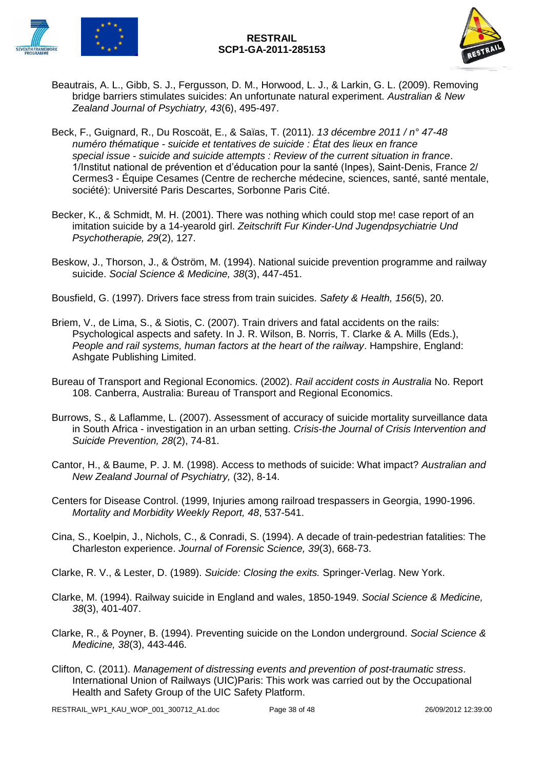Beautrais, A. L., Gibb, S. J., Fergusson, D. M., Horwood, L. J., & Larkin, G. L. (2009). Removing bridge barriers stimulates suicides: An unfortunate natural experiment. *Australian & New Zealand Journal of Psychiatry, 43*(6), 495-497.

Beck, F., Guignard, R., Du Roscoät, E., & Saïas, T. (2011). *13 décembre 2011 / n° 47-48 numéro thématique - suicide et tentatives de suicide : État des lieux en france special issue - suicide and suicide attempts : Review of the current situation in france*. 1/Institut national de prévention et d'éducation pour la santé (Inpes), Saint-Denis, France 2/ Cermes3 - Équipe Cesames (Centre de recherche médecine, sciences, santé, santé mentale, société): Université Paris Descartes, Sorbonne Paris Cité.

Becker, K., & Schmidt, M. H. (2001). There was nothing which could stop me! case report of an imitation suicide by a 14-yearold girl. *Zeitschrift Fur Kinder-Und Jugendpsychiatrie Und Psychotherapie, 29*(2), 127.

Beskow, J., Thorson, J., & Öström, M. (1994). National suicide prevention programme and railway suicide. *Social Science & Medicine, 38*(3), 447-451.

Bousfield, G. (1997). Drivers face stress from train suicides. *Safety & Health, 156*(5), 20.

Briem, V., de Lima, S., & Siotis, C. (2007). Train drivers and fatal accidents on the rails: Psychological aspects and safety. In J. R. Wilson, B. Norris, T. Clarke & A. Mills (Eds.), *People and rail systems, human factors at the heart of the railway*. Hampshire, England: Ashgate Publishing Limited.

Bureau of Transport and Regional Economics. (2002). *Rail accident costs in Australia* No. Report 108. Canberra, Australia: Bureau of Transport and Regional Economics.

Burrows, S., & Laflamme, L. (2007). Assessment of accuracy of suicide mortality surveillance data in South Africa - investigation in an urban setting. *Crisis-the Journal of Crisis Intervention and Suicide Prevention, 28*(2), 74-81.

Cantor, H., & Baume, P. J. M. (1998). Access to methods of suicide: What impact? *Australian and New Zealand Journal of Psychiatry,* (32), 8-14.

Centers for Disease Control. (1999, Injuries among railroad trespassers in Georgia, 1990-1996. *Mortality and Morbidity Weekly Report, 48*, 537-541.

Cina, S., Koelpin, J., Nichols, C., & Conradi, S. (1994). A decade of train-pedestrian fatalities: The Charleston experience. *Journal of Forensic Science, 39*(3), 668-73.

Clarke, R. V., & Lester, D. (1989). *Suicide: Closing the exits.* Springer-Verlag. New York.

Clarke, M. (1994). Railway suicide in England and wales, 1850-1949. *Social Science & Medicine, 38*(3), 401-407.

Clarke, R., & Poyner, B. (1994). Preventing suicide on the London underground. *Social Science & Medicine, 38*(3), 443-446.

Clifton, C. (2011). *Management of distressing events and prevention of post-traumatic stress*. International Union of Railways (UIC)Paris: This work was carried out by the Occupational Health and Safety Group of the UIC Safety Platform.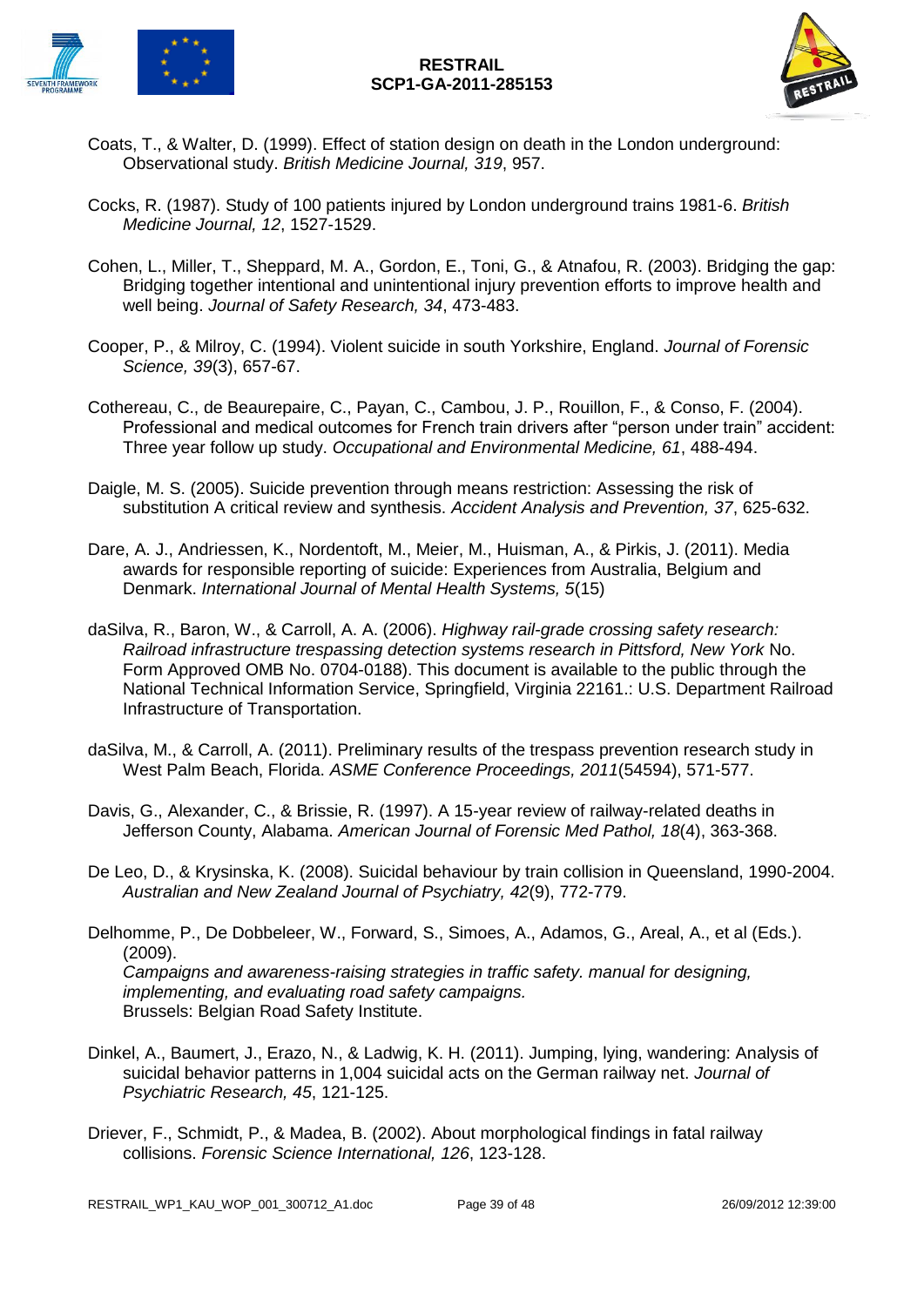Coats, T., & Walter, D. (1999). Effect of station design on death in the London underground: Observational study. *British Medicine Journal, 319*, 957.

Cocks, R. (1987). Study of 100 patients injured by London underground trains 1981-6. *British Medicine Journal, 12*, 1527-1529.

Cohen, L., Miller, T., Sheppard, M. A., Gordon, E., Toni, G., & Atnafou, R. (2003). Bridging the gap: Bridging together intentional and unintentional injury prevention efforts to improve health and well being. *Journal of Safety Research, 34*, 473-483.

Cooper, P., & Milroy, C. (1994). Violent suicide in south Yorkshire, England. *Journal of Forensic Science, 39*(3), 657-67.

Cothereau, C., de Beaurepaire, C., Payan, C., Cambou, J. P., Rouillon, F., & Conso, F. (2004). Professional and medical outcomes for French train drivers after "person under train" accident: Three year follow up study. *Occupational and Environmental Medicine, 61*, 488-494.

Daigle, M. S. (2005). Suicide prevention through means restriction: Assessing the risk of substitution A critical review and synthesis. *Accident Analysis and Prevention, 37*, 625-632.

Dare, A. J., Andriessen, K., Nordentoft, M., Meier, M., Huisman, A., & Pirkis, J. (2011). Media awards for responsible reporting of suicide: Experiences from Australia, Belgium and Denmark. *International Journal of Mental Health Systems, 5*(15)

daSilva, R., Baron, W., & Carroll, A. A. (2006). *Highway rail-grade crossing safety research: Railroad infrastructure trespassing detection systems research in Pittsford, New York* No. Form Approved OMB No. 0704-0188). This document is available to the public through the National Technical Information Service, Springfield, Virginia 22161.: U.S. Department Railroad Infrastructure of Transportation.

daSilva, M., & Carroll, A. (2011). Preliminary results of the trespass prevention research study in West Palm Beach, Florida. *ASME Conference Proceedings, 2011*(54594), 571-577.

Davis, G., Alexander, C., & Brissie, R. (1997). A 15-year review of railway-related deaths in Jefferson County, Alabama. *American Journal of Forensic Med Pathol, 18*(4), 363-368.

De Leo, D., & Krysinska, K. (2008). Suicidal behaviour by train collision in Queensland, 1990-2004. *Australian and New Zealand Journal of Psychiatry, 42*(9), 772-779.

Delhomme, P., De Dobbeleer, W., Forward, S., Simoes, A., Adamos, G., Areal, A., et al (Eds.). (2009).
*Campaigns and awareness-raising strategies in traffic safety. manual for designing, implementing, and evaluating road safety campaigns.*
Brussels: Belgian Road Safety Institute.

Dinkel, A., Baumert, J., Erazo, N., & Ladwig, K. H. (2011). Jumping, lying, wandering: Analysis of suicidal behavior patterns in 1,004 suicidal acts on the German railway net. *Journal of Psychiatric Research, 45*, 121-125.

Driever, F., Schmidt, P., & Madea, B. (2002). About morphological findings in fatal railway collisions. *Forensic Science International, 126*, 123-128.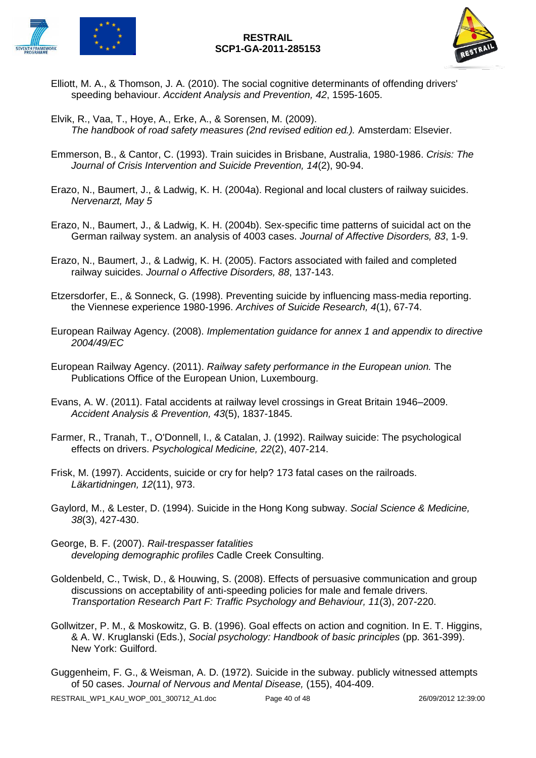Elliott, M. A., & Thomson, J. A. (2010). The social cognitive determinants of offending drivers' speeding behaviour. *Accident Analysis and Prevention, 42*, 1595-1605.

Elvik, R., Vaa, T., Hoye, A., Erke, A., & Sorensen, M. (2009). *The handbook of road safety measures (2nd revised edition ed.).* Amsterdam: Elsevier.

Emmerson, B., & Cantor, C. (1993). Train suicides in Brisbane, Australia, 1980-1986. *Crisis: The Journal of Crisis Intervention and Suicide Prevention, 14*(2), 90-94.

Erazo, N., Baumert, J., & Ladwig, K. H. (2004a). Regional and local clusters of railway suicides. *Nervenarzt, May 5*

Erazo, N., Baumert, J., & Ladwig, K. H. (2004b). Sex-specific time patterns of suicidal act on the German railway system. an analysis of 4003 cases. *Journal of Affective Disorders, 83*, 1-9.

Erazo, N., Baumert, J., & Ladwig, K. H. (2005). Factors associated with failed and completed railway suicides. *Journal o Affective Disorders, 88*, 137-143.

Etzersdorfer, E., & Sonneck, G. (1998). Preventing suicide by influencing mass-media reporting. the Viennese experience 1980-1996. *Archives of Suicide Research, 4*(1), 67-74.

European Railway Agency. (2008). *Implementation guidance for annex 1 and appendix to directive 2004/49/EC*

European Railway Agency. (2011). *Railway safety performance in the European union.* The Publications Office of the European Union, Luxembourg.

Evans, A. W. (2011). Fatal accidents at railway level crossings in Great Britain 1946–2009. *Accident Analysis & Prevention, 43*(5), 1837-1845.

Farmer, R., Tranah, T., O'Donnell, I., & Catalan, J. (1992). Railway suicide: The psychological effects on drivers. *Psychological Medicine, 22*(2), 407-214.

Frisk, M. (1997). Accidents, suicide or cry for help? 173 fatal cases on the railroads. *Läkartidningen, 12*(11), 973.

Gaylord, M., & Lester, D. (1994). Suicide in the Hong Kong subway. *Social Science & Medicine, 38*(3), 427-430.

George, B. F. (2007). *Rail-trespasser fatalities developing demographic profiles* Cadle Creek Consulting.

Goldenbeld, C., Twisk, D., & Houwing, S. (2008). Effects of persuasive communication and group discussions on acceptability of anti-speeding policies for male and female drivers. *Transportation Research Part F: Traffic Psychology and Behaviour, 11*(3), 207-220.

Gollwitzer, P. M., & Moskowitz, G. B. (1996). Goal effects on action and cognition. In E. T. Higgins, & A. W. Kruglanski (Eds.), *Social psychology: Handbook of basic principles* (pp. 361-399). New York: Guilford.

Guggenheim, F. G., & Weisman, A. D. (1972). Suicide in the subway. publicly witnessed attempts of 50 cases. *Journal of Nervous and Mental Disease,* (155), 404-409.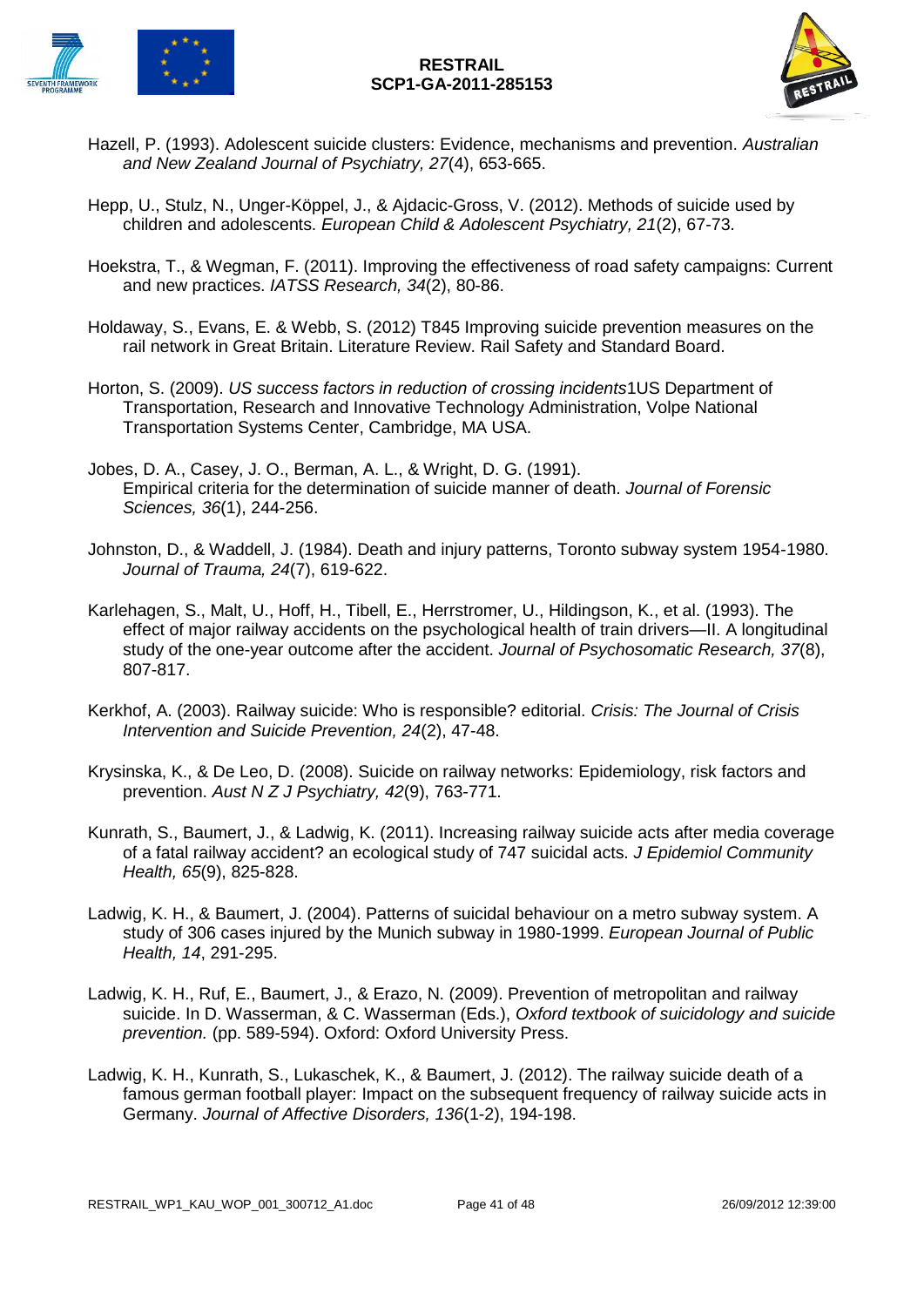Hazell, P. (1993). Adolescent suicide clusters: Evidence, mechanisms and prevention. *Australian and New Zealand Journal of Psychiatry, 27*(4), 653-665.

Hepp, U., Stulz, N., Unger-Köppel, J., & Ajdacic-Gross, V. (2012). Methods of suicide used by children and adolescents. *European Child & Adolescent Psychiatry, 21*(2), 67-73.

Hoekstra, T., & Wegman, F. (2011). Improving the effectiveness of road safety campaigns: Current and new practices. *IATSS Research, 34*(2), 80-86.

Holdaway, S., Evans, E. & Webb, S. (2012) T845 Improving suicide prevention measures on the rail network in Great Britain. Literature Review. Rail Safety and Standard Board.

Horton, S. (2009). *US success factors in reduction of crossing incidents*1US Department of Transportation, Research and Innovative Technology Administration, Volpe National Transportation Systems Center, Cambridge, MA USA.

Jobes, D. A., Casey, J. O., Berman, A. L., & Wright, D. G. (1991). Empirical criteria for the determination of suicide manner of death. *Journal of Forensic Sciences, 36*(1), 244-256.

Johnston, D., & Waddell, J. (1984). Death and injury patterns, Toronto subway system 1954-1980. *Journal of Trauma, 24*(7), 619-622.

Karlehagen, S., Malt, U., Hoff, H., Tibell, E., Herrstromer, U., Hildingson, K., et al. (1993). The effect of major railway accidents on the psychological health of train drivers—II. A longitudinal study of the one-year outcome after the accident. *Journal of Psychosomatic Research, 37*(8), 807-817.

Kerkhof, A. (2003). Railway suicide: Who is responsible? editorial. *Crisis: The Journal of Crisis Intervention and Suicide Prevention, 24*(2), 47-48.

Krysinska, K., & De Leo, D. (2008). Suicide on railway networks: Epidemiology, risk factors and prevention. *Aust N Z J Psychiatry, 42*(9), 763-771.

Kunrath, S., Baumert, J., & Ladwig, K. (2011). Increasing railway suicide acts after media coverage of a fatal railway accident? an ecological study of 747 suicidal acts. *J Epidemiol Community Health, 65*(9), 825-828.

Ladwig, K. H., & Baumert, J. (2004). Patterns of suicidal behaviour on a metro subway system. A study of 306 cases injured by the Munich subway in 1980-1999. *European Journal of Public Health, 14*, 291-295.

Ladwig, K. H., Ruf, E., Baumert, J., & Erazo, N. (2009). Prevention of metropolitan and railway suicide. In D. Wasserman, & C. Wasserman (Eds.), *Oxford textbook of suicidology and suicide prevention.* (pp. 589-594). Oxford: Oxford University Press.

Ladwig, K. H., Kunrath, S., Lukaschek, K., & Baumert, J. (2012). The railway suicide death of a famous german football player: Impact on the subsequent frequency of railway suicide acts in Germany. *Journal of Affective Disorders, 136*(1-2), 194-198.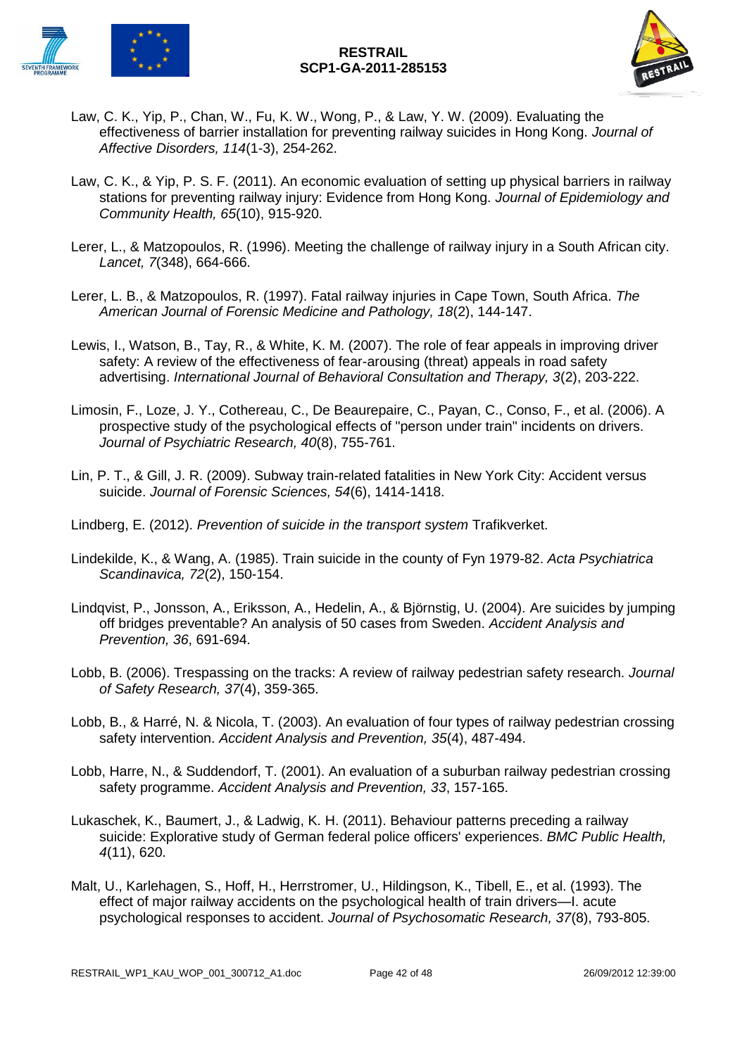Law, C. K., Yip, P., Chan, W., Fu, K. W., Wong, P., & Law, Y. W. (2009). Evaluating the effectiveness of barrier installation for preventing railway suicides in Hong Kong. *Journal of Affective Disorders, 114*(1-3), 254-262.

Law, C. K., & Yip, P. S. F. (2011). An economic evaluation of setting up physical barriers in railway stations for preventing railway injury: Evidence from Hong Kong. *Journal of Epidemiology and Community Health, 65*(10), 915-920.

Lerer, L., & Matzopoulos, R. (1996). Meeting the challenge of railway injury in a South African city. *Lancet, 7*(348), 664-666.

Lerer, L. B., & Matzopoulos, R. (1997). Fatal railway injuries in Cape Town, South Africa. *The American Journal of Forensic Medicine and Pathology, 18*(2), 144-147.

Lewis, I., Watson, B., Tay, R., & White, K. M. (2007). The role of fear appeals in improving driver safety: A review of the effectiveness of fear-arousing (threat) appeals in road safety advertising. *International Journal of Behavioral Consultation and Therapy, 3*(2), 203-222.

Limosin, F., Loze, J. Y., Cothereau, C., De Beaurepaire, C., Payan, C., Conso, F., et al. (2006). A prospective study of the psychological effects of "person under train" incidents on drivers. *Journal of Psychiatric Research, 40*(8), 755-761.

Lin, P. T., & Gill, J. R. (2009). Subway train-related fatalities in New York City: Accident versus suicide. *Journal of Forensic Sciences, 54*(6), 1414-1418.

Lindberg, E. (2012). *Prevention of suicide in the transport system* Trafikverket.

Lindekilde, K., & Wang, A. (1985). Train suicide in the county of Fyn 1979-82. *Acta Psychiatrica Scandinavica, 72*(2), 150-154.

Lindqvist, P., Jonsson, A., Eriksson, A., Hedelin, A., & Björnstig, U. (2004). Are suicides by jumping off bridges preventable? An analysis of 50 cases from Sweden. *Accident Analysis and Prevention, 36*, 691-694.

Lobb, B. (2006). Trespassing on the tracks: A review of railway pedestrian safety research. *Journal of Safety Research, 37*(4), 359-365.

Lobb, B., & Harré, N. & Nicola, T. (2003). An evaluation of four types of railway pedestrian crossing safety intervention. *Accident Analysis and Prevention, 35*(4), 487-494.

Lobb, Harre, N., & Suddendorf, T. (2001). An evaluation of a suburban railway pedestrian crossing safety programme. *Accident Analysis and Prevention, 33*, 157-165.

Lukaschek, K., Baumert, J., & Ladwig, K. H. (2011). Behaviour patterns preceding a railway suicide: Explorative study of German federal police officers' experiences. *BMC Public Health, 4*(11), 620.

Malt, U., Karlehagen, S., Hoff, H., Herrstromer, U., Hildingson, K., Tibell, E., et al. (1993). The effect of major railway accidents on the psychological health of train drivers—I. acute psychological responses to accident. *Journal of Psychosomatic Research, 37*(8), 793-805.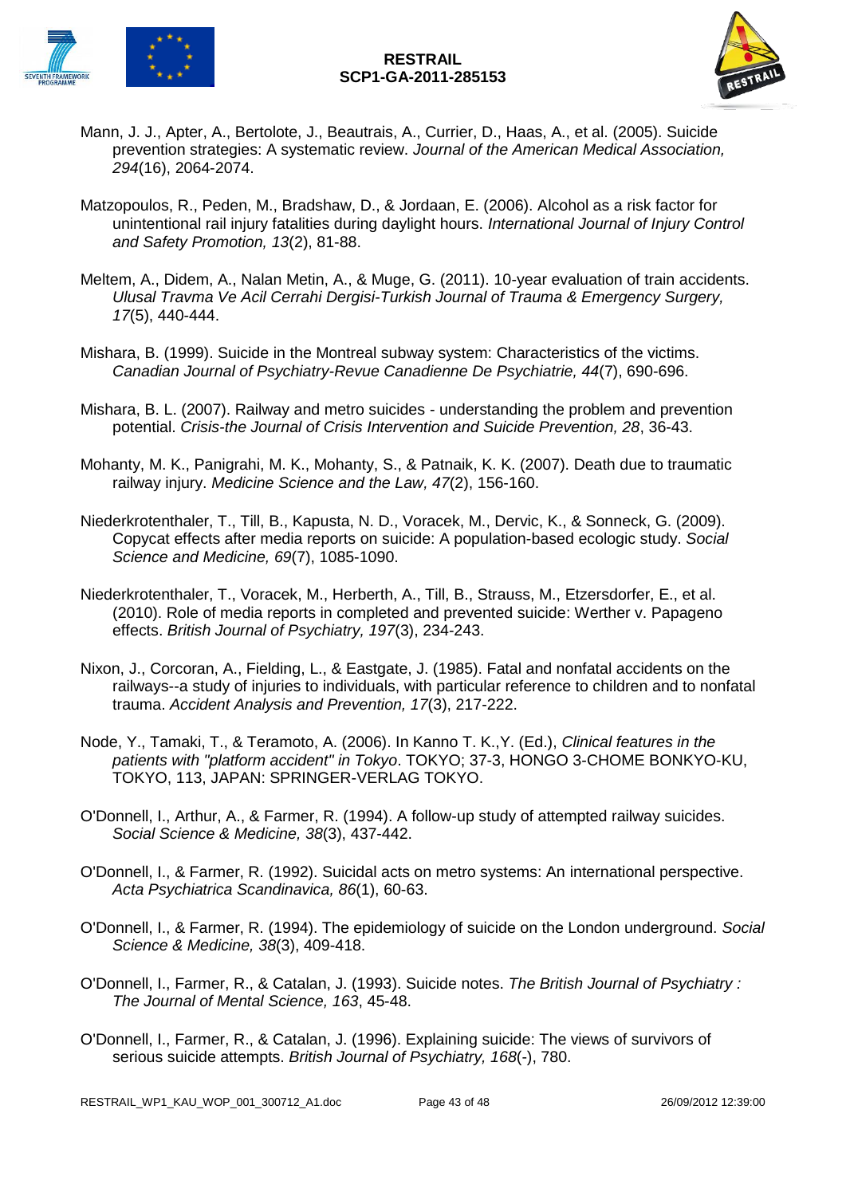Mann, J. J., Apter, A., Bertolote, J., Beautrais, A., Currier, D., Haas, A., et al. (2005). Suicide prevention strategies: A systematic review. *Journal of the American Medical Association, 294*(16), 2064-2074.

Matzopoulos, R., Peden, M., Bradshaw, D., & Jordaan, E. (2006). Alcohol as a risk factor for unintentional rail injury fatalities during daylight hours. *International Journal of Injury Control and Safety Promotion, 13*(2), 81-88.

Meltem, A., Didem, A., Nalan Metin, A., & Muge, G. (2011). 10-year evaluation of train accidents. *Ulusal Travma Ve Acil Cerrahi Dergisi-Turkish Journal of Trauma & Emergency Surgery, 17*(5), 440-444.

Mishara, B. (1999). Suicide in the Montreal subway system: Characteristics of the victims. *Canadian Journal of Psychiatry-Revue Canadienne De Psychiatrie, 44*(7), 690-696.

Mishara, B. L. (2007). Railway and metro suicides - understanding the problem and prevention potential. *Crisis-the Journal of Crisis Intervention and Suicide Prevention, 28*, 36-43.

Mohanty, M. K., Panigrahi, M. K., Mohanty, S., & Patnaik, K. K. (2007). Death due to traumatic railway injury. *Medicine Science and the Law, 47*(2), 156-160.

Niederkrotenthaler, T., Till, B., Kapusta, N. D., Voracek, M., Dervic, K., & Sonneck, G. (2009). Copycat effects after media reports on suicide: A population-based ecologic study. *Social Science and Medicine, 69*(7), 1085-1090.

Niederkrotenthaler, T., Voracek, M., Herberth, A., Till, B., Strauss, M., Etzersdorfer, E., et al. (2010). Role of media reports in completed and prevented suicide: Werther v. Papageno effects. *British Journal of Psychiatry, 197*(3), 234-243.

Nixon, J., Corcoran, A., Fielding, L., & Eastgate, J. (1985). Fatal and nonfatal accidents on the railways--a study of injuries to individuals, with particular reference to children and to nonfatal trauma. *Accident Analysis and Prevention, 17*(3), 217-222.

Node, Y., Tamaki, T., & Teramoto, A. (2006). In Kanno T. K.,Y. (Ed.), *Clinical features in the patients with "platform accident" in Tokyo*. TOKYO; 37-3, HONGO 3-CHOME BONKYO-KU, TOKYO, 113, JAPAN: SPRINGER-VERLAG TOKYO.

O'Donnell, I., Arthur, A., & Farmer, R. (1994). A follow-up study of attempted railway suicides. *Social Science & Medicine, 38*(3), 437-442.

O'Donnell, I., & Farmer, R. (1992). Suicidal acts on metro systems: An international perspective. *Acta Psychiatrica Scandinavica, 86*(1), 60-63.

O'Donnell, I., & Farmer, R. (1994). The epidemiology of suicide on the London underground. *Social Science & Medicine, 38*(3), 409-418.

O'Donnell, I., Farmer, R., & Catalan, J. (1993). Suicide notes. *The British Journal of Psychiatry : The Journal of Mental Science, 163*, 45-48.

O'Donnell, I., Farmer, R., & Catalan, J. (1996). Explaining suicide: The views of survivors of serious suicide attempts. *British Journal of Psychiatry, 168*(-), 780.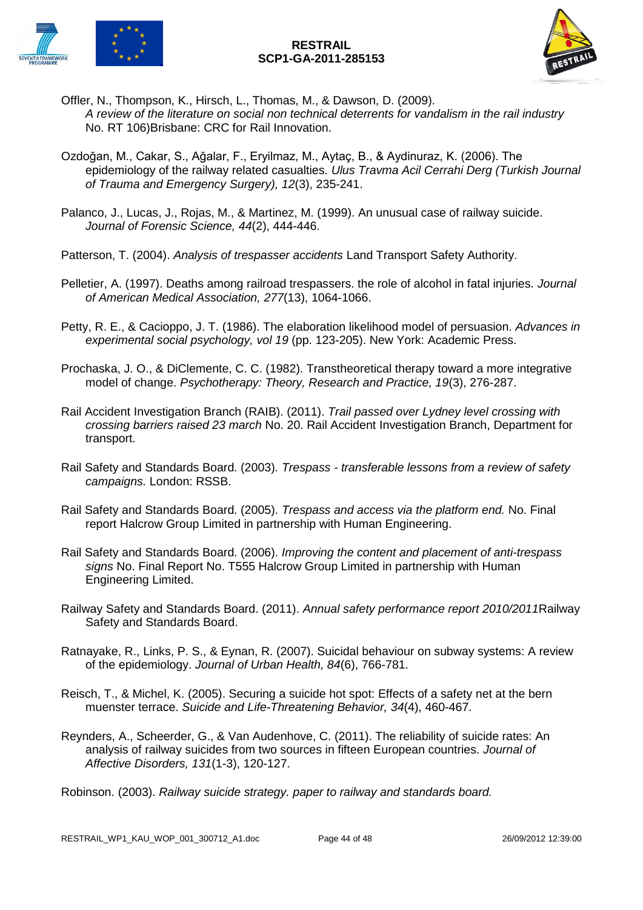Offler, N., Thompson, K., Hirsch, L., Thomas, M., & Dawson, D. (2009). *A review of the literature on social non technical deterrents for vandalism in the rail industry* No. RT 106)Brisbane: CRC for Rail Innovation.

Ozdoğan, M., Cakar, S., Ağalar, F., Eryilmaz, M., Aytaç, B., & Aydinuraz, K. (2006). The epidemiology of the railway related casualties. *Ulus Travma Acil Cerrahi Derg (Turkish Journal of Trauma and Emergency Surgery), 12*(3), 235-241.

Palanco, J., Lucas, J., Rojas, M., & Martinez, M. (1999). An unusual case of railway suicide. *Journal of Forensic Science, 44*(2), 444-446.

Patterson, T. (2004). *Analysis of trespasser accidents* Land Transport Safety Authority.

Pelletier, A. (1997). Deaths among railroad trespassers. the role of alcohol in fatal injuries. *Journal of American Medical Association, 277*(13), 1064-1066.

Petty, R. E., & Cacioppo, J. T. (1986). The elaboration likelihood model of persuasion. *Advances in experimental social psychology, vol 19* (pp. 123-205). New York: Academic Press.

Prochaska, J. O., & DiClemente, C. C. (1982). Transtheoretical therapy toward a more integrative model of change. *Psychotherapy: Theory, Research and Practice, 19*(3), 276-287.

Rail Accident Investigation Branch (RAIB). (2011). *Trail passed over Lydney level crossing with crossing barriers raised 23 march* No. 20. Rail Accident Investigation Branch, Department for transport.

Rail Safety and Standards Board. (2003). *Trespass - transferable lessons from a review of safety campaigns.* London: RSSB.

Rail Safety and Standards Board. (2005). *Trespass and access via the platform end.* No. Final report Halcrow Group Limited in partnership with Human Engineering.

Rail Safety and Standards Board. (2006). *Improving the content and placement of anti-trespass signs* No. Final Report No. T555 Halcrow Group Limited in partnership with Human Engineering Limited.

Railway Safety and Standards Board. (2011). *Annual safety performance report 2010/2011*Railway Safety and Standards Board.

Ratnayake, R., Links, P. S., & Eynan, R. (2007). Suicidal behaviour on subway systems: A review of the epidemiology. *Journal of Urban Health, 84*(6), 766-781.

Reisch, T., & Michel, K. (2005). Securing a suicide hot spot: Effects of a safety net at the bern muenster terrace. *Suicide and Life-Threatening Behavior, 34*(4), 460-467.

Reynders, A., Scheerder, G., & Van Audenhove, C. (2011). The reliability of suicide rates: An analysis of railway suicides from two sources in fifteen European countries. *Journal of Affective Disorders, 131*(1-3), 120-127.

Robinson. (2003). *Railway suicide strategy. paper to railway and standards board.*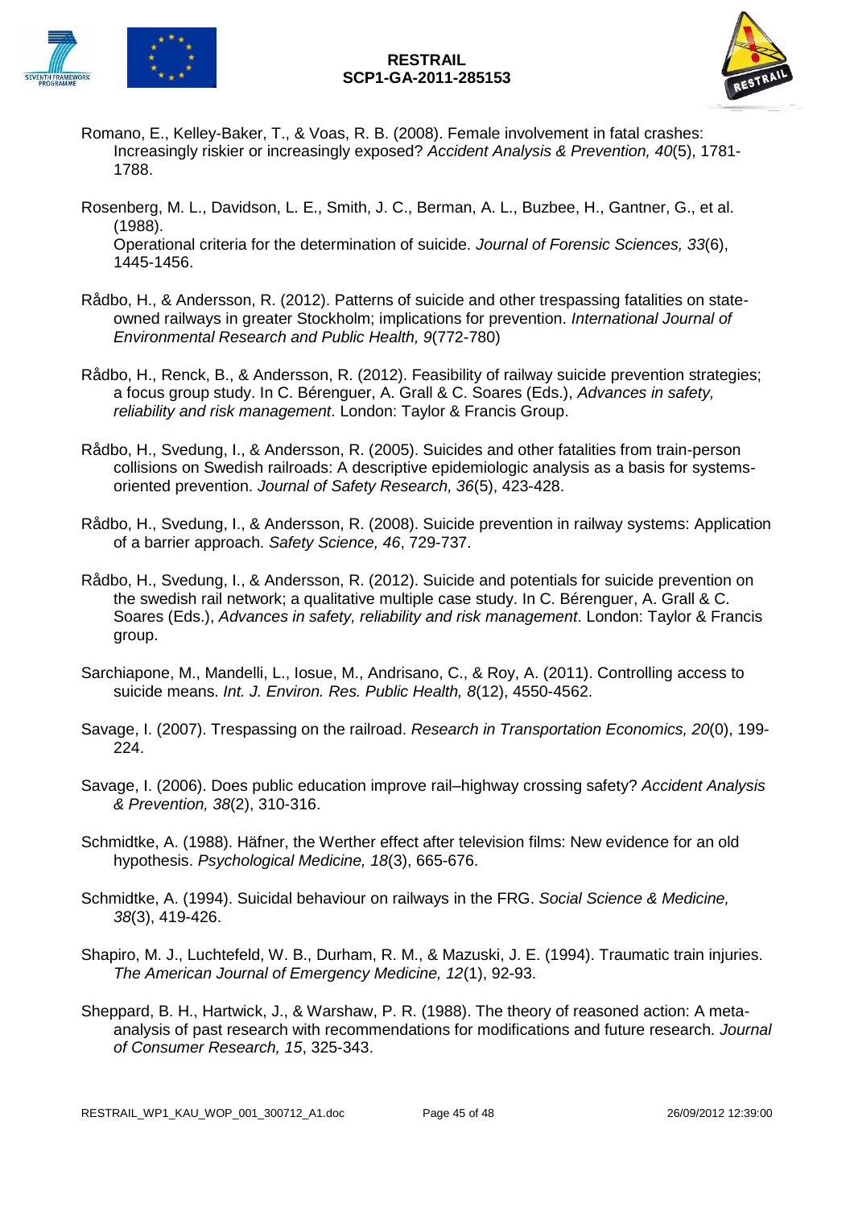Romano, E., Kelley-Baker, T., & Voas, R. B. (2008). Female involvement in fatal crashes: Increasingly riskier or increasingly exposed? *Accident Analysis & Prevention, 40*(5), 1781-1788.

Rosenberg, M. L., Davidson, L. E., Smith, J. C., Berman, A. L., Buzbee, H., Gantner, G., et al. (1988).
Operational criteria for the determination of suicide. *Journal of Forensic Sciences, 33*(6), 1445-1456.

Rådbo, H., & Andersson, R. (2012). Patterns of suicide and other trespassing fatalities on state-owned railways in greater Stockholm; implications for prevention. *International Journal of Environmental Research and Public Health, 9*(772-780)

Rådbo, H., Renck, B., & Andersson, R. (2012). Feasibility of railway suicide prevention strategies; a focus group study. In C. Bérenguer, A. Grall & C. Soares (Eds.), *Advances in safety, reliability and risk management*. London: Taylor & Francis Group.

Rådbo, H., Svedung, I., & Andersson, R. (2005). Suicides and other fatalities from train-person collisions on Swedish railroads: A descriptive epidemiologic analysis as a basis for systems-oriented prevention. *Journal of Safety Research, 36*(5), 423-428.

Rådbo, H., Svedung, I., & Andersson, R. (2008). Suicide prevention in railway systems: Application of a barrier approach. *Safety Science, 46*, 729-737.

Rådbo, H., Svedung, I., & Andersson, R. (2012). Suicide and potentials for suicide prevention on the swedish rail network; a qualitative multiple case study. In C. Bérenguer, A. Grall & C. Soares (Eds.), *Advances in safety, reliability and risk management*. London: Taylor & Francis group.

Sarchiapone, M., Mandelli, L., Iosue, M., Andrisano, C., & Roy, A. (2011). Controlling access to suicide means. *Int. J. Environ. Res. Public Health, 8*(12), 4550-4562.

Savage, I. (2007). Trespassing on the railroad. *Research in Transportation Economics, 20*(0), 199-224.

Savage, I. (2006). Does public education improve rail–highway crossing safety? *Accident Analysis & Prevention, 38*(2), 310-316.

Schmidtke, A. (1988). Häfner, the Werther effect after television films: New evidence for an old hypothesis. *Psychological Medicine, 18*(3), 665-676.

Schmidtke, A. (1994). Suicidal behaviour on railways in the FRG. *Social Science & Medicine, 38*(3), 419-426.

Shapiro, M. J., Luchtefeld, W. B., Durham, R. M., & Mazuski, J. E. (1994). Traumatic train injuries. *The American Journal of Emergency Medicine, 12*(1), 92-93.

Sheppard, B. H., Hartwick, J., & Warshaw, P. R. (1988). The theory of reasoned action: A meta-analysis of past research with recommendations for modifications and future research. *Journal of Consumer Research, 15*, 325-343.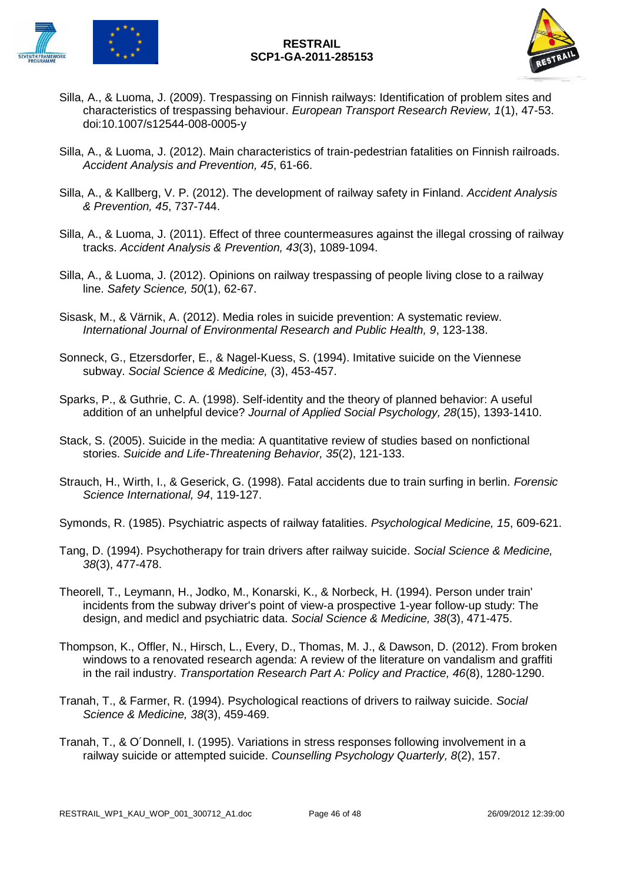Silla, A., & Luoma, J. (2009). Trespassing on Finnish railways: Identification of problem sites and characteristics of trespassing behaviour. *European Transport Research Review, 1*(1), 47-53. doi:10.1007/s12544-008-0005-y

Silla, A., & Luoma, J. (2012). Main characteristics of train-pedestrian fatalities on Finnish railroads. *Accident Analysis and Prevention, 45*, 61-66.

Silla, A., & Kallberg, V. P. (2012). The development of railway safety in Finland. *Accident Analysis & Prevention, 45*, 737-744.

Silla, A., & Luoma, J. (2011). Effect of three countermeasures against the illegal crossing of railway tracks. *Accident Analysis & Prevention, 43*(3), 1089-1094.

Silla, A., & Luoma, J. (2012). Opinions on railway trespassing of people living close to a railway line. *Safety Science, 50*(1), 62-67.

Sisask, M., & Värnik, A. (2012). Media roles in suicide prevention: A systematic review. *International Journal of Environmental Research and Public Health, 9*, 123-138.

Sonneck, G., Etzersdorfer, E., & Nagel-Kuess, S. (1994). Imitative suicide on the Viennese subway. *Social Science & Medicine,* (3), 453-457.

Sparks, P., & Guthrie, C. A. (1998). Self-identity and the theory of planned behavior: A useful addition of an unhelpful device? *Journal of Applied Social Psychology, 28*(15), 1393-1410.

Stack, S. (2005). Suicide in the media: A quantitative review of studies based on nonfictional stories. *Suicide and Life-Threatening Behavior, 35*(2), 121-133.

Strauch, H., Wirth, I., & Geserick, G. (1998). Fatal accidents due to train surfing in berlin. *Forensic Science International, 94*, 119-127.

Symonds, R. (1985). Psychiatric aspects of railway fatalities. *Psychological Medicine, 15*, 609-621.

Tang, D. (1994). Psychotherapy for train drivers after railway suicide. *Social Science & Medicine, 38*(3), 477-478.

Theorell, T., Leymann, H., Jodko, M., Konarski, K., & Norbeck, H. (1994). Person under train' incidents from the subway driver's point of view-a prospective 1-year follow-up study: The design, and medicl and psychiatric data. *Social Science & Medicine, 38*(3), 471-475.

Thompson, K., Offler, N., Hirsch, L., Every, D., Thomas, M. J., & Dawson, D. (2012). From broken windows to a renovated research agenda: A review of the literature on vandalism and graffiti in the rail industry. *Transportation Research Part A: Policy and Practice, 46*(8), 1280-1290.

Tranah, T., & Farmer, R. (1994). Psychological reactions of drivers to railway suicide. *Social Science & Medicine, 38*(3), 459-469.

Tranah, T., & O´Donnell, I. (1995). Variations in stress responses following involvement in a railway suicide or attempted suicide. *Counselling Psychology Quarterly, 8*(2), 157.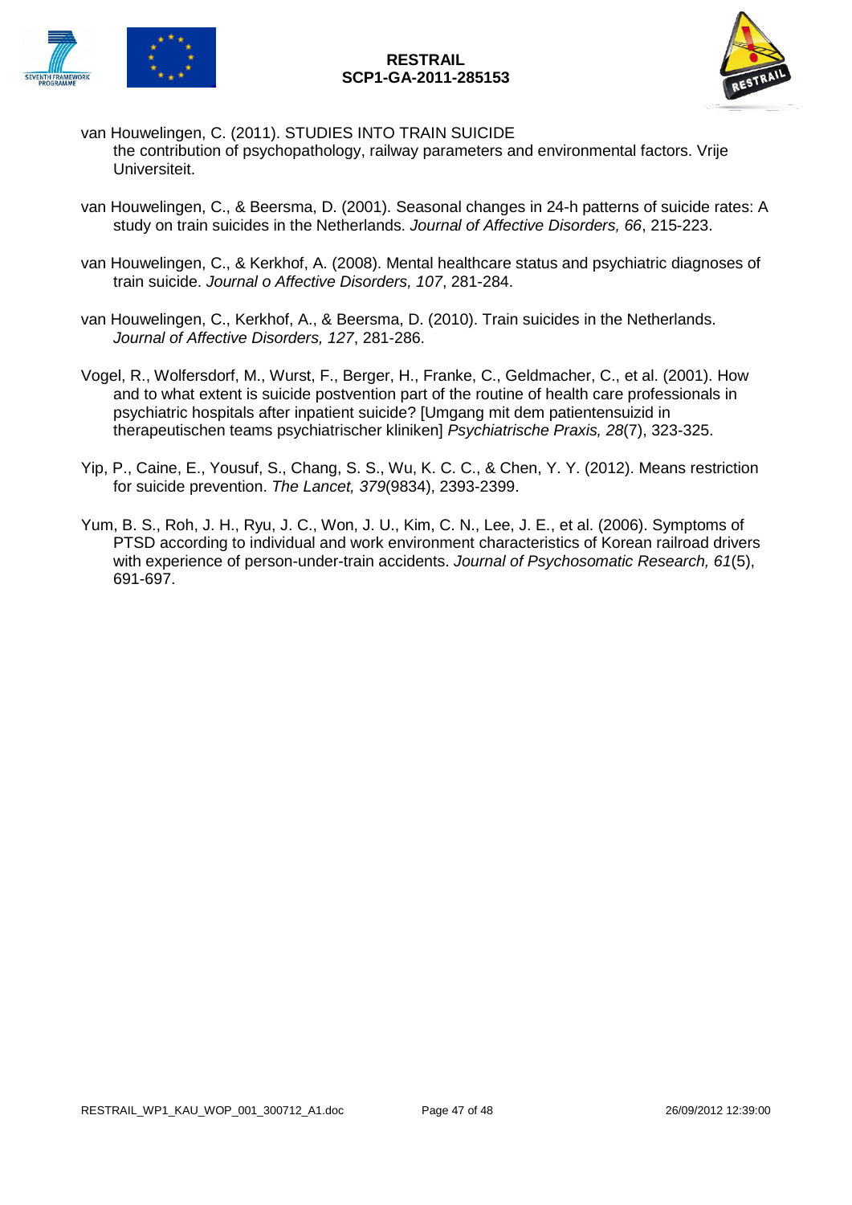van Houwelingen, C. (2011). STUDIES INTO TRAIN SUICIDE the contribution of psychopathology, railway parameters and environmental factors. Vrije Universiteit.

van Houwelingen, C., & Beersma, D. (2001). Seasonal changes in 24-h patterns of suicide rates: A study on train suicides in the Netherlands. *Journal of Affective Disorders, 66*, 215-223.

van Houwelingen, C., & Kerkhof, A. (2008). Mental healthcare status and psychiatric diagnoses of train suicide. *Journal o Affective Disorders, 107*, 281-284.

van Houwelingen, C., Kerkhof, A., & Beersma, D. (2010). Train suicides in the Netherlands. *Journal of Affective Disorders, 127*, 281-286.

Vogel, R., Wolfersdorf, M., Wurst, F., Berger, H., Franke, C., Geldmacher, C., et al. (2001). How and to what extent is suicide postvention part of the routine of health care professionals in psychiatric hospitals after inpatient suicide? [Umgang mit dem patientensuizid in therapeutischen teams psychiatrischer kliniken] *Psychiatrische Praxis, 28*(7), 323-325.

Yip, P., Caine, E., Yousuf, S., Chang, S. S., Wu, K. C. C., & Chen, Y. Y. (2012). Means restriction for suicide prevention. *The Lancet, 379*(9834), 2393-2399.

Yum, B. S., Roh, J. H., Ryu, J. C., Won, J. U., Kim, C. N., Lee, J. E., et al. (2006). Symptoms of PTSD according to individual and work environment characteristics of Korean railroad drivers with experience of person-under-train accidents. *Journal of Psychosomatic Research, 61*(5), 691-697.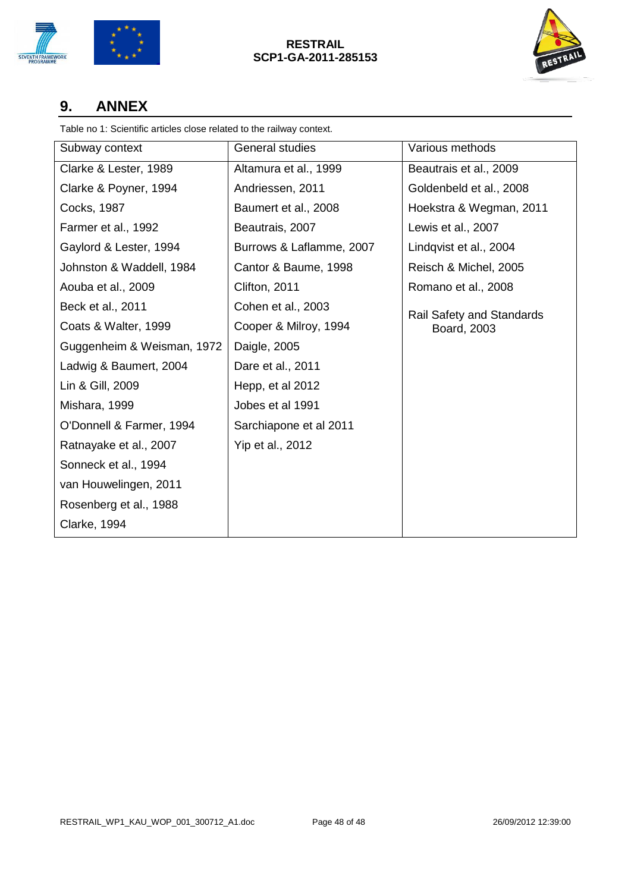# 9. ANNEX

Table no 1: Scientific articles close related to the railway context.

| Subway context | General studies | Various methods |
|---|---|---|
| Clarke & Lester, 1989 | Altamura et al., 1999 | Beautrais et al., 2009 |
| Clarke & Poyner, 1994 | Andriessen, 2011 | Goldenbeld et al., 2008 |
| Cocks, 1987 | Baumert et al., 2008 | Hoekstra & Wegman, 2011 |
| Farmer et al., 1992 | Beautrais, 2007 | Lewis et al., 2007 |
| Gaylord & Lester, 1994 | Burrows & Laflamme, 2007 | Lindqvist et al., 2004 |
| Johnston & Waddell, 1984 | Cantor & Baume, 1998 | Reisch & Michel, 2005 |
| Aouba et al., 2009 | Clifton, 2011 | Romano et al., 2008 |
| Beck et al., 2011 | Cohen et al., 2003 | Rail Safety and Standards Board, 2003 |
| Coats & Walter, 1999 | Cooper & Milroy, 1994 | |
| Guggenheim & Weisman, 1972 | Daigle, 2005 | |
| Ladwig & Baumert, 2004 | Dare et al., 2011 | |
| Lin & Gill, 2009 | Hepp, et al 2012 | |
| Mishara, 1999 | Jobes et al 1991 | |
| O'Donnell & Farmer, 1994 | Sarchiapone et al 2011 | |
| Ratnayake et al., 2007 | Yip et al., 2012 | |
| Sonneck et al., 1994 | | |
| van Houwelingen, 2011 | | |
| Rosenberg et al., 1988 | | |
| Clarke, 1994 | | |